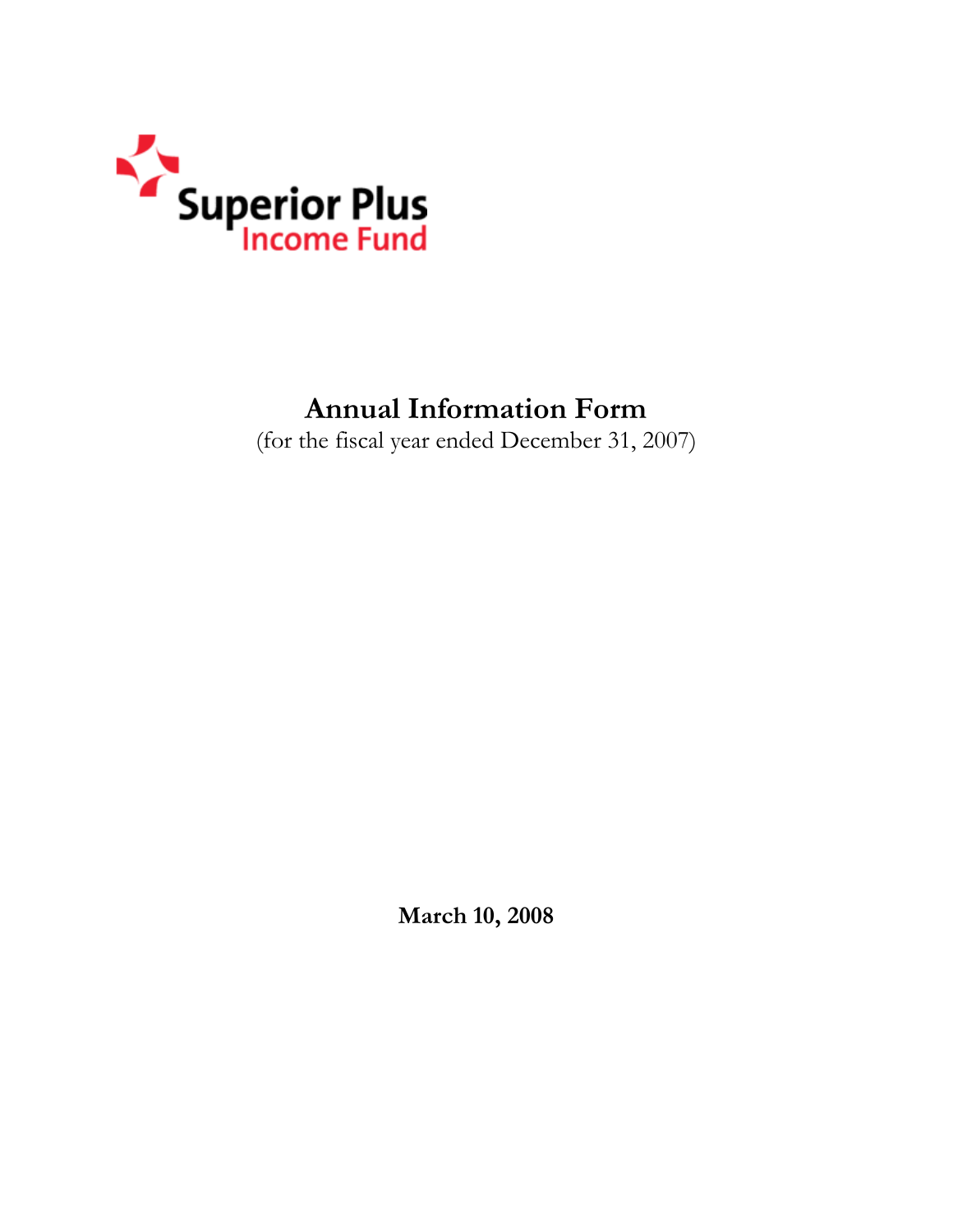Superior Plus
Income Fund

# Annual Information Form

(for the fiscal year ended December 31, 2007)

**March 10, 2008**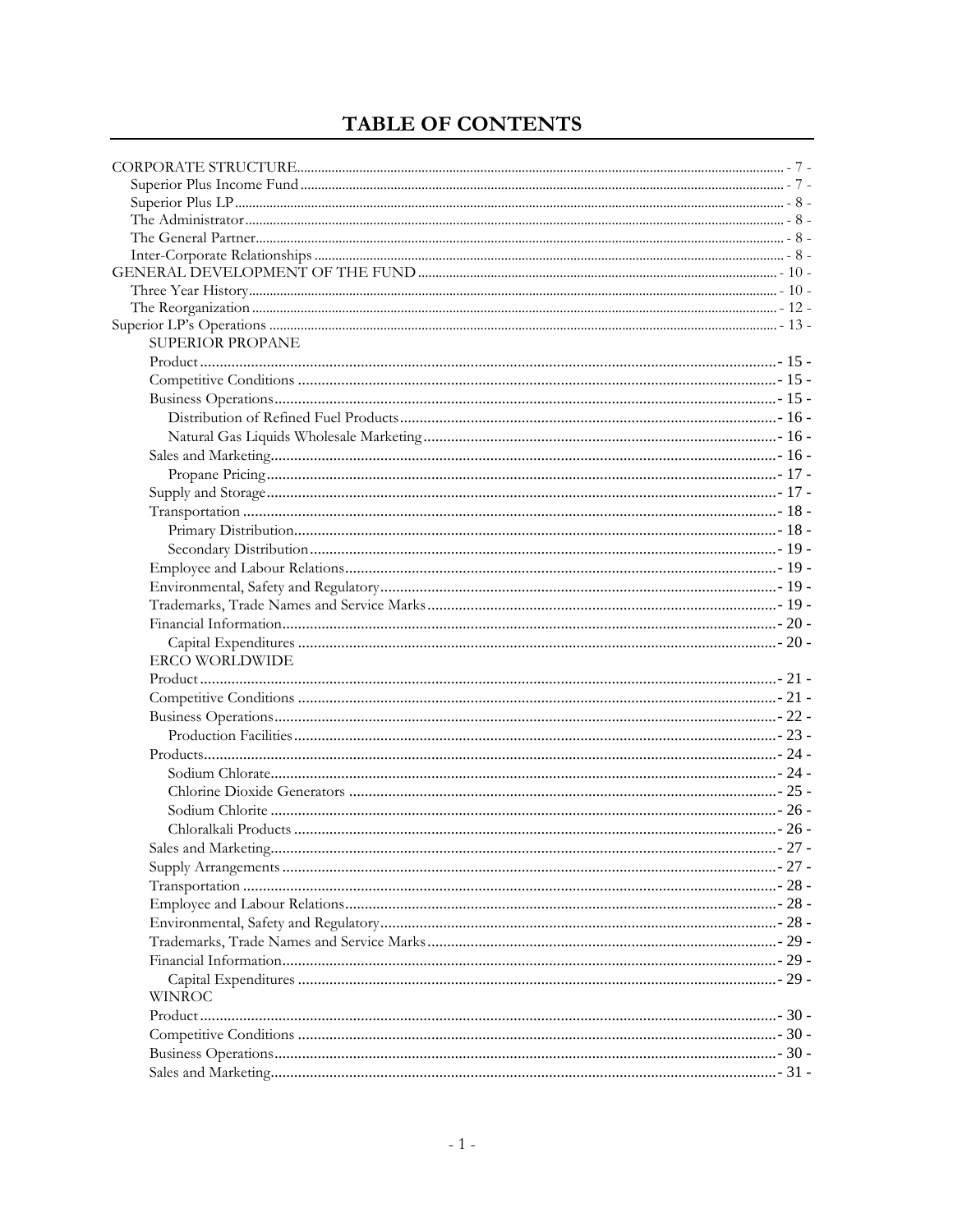# TABLE OF CONTENTS

CORPORATE STRUCTURE - 7 -
- Superior Plus Income Fund - 7 -
- Superior Plus LP - 8 -
- The Administrator - 8 -
- The General Partner - 8 -
- Inter-Corporate Relationships - 8 -

GENERAL DEVELOPMENT OF THE FUND - 10 -
- Three Year History - 10 -
- The Reorganization - 12 -

Superior LP's Operations - 13 -

SUPERIOR PROPANE
- Product - 15 -
- Competitive Conditions - 15 -
- Business Operations - 15 -
  - Distribution of Refined Fuel Products - 16 -
  - Natural Gas Liquids Wholesale Marketing - 16 -
- Sales and Marketing - 16 -
  - Propane Pricing - 17 -
- Supply and Storage - 17 -
- Transportation - 18 -
  - Primary Distribution - 18 -
  - Secondary Distribution - 19 -
- Employee and Labour Relations - 19 -
- Environmental, Safety and Regulatory - 19 -
- Trademarks, Trade Names and Service Marks - 19 -
- Financial Information - 20 -
  - Capital Expenditures - 20 -

ERCO WORLDWIDE
- Product - 21 -
- Competitive Conditions - 21 -
- Business Operations - 22 -
  - Production Facilities - 23 -
- Products - 24 -
  - Sodium Chlorate - 24 -
  - Chlorine Dioxide Generators - 25 -
  - Sodium Chlorite - 26 -
  - Chloralkali Products - 26 -
- Sales and Marketing - 27 -
- Supply Arrangements - 27 -
- Transportation - 28 -
- Employee and Labour Relations - 28 -
- Environmental, Safety and Regulatory - 28 -
- Trademarks, Trade Names and Service Marks - 29 -
- Financial Information - 29 -
  - Capital Expenditures - 29 -

WINROC
- Product - 30 -
- Competitive Conditions - 30 -
- Business Operations - 30 -
- Sales and Marketing - 31 -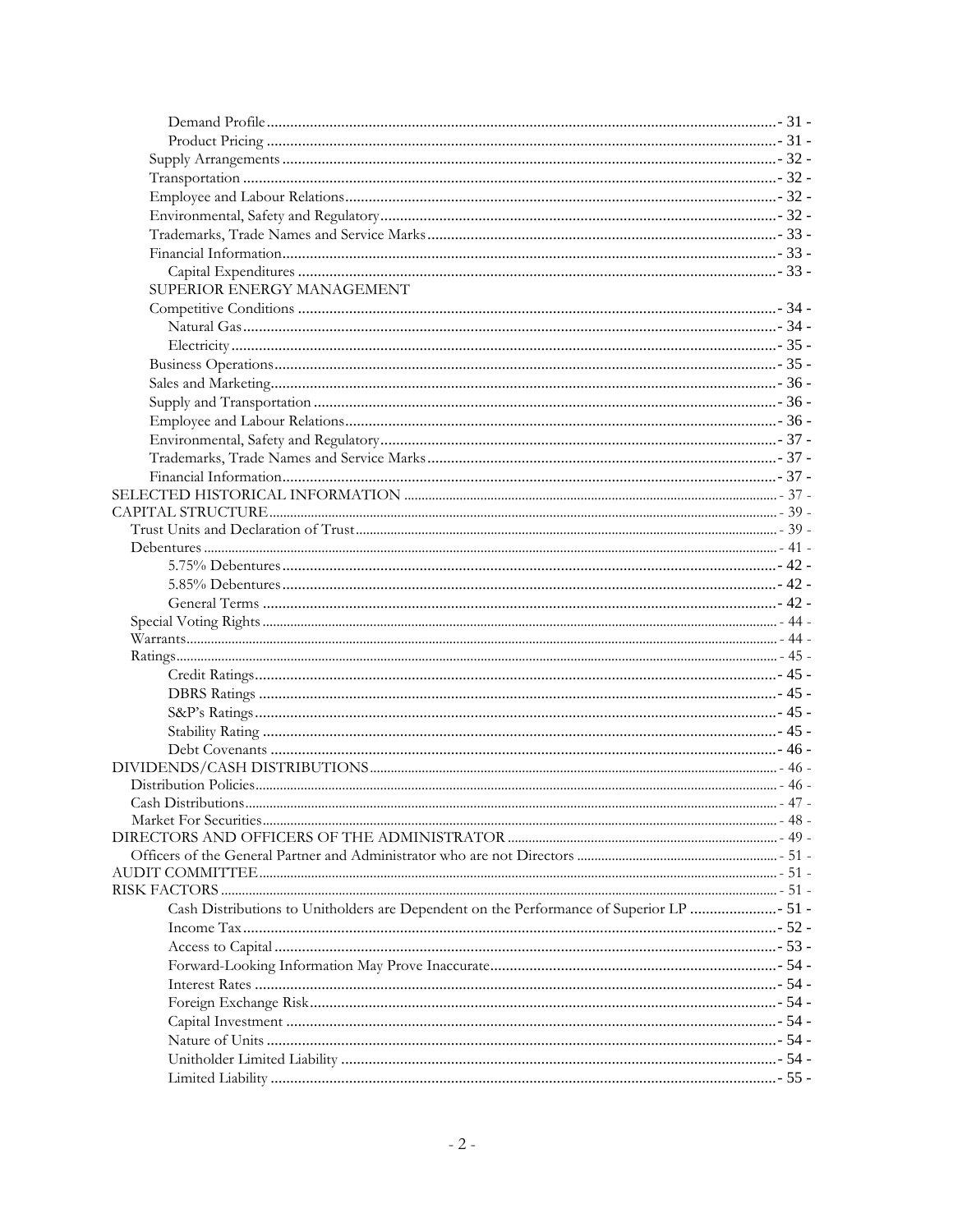Demand Profile ............ - 31 -
Product Pricing ............ - 31 -
Supply Arrangements ............ - 32 -
Transportation ............ - 32 -
Employee and Labour Relations ............ - 32 -
Environmental, Safety and Regulatory ............ - 32 -
Trademarks, Trade Names and Service Marks ............ - 33 -
Financial Information ............ - 33 -
Capital Expenditures ............ - 33 -
SUPERIOR ENERGY MANAGEMENT
Competitive Conditions ............ - 34 -
Natural Gas ............ - 34 -
Electricity ............ - 35 -
Business Operations ............ - 35 -
Sales and Marketing ............ - 36 -
Supply and Transportation ............ - 36 -
Employee and Labour Relations ............ - 36 -
Environmental, Safety and Regulatory ............ - 37 -
Trademarks, Trade Names and Service Marks ............ - 37 -
Financial Information ............ - 37 -
SELECTED HISTORICAL INFORMATION ............ - 37 -
CAPITAL STRUCTURE ............ - 39 -
Trust Units and Declaration of Trust ............ - 39 -
Debentures ............ - 41 -
5.75% Debentures ............ - 42 -
5.85% Debentures ............ - 42 -
General Terms ............ - 42 -
Special Voting Rights ............ - 44 -
Warrants ............ - 44 -
Ratings ............ - 45 -
Credit Ratings ............ - 45 -
DBRS Ratings ............ - 45 -
S&P's Ratings ............ - 45 -
Stability Rating ............ - 45 -
Debt Covenants ............ - 46 -
DIVIDENDS/CASH DISTRIBUTIONS ............ - 46 -
Distribution Policies ............ - 46 -
Cash Distributions ............ - 47 -
Market For Securities ............ - 48 -
DIRECTORS AND OFFICERS OF THE ADMINISTRATOR ............ - 49 -
Officers of the General Partner and Administrator who are not Directors ............ - 51 -
AUDIT COMMITTEE ............ - 51 -
RISK FACTORS ............ - 51 -
Cash Distributions to Unitholders are Dependent on the Performance of Superior LP ............ - 51 -
Income Tax ............ - 52 -
Access to Capital ............ - 53 -
Forward-Looking Information May Prove Inaccurate ............ - 54 -
Interest Rates ............ - 54 -
Foreign Exchange Risk ............ - 54 -
Capital Investment ............ - 54 -
Nature of Units ............ - 54 -
Unitholder Limited Liability ............ - 54 -
Limited Liability ............ - 55 -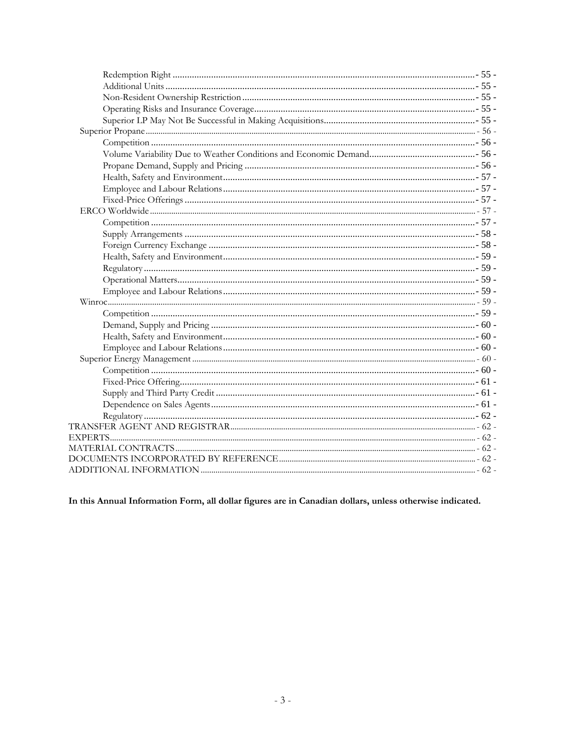Redemption Right ................................................................................................................................- 55 -
Additional Units ....................................................................................................................................- 55 -
Non-Resident Ownership Restriction ...................................................................................................- 55 -
Operating Risks and Insurance Coverage.............................................................................................- 55 -
Superior LP May Not Be Successful in Making Acquisitions...............................................................- 55 -
Superior Propane ..........................................................................................................................................- 56 -
Competition ..........................................................................................................................................- 56 -
Volume Variability Due to Weather Conditions and Economic Demand............................................- 56 -
Propane Demand, Supply and Pricing ..................................................................................................- 56 -
Health, Safety and Environment...........................................................................................................- 57 -
Employee and Labour Relations...........................................................................................................- 57 -
Fixed-Price Offerings ............................................................................................................................- 57 -
ERCO Worldwide ........................................................................................................................................- 57 -
Competition ..........................................................................................................................................- 57 -
Supply Arrangements ...........................................................................................................................- 58 -
Foreign Currency Exchange .................................................................................................................- 58 -
Health, Safety and Environment...........................................................................................................- 59 -
Regulatory .............................................................................................................................................- 59 -
Operational Matters...............................................................................................................................- 59 -
Employee and Labour Relations...........................................................................................................- 59 -
Winroc..........................................................................................................................................................- 59 -
Competition ..........................................................................................................................................- 59 -
Demand, Supply and Pricing ................................................................................................................- 60 -
Health, Safety and Environment...........................................................................................................- 60 -
Employee and Labour Relations...........................................................................................................- 60 -
Superior Energy Management .....................................................................................................................- 60 -
Competition ..........................................................................................................................................- 60 -
Fixed-Price Offering.............................................................................................................................- 61 -
Supply and Third Party Credit ..............................................................................................................- 61 -
Dependence on Sales Agents................................................................................................................- 61 -
Regulatory .............................................................................................................................................- 62 -
TRANSFER AGENT AND REGISTRAR.........................................................................................................- 62 -
EXPERTS.............................................................................................................................................................- 62 -
MATERIAL CONTRACTS.................................................................................................................................- 62 -
DOCUMENTS INCORPORATED BY REFERENCE.........................................................................................- 62 -
ADDITIONAL INFORMATION..........................................................................................................................- 62 -

**In this Annual Information Form, all dollar figures are in Canadian dollars, unless otherwise indicated.**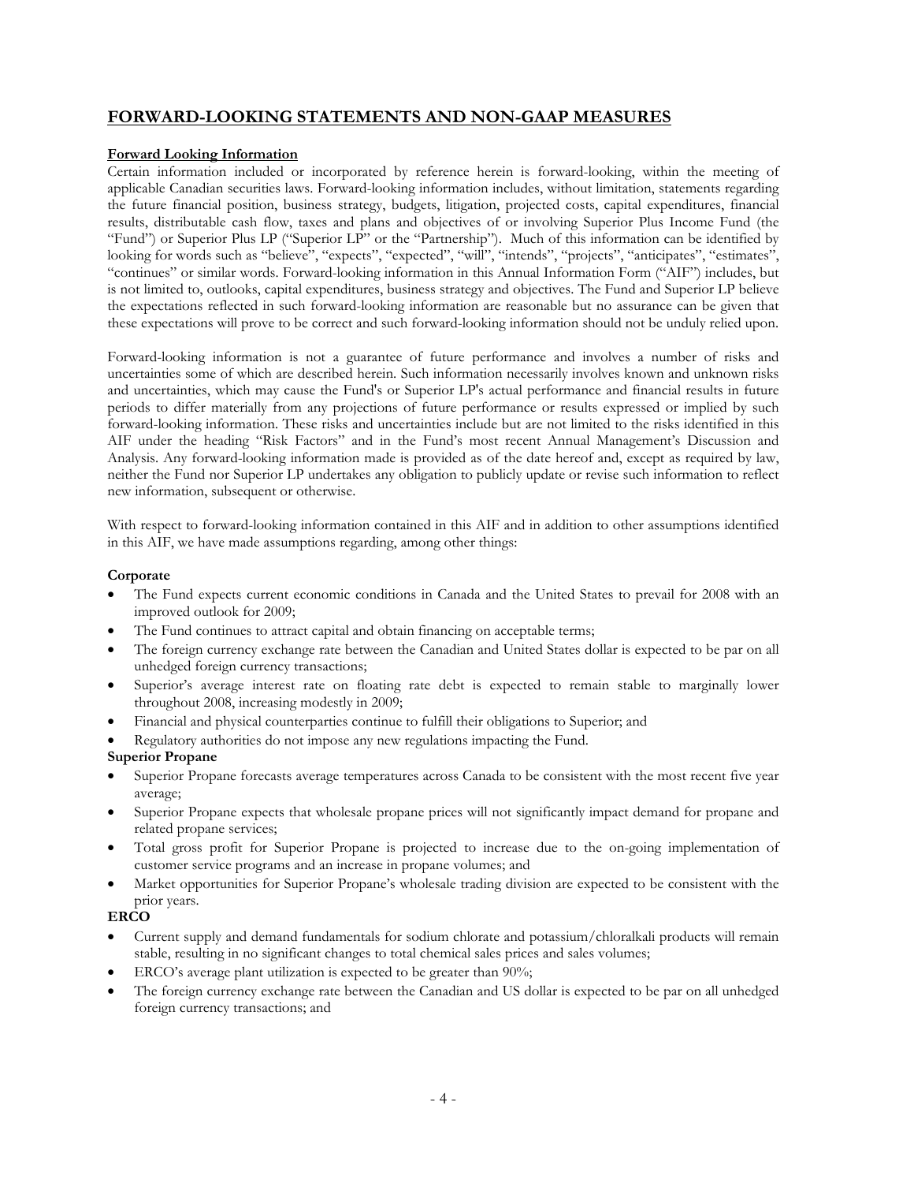## FORWARD-LOOKING STATEMENTS AND NON-GAAP MEASURES

**Forward Looking Information**

Certain information included or incorporated by reference herein is forward-looking, within the meeting of applicable Canadian securities laws. Forward-looking information includes, without limitation, statements regarding the future financial position, business strategy, budgets, litigation, projected costs, capital expenditures, financial results, distributable cash flow, taxes and plans and objectives of or involving Superior Plus Income Fund (the "Fund") or Superior Plus LP ("Superior LP" or the "Partnership"). Much of this information can be identified by looking for words such as "believe", "expects", "expected", "will", "intends", "projects", "anticipates", "estimates", "continues" or similar words. Forward-looking information in this Annual Information Form ("AIF") includes, but is not limited to, outlooks, capital expenditures, business strategy and objectives. The Fund and Superior LP believe the expectations reflected in such forward-looking information are reasonable but no assurance can be given that these expectations will prove to be correct and such forward-looking information should not be unduly relied upon.

Forward-looking information is not a guarantee of future performance and involves a number of risks and uncertainties some of which are described herein. Such information necessarily involves known and unknown risks and uncertainties, which may cause the Fund's or Superior LP's actual performance and financial results in future periods to differ materially from any projections of future performance or results expressed or implied by such forward-looking information. These risks and uncertainties include but are not limited to the risks identified in this AIF under the heading "Risk Factors" and in the Fund's most recent Annual Management's Discussion and Analysis. Any forward-looking information made is provided as of the date hereof and, except as required by law, neither the Fund nor Superior LP undertakes any obligation to publicly update or revise such information to reflect new information, subsequent or otherwise.

With respect to forward-looking information contained in this AIF and in addition to other assumptions identified in this AIF, we have made assumptions regarding, among other things:

**Corporate**

- The Fund expects current economic conditions in Canada and the United States to prevail for 2008 with an improved outlook for 2009;
- The Fund continues to attract capital and obtain financing on acceptable terms;
- The foreign currency exchange rate between the Canadian and United States dollar is expected to be par on all unhedged foreign currency transactions;
- Superior's average interest rate on floating rate debt is expected to remain stable to marginally lower throughout 2008, increasing modestly in 2009;
- Financial and physical counterparties continue to fulfill their obligations to Superior; and
- Regulatory authorities do not impose any new regulations impacting the Fund.

**Superior Propane**

- Superior Propane forecasts average temperatures across Canada to be consistent with the most recent five year average;
- Superior Propane expects that wholesale propane prices will not significantly impact demand for propane and related propane services;
- Total gross profit for Superior Propane is projected to increase due to the on-going implementation of customer service programs and an increase in propane volumes; and
- Market opportunities for Superior Propane's wholesale trading division are expected to be consistent with the prior years.

**ERCO**

- Current supply and demand fundamentals for sodium chlorate and potassium/chloralkali products will remain stable, resulting in no significant changes to total chemical sales prices and sales volumes;
- ERCO's average plant utilization is expected to be greater than 90%;
- The foreign currency exchange rate between the Canadian and US dollar is expected to be par on all unhedged foreign currency transactions; and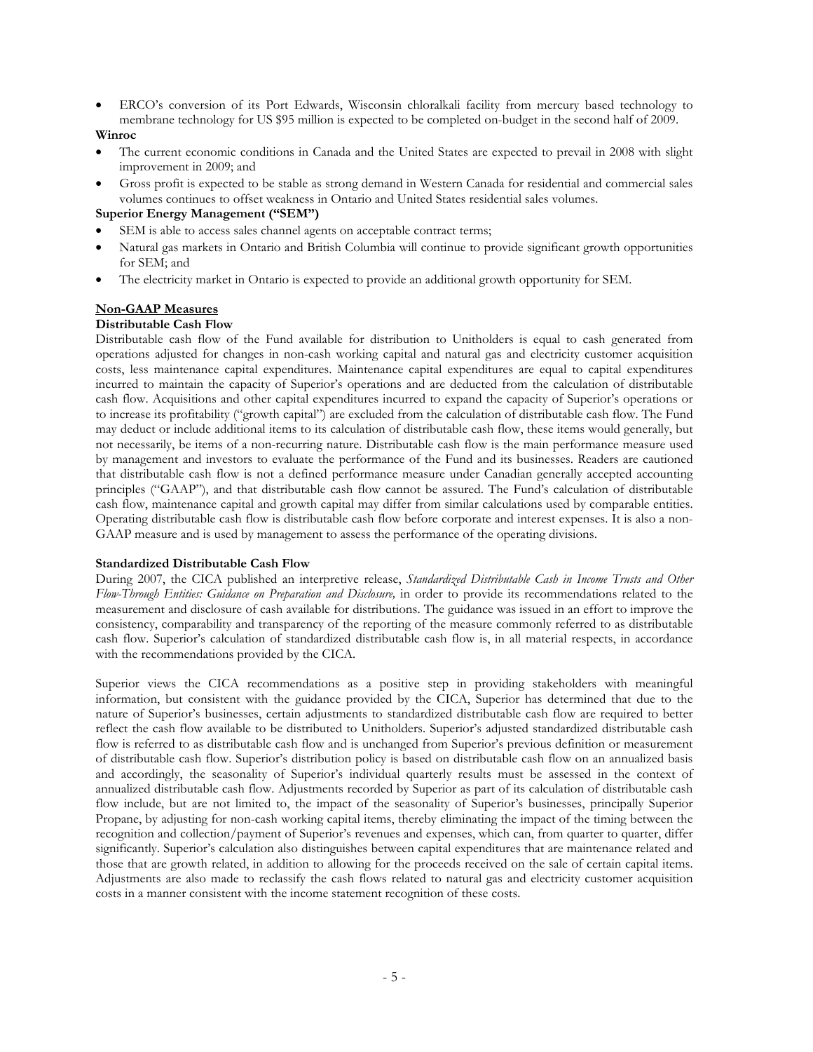- ERCO's conversion of its Port Edwards, Wisconsin chloralkali facility from mercury based technology to membrane technology for US $95 million is expected to be completed on-budget in the second half of 2009.

**Winroc**

- The current economic conditions in Canada and the United States are expected to prevail in 2008 with slight improvement in 2009; and
- Gross profit is expected to be stable as strong demand in Western Canada for residential and commercial sales volumes continues to offset weakness in Ontario and United States residential sales volumes.

**Superior Energy Management ("SEM")**

- SEM is able to access sales channel agents on acceptable contract terms;
- Natural gas markets in Ontario and British Columbia will continue to provide significant growth opportunities for SEM; and
- The electricity market in Ontario is expected to provide an additional growth opportunity for SEM.

## Non-GAAP Measures

### Distributable Cash Flow

Distributable cash flow of the Fund available for distribution to Unitholders is equal to cash generated from operations adjusted for changes in non-cash working capital and natural gas and electricity customer acquisition costs, less maintenance capital expenditures. Maintenance capital expenditures are equal to capital expenditures incurred to maintain the capacity of Superior's operations and are deducted from the calculation of distributable cash flow. Acquisitions and other capital expenditures incurred to expand the capacity of Superior's operations or to increase its profitability ("growth capital") are excluded from the calculation of distributable cash flow. The Fund may deduct or include additional items to its calculation of distributable cash flow, these items would generally, but not necessarily, be items of a non-recurring nature. Distributable cash flow is the main performance measure used by management and investors to evaluate the performance of the Fund and its businesses. Readers are cautioned that distributable cash flow is not a defined performance measure under Canadian generally accepted accounting principles ("GAAP"), and that distributable cash flow cannot be assured. The Fund's calculation of distributable cash flow, maintenance capital and growth capital may differ from similar calculations used by comparable entities. Operating distributable cash flow is distributable cash flow before corporate and interest expenses. It is also a non-GAAP measure and is used by management to assess the performance of the operating divisions.

### Standardized Distributable Cash Flow

During 2007, the CICA published an interpretive release, *Standardized Distributable Cash in Income Trusts and Other Flow-Through Entities: Guidance on Preparation and Disclosure,* in order to provide its recommendations related to the measurement and disclosure of cash available for distributions. The guidance was issued in an effort to improve the consistency, comparability and transparency of the reporting of the measure commonly referred to as distributable cash flow. Superior's calculation of standardized distributable cash flow is, in all material respects, in accordance with the recommendations provided by the CICA.

Superior views the CICA recommendations as a positive step in providing stakeholders with meaningful information, but consistent with the guidance provided by the CICA, Superior has determined that due to the nature of Superior's businesses, certain adjustments to standardized distributable cash flow are required to better reflect the cash flow available to be distributed to Unitholders. Superior's adjusted standardized distributable cash flow is referred to as distributable cash flow and is unchanged from Superior's previous definition or measurement of distributable cash flow. Superior's distribution policy is based on distributable cash flow on an annualized basis and accordingly, the seasonality of Superior's individual quarterly results must be assessed in the context of annualized distributable cash flow. Adjustments recorded by Superior as part of its calculation of distributable cash flow include, but are not limited to, the impact of the seasonality of Superior's businesses, principally Superior Propane, by adjusting for non-cash working capital items, thereby eliminating the impact of the timing between the recognition and collection/payment of Superior's revenues and expenses, which can, from quarter to quarter, differ significantly. Superior's calculation also distinguishes between capital expenditures that are maintenance related and those that are growth related, in addition to allowing for the proceeds received on the sale of certain capital items. Adjustments are also made to reclassify the cash flows related to natural gas and electricity customer acquisition costs in a manner consistent with the income statement recognition of these costs.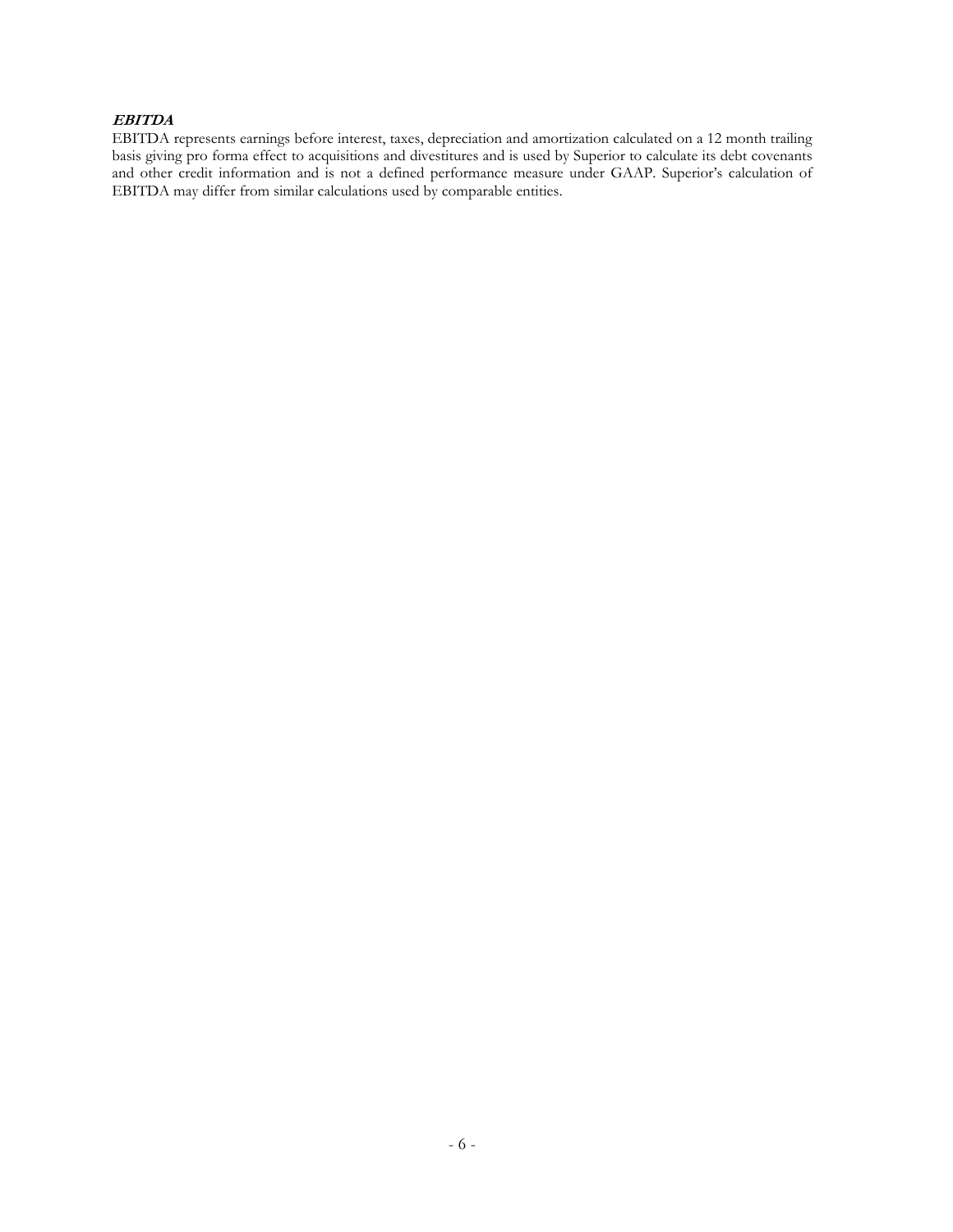***EBITDA***

EBITDA represents earnings before interest, taxes, depreciation and amortization calculated on a 12 month trailing basis giving pro forma effect to acquisitions and divestitures and is used by Superior to calculate its debt covenants and other credit information and is not a defined performance measure under GAAP. Superior's calculation of EBITDA may differ from similar calculations used by comparable entities.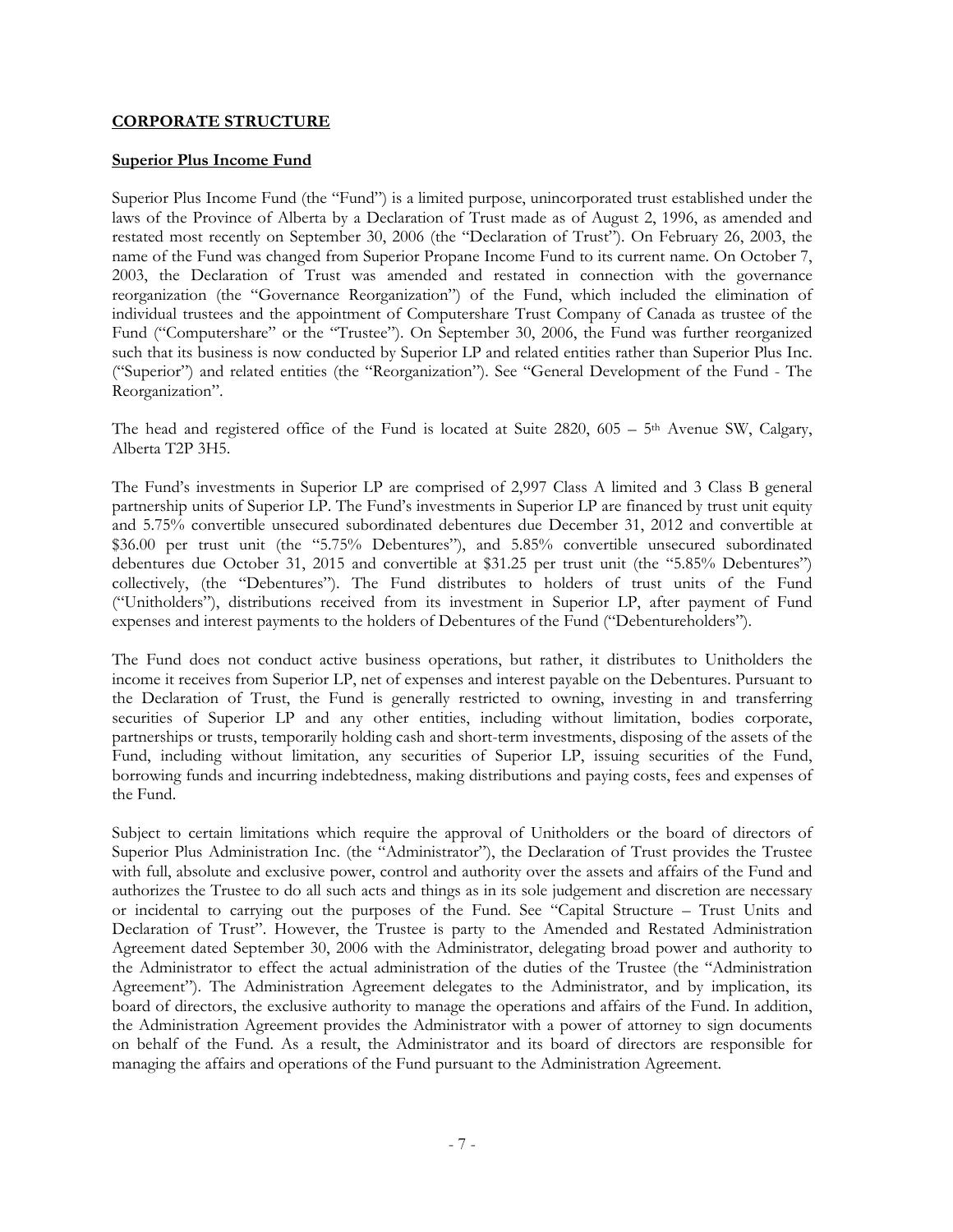## CORPORATE STRUCTURE

### Superior Plus Income Fund

Superior Plus Income Fund (the "Fund") is a limited purpose, unincorporated trust established under the laws of the Province of Alberta by a Declaration of Trust made as of August 2, 1996, as amended and restated most recently on September 30, 2006 (the "Declaration of Trust"). On February 26, 2003, the name of the Fund was changed from Superior Propane Income Fund to its current name. On October 7, 2003, the Declaration of Trust was amended and restated in connection with the governance reorganization (the "Governance Reorganization") of the Fund, which included the elimination of individual trustees and the appointment of Computershare Trust Company of Canada as trustee of the Fund ("Computershare" or the "Trustee"). On September 30, 2006, the Fund was further reorganized such that its business is now conducted by Superior LP and related entities rather than Superior Plus Inc. ("Superior") and related entities (the "Reorganization"). See "General Development of the Fund - The Reorganization".

The head and registered office of the Fund is located at Suite 2820, 605 – 5th Avenue SW, Calgary, Alberta T2P 3H5.

The Fund's investments in Superior LP are comprised of 2,997 Class A limited and 3 Class B general partnership units of Superior LP. The Fund's investments in Superior LP are financed by trust unit equity and 5.75% convertible unsecured subordinated debentures due December 31, 2012 and convertible at $36.00 per trust unit (the "5.75% Debentures"), and 5.85% convertible unsecured subordinated debentures due October 31, 2015 and convertible at $31.25 per trust unit (the "5.85% Debentures") collectively, (the "Debentures"). The Fund distributes to holders of trust units of the Fund ("Unitholders"), distributions received from its investment in Superior LP, after payment of Fund expenses and interest payments to the holders of Debentures of the Fund ("Debentureholders").

The Fund does not conduct active business operations, but rather, it distributes to Unitholders the income it receives from Superior LP, net of expenses and interest payable on the Debentures. Pursuant to the Declaration of Trust, the Fund is generally restricted to owning, investing in and transferring securities of Superior LP and any other entities, including without limitation, bodies corporate, partnerships or trusts, temporarily holding cash and short-term investments, disposing of the assets of the Fund, including without limitation, any securities of Superior LP, issuing securities of the Fund, borrowing funds and incurring indebtedness, making distributions and paying costs, fees and expenses of the Fund.

Subject to certain limitations which require the approval of Unitholders or the board of directors of Superior Plus Administration Inc. (the "Administrator"), the Declaration of Trust provides the Trustee with full, absolute and exclusive power, control and authority over the assets and affairs of the Fund and authorizes the Trustee to do all such acts and things as in its sole judgement and discretion are necessary or incidental to carrying out the purposes of the Fund. See "Capital Structure – Trust Units and Declaration of Trust". However, the Trustee is party to the Amended and Restated Administration Agreement dated September 30, 2006 with the Administrator, delegating broad power and authority to the Administrator to effect the actual administration of the duties of the Trustee (the "Administration Agreement"). The Administration Agreement delegates to the Administrator, and by implication, its board of directors, the exclusive authority to manage the operations and affairs of the Fund. In addition, the Administration Agreement provides the Administrator with a power of attorney to sign documents on behalf of the Fund. As a result, the Administrator and its board of directors are responsible for managing the affairs and operations of the Fund pursuant to the Administration Agreement.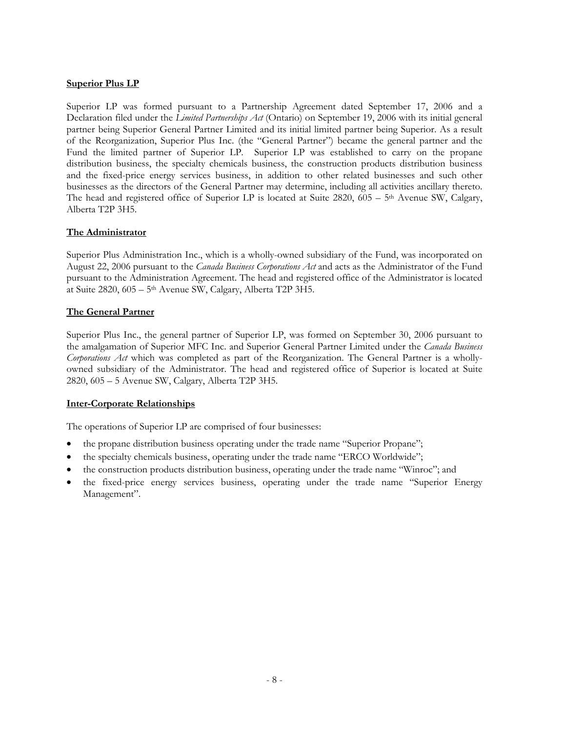## Superior Plus LP

Superior LP was formed pursuant to a Partnership Agreement dated September 17, 2006 and a Declaration filed under the *Limited Partnerships Act* (Ontario) on September 19, 2006 with its initial general partner being Superior General Partner Limited and its initial limited partner being Superior. As a result of the Reorganization, Superior Plus Inc. (the "General Partner") became the general partner and the Fund the limited partner of Superior LP. Superior LP was established to carry on the propane distribution business, the specialty chemicals business, the construction products distribution business and the fixed-price energy services business, in addition to other related businesses and such other businesses as the directors of the General Partner may determine, including all activities ancillary thereto. The head and registered office of Superior LP is located at Suite 2820, 605 – 5th Avenue SW, Calgary, Alberta T2P 3H5.

## The Administrator

Superior Plus Administration Inc., which is a wholly-owned subsidiary of the Fund, was incorporated on August 22, 2006 pursuant to the *Canada Business Corporations Act* and acts as the Administrator of the Fund pursuant to the Administration Agreement. The head and registered office of the Administrator is located at Suite 2820, 605 – 5th Avenue SW, Calgary, Alberta T2P 3H5.

## The General Partner

Superior Plus Inc., the general partner of Superior LP, was formed on September 30, 2006 pursuant to the amalgamation of Superior MFC Inc. and Superior General Partner Limited under the *Canada Business Corporations Act* which was completed as part of the Reorganization. The General Partner is a wholly-owned subsidiary of the Administrator. The head and registered office of Superior is located at Suite 2820, 605 – 5 Avenue SW, Calgary, Alberta T2P 3H5.

## Inter-Corporate Relationships

The operations of Superior LP are comprised of four businesses:

- the propane distribution business operating under the trade name "Superior Propane";
- the specialty chemicals business, operating under the trade name "ERCO Worldwide";
- the construction products distribution business, operating under the trade name "Winroc"; and
- the fixed-price energy services business, operating under the trade name "Superior Energy Management".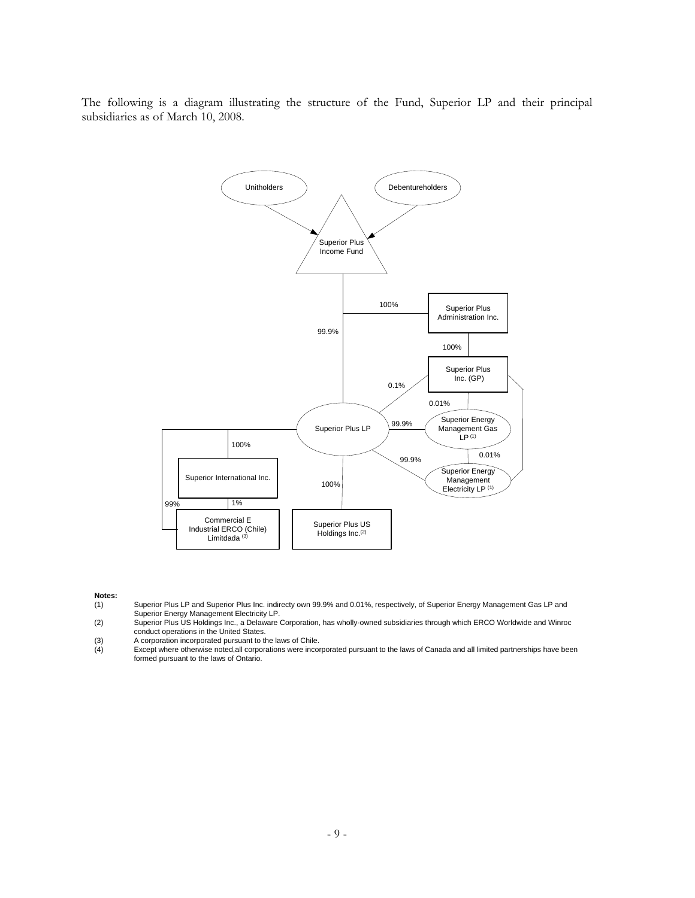The following is a diagram illustrating the structure of the Fund, Superior LP and their principal subsidiaries as of March 10, 2008.

Unitholders

Debentureholders

Superior Plus Income Fund

100%

Superior Plus Administration Inc.

99.9%

100%

Superior Plus Inc. (GP)

0.1%

0.01%

Superior Plus LP

99.9%

Superior Energy Management Gas LP (1)

100%

0.01%

99.9%

Superior Energy Management Electricity LP (1)

Superior International Inc.

100%

99%

1%

Commercial E Industrial ERCO (Chile) Limitada (3)

Superior Plus US Holdings Inc.(2)

**Notes:**

(1) Superior Plus LP and Superior Plus Inc. indirecty own 99.9% and 0.01%, respectively, of Superior Energy Management Gas LP and Superior Energy Management Electricity LP.

(2) Superior Plus US Holdings Inc., a Delaware Corporation, has wholly-owned subsidiaries through which ERCO Worldwide and Winroc conduct operations in the United States.

(3) A corporation incorporated pursuant to the laws of Chile.

(4) Except where otherwise noted,all corporations were incorporated pursuant to the laws of Canada and all limited partnerships have been formed pursuant to the laws of Ontario.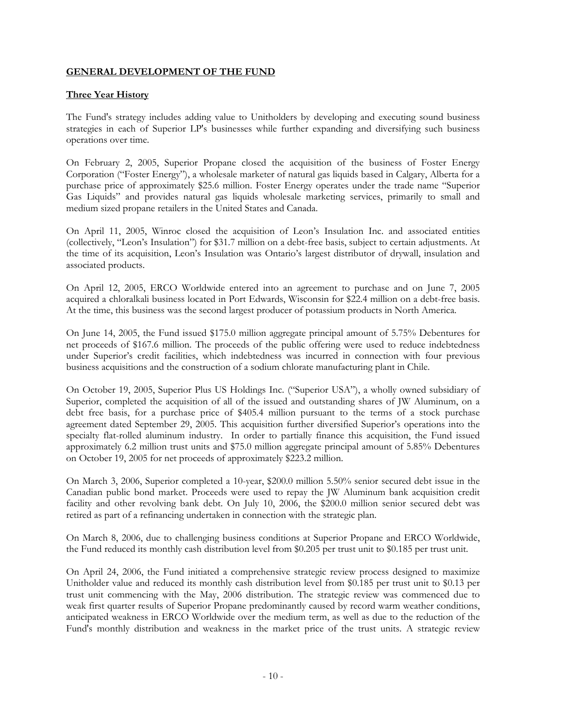## GENERAL DEVELOPMENT OF THE FUND

### Three Year History

The Fund's strategy includes adding value to Unitholders by developing and executing sound business strategies in each of Superior LP's businesses while further expanding and diversifying such business operations over time.

On February 2, 2005, Superior Propane closed the acquisition of the business of Foster Energy Corporation ("Foster Energy"), a wholesale marketer of natural gas liquids based in Calgary, Alberta for a purchase price of approximately $25.6 million. Foster Energy operates under the trade name "Superior Gas Liquids" and provides natural gas liquids wholesale marketing services, primarily to small and medium sized propane retailers in the United States and Canada.

On April 11, 2005, Winroc closed the acquisition of Leon's Insulation Inc. and associated entities (collectively, "Leon's Insulation") for $31.7 million on a debt-free basis, subject to certain adjustments. At the time of its acquisition, Leon's Insulation was Ontario's largest distributor of drywall, insulation and associated products.

On April 12, 2005, ERCO Worldwide entered into an agreement to purchase and on June 7, 2005 acquired a chloralkali business located in Port Edwards, Wisconsin for $22.4 million on a debt-free basis. At the time, this business was the second largest producer of potassium products in North America.

On June 14, 2005, the Fund issued $175.0 million aggregate principal amount of 5.75% Debentures for net proceeds of $167.6 million. The proceeds of the public offering were used to reduce indebtedness under Superior's credit facilities, which indebtedness was incurred in connection with four previous business acquisitions and the construction of a sodium chlorate manufacturing plant in Chile.

On October 19, 2005, Superior Plus US Holdings Inc. ("Superior USA"), a wholly owned subsidiary of Superior, completed the acquisition of all of the issued and outstanding shares of JW Aluminum, on a debt free basis, for a purchase price of $405.4 million pursuant to the terms of a stock purchase agreement dated September 29, 2005. This acquisition further diversified Superior's operations into the specialty flat-rolled aluminum industry. In order to partially finance this acquisition, the Fund issued approximately 6.2 million trust units and $75.0 million aggregate principal amount of 5.85% Debentures on October 19, 2005 for net proceeds of approximately $223.2 million.

On March 3, 2006, Superior completed a 10-year, $200.0 million 5.50% senior secured debt issue in the Canadian public bond market. Proceeds were used to repay the JW Aluminum bank acquisition credit facility and other revolving bank debt. On July 10, 2006, the $200.0 million senior secured debt was retired as part of a refinancing undertaken in connection with the strategic plan.

On March 8, 2006, due to challenging business conditions at Superior Propane and ERCO Worldwide, the Fund reduced its monthly cash distribution level from $0.205 per trust unit to $0.185 per trust unit.

On April 24, 2006, the Fund initiated a comprehensive strategic review process designed to maximize Unitholder value and reduced its monthly cash distribution level from $0.185 per trust unit to $0.13 per trust unit commencing with the May, 2006 distribution. The strategic review was commenced due to weak first quarter results of Superior Propane predominantly caused by record warm weather conditions, anticipated weakness in ERCO Worldwide over the medium term, as well as due to the reduction of the Fund's monthly distribution and weakness in the market price of the trust units. A strategic review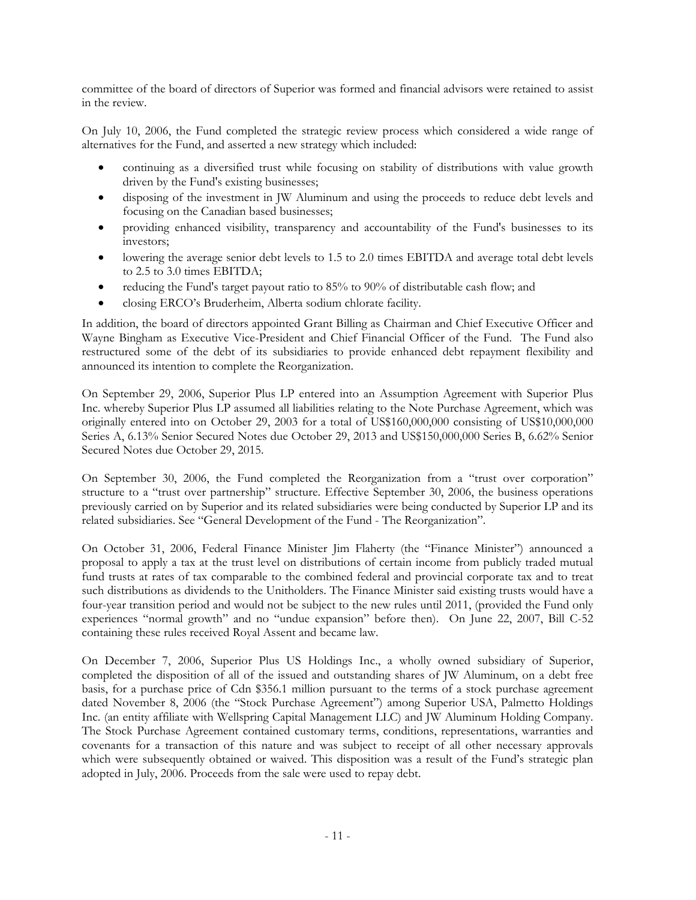committee of the board of directors of Superior was formed and financial advisors were retained to assist in the review.

On July 10, 2006, the Fund completed the strategic review process which considered a wide range of alternatives for the Fund, and asserted a new strategy which included:

- continuing as a diversified trust while focusing on stability of distributions with value growth driven by the Fund's existing businesses;
- disposing of the investment in JW Aluminum and using the proceeds to reduce debt levels and focusing on the Canadian based businesses;
- providing enhanced visibility, transparency and accountability of the Fund's businesses to its investors;
- lowering the average senior debt levels to 1.5 to 2.0 times EBITDA and average total debt levels to 2.5 to 3.0 times EBITDA;
- reducing the Fund's target payout ratio to 85% to 90% of distributable cash flow; and
- closing ERCO's Bruderheim, Alberta sodium chlorate facility.

In addition, the board of directors appointed Grant Billing as Chairman and Chief Executive Officer and Wayne Bingham as Executive Vice-President and Chief Financial Officer of the Fund. The Fund also restructured some of the debt of its subsidiaries to provide enhanced debt repayment flexibility and announced its intention to complete the Reorganization.

On September 29, 2006, Superior Plus LP entered into an Assumption Agreement with Superior Plus Inc. whereby Superior Plus LP assumed all liabilities relating to the Note Purchase Agreement, which was originally entered into on October 29, 2003 for a total of US$160,000,000 consisting of US$10,000,000 Series A, 6.13% Senior Secured Notes due October 29, 2013 and US$150,000,000 Series B, 6.62% Senior Secured Notes due October 29, 2015.

On September 30, 2006, the Fund completed the Reorganization from a "trust over corporation" structure to a "trust over partnership" structure. Effective September 30, 2006, the business operations previously carried on by Superior and its related subsidiaries were being conducted by Superior LP and its related subsidiaries. See "General Development of the Fund - The Reorganization".

On October 31, 2006, Federal Finance Minister Jim Flaherty (the "Finance Minister") announced a proposal to apply a tax at the trust level on distributions of certain income from publicly traded mutual fund trusts at rates of tax comparable to the combined federal and provincial corporate tax and to treat such distributions as dividends to the Unitholders. The Finance Minister said existing trusts would have a four-year transition period and would not be subject to the new rules until 2011, (provided the Fund only experiences "normal growth" and no "undue expansion" before then). On June 22, 2007, Bill C-52 containing these rules received Royal Assent and became law.

On December 7, 2006, Superior Plus US Holdings Inc., a wholly owned subsidiary of Superior, completed the disposition of all of the issued and outstanding shares of JW Aluminum, on a debt free basis, for a purchase price of Cdn $356.1 million pursuant to the terms of a stock purchase agreement dated November 8, 2006 (the "Stock Purchase Agreement") among Superior USA, Palmetto Holdings Inc. (an entity affiliate with Wellspring Capital Management LLC) and JW Aluminum Holding Company. The Stock Purchase Agreement contained customary terms, conditions, representations, warranties and covenants for a transaction of this nature and was subject to receipt of all other necessary approvals which were subsequently obtained or waived. This disposition was a result of the Fund's strategic plan adopted in July, 2006. Proceeds from the sale were used to repay debt.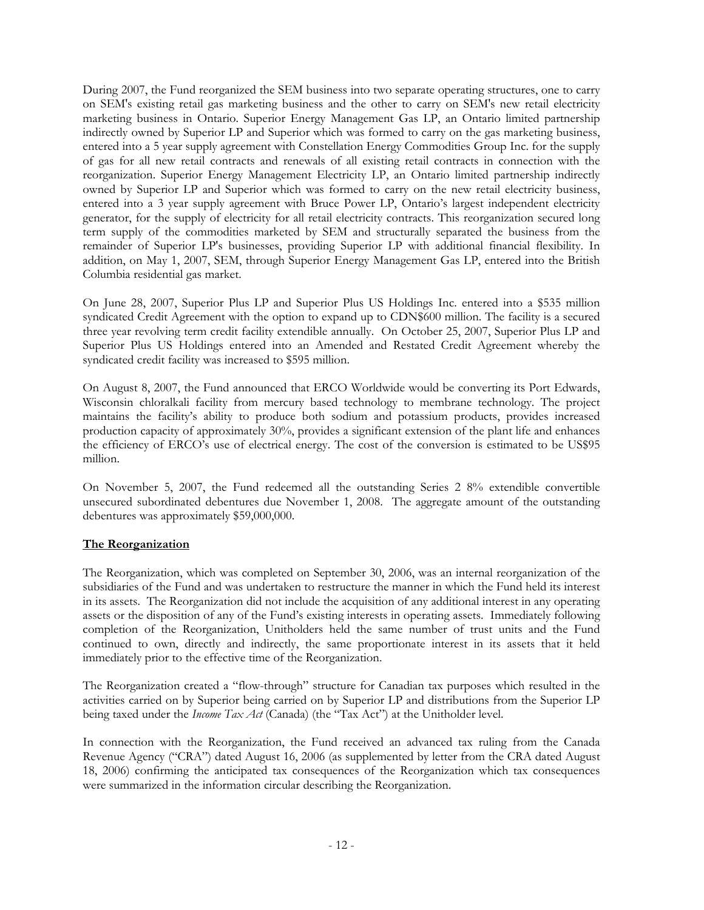During 2007, the Fund reorganized the SEM business into two separate operating structures, one to carry on SEM's existing retail gas marketing business and the other to carry on SEM's new retail electricity marketing business in Ontario. Superior Energy Management Gas LP, an Ontario limited partnership indirectly owned by Superior LP and Superior which was formed to carry on the gas marketing business, entered into a 5 year supply agreement with Constellation Energy Commodities Group Inc. for the supply of gas for all new retail contracts and renewals of all existing retail contracts in connection with the reorganization. Superior Energy Management Electricity LP, an Ontario limited partnership indirectly owned by Superior LP and Superior which was formed to carry on the new retail electricity business, entered into a 3 year supply agreement with Bruce Power LP, Ontario's largest independent electricity generator, for the supply of electricity for all retail electricity contracts. This reorganization secured long term supply of the commodities marketed by SEM and structurally separated the business from the remainder of Superior LP's businesses, providing Superior LP with additional financial flexibility. In addition, on May 1, 2007, SEM, through Superior Energy Management Gas LP, entered into the British Columbia residential gas market.

On June 28, 2007, Superior Plus LP and Superior Plus US Holdings Inc. entered into a $535 million syndicated Credit Agreement with the option to expand up to CDN$600 million. The facility is a secured three year revolving term credit facility extendible annually. On October 25, 2007, Superior Plus LP and Superior Plus US Holdings entered into an Amended and Restated Credit Agreement whereby the syndicated credit facility was increased to $595 million.

On August 8, 2007, the Fund announced that ERCO Worldwide would be converting its Port Edwards, Wisconsin chloralkali facility from mercury based technology to membrane technology. The project maintains the facility's ability to produce both sodium and potassium products, provides increased production capacity of approximately 30%, provides a significant extension of the plant life and enhances the efficiency of ERCO's use of electrical energy. The cost of the conversion is estimated to be US$95 million.

On November 5, 2007, the Fund redeemed all the outstanding Series 2 8% extendible convertible unsecured subordinated debentures due November 1, 2008. The aggregate amount of the outstanding debentures was approximately $59,000,000.

## The Reorganization

The Reorganization, which was completed on September 30, 2006, was an internal reorganization of the subsidiaries of the Fund and was undertaken to restructure the manner in which the Fund held its interest in its assets. The Reorganization did not include the acquisition of any additional interest in any operating assets or the disposition of any of the Fund's existing interests in operating assets. Immediately following completion of the Reorganization, Unitholders held the same number of trust units and the Fund continued to own, directly and indirectly, the same proportionate interest in its assets that it held immediately prior to the effective time of the Reorganization.

The Reorganization created a "flow-through" structure for Canadian tax purposes which resulted in the activities carried on by Superior being carried on by Superior LP and distributions from the Superior LP being taxed under the *Income Tax Act* (Canada) (the "Tax Act") at the Unitholder level.

In connection with the Reorganization, the Fund received an advanced tax ruling from the Canada Revenue Agency ("CRA") dated August 16, 2006 (as supplemented by letter from the CRA dated August 18, 2006) confirming the anticipated tax consequences of the Reorganization which tax consequences were summarized in the information circular describing the Reorganization.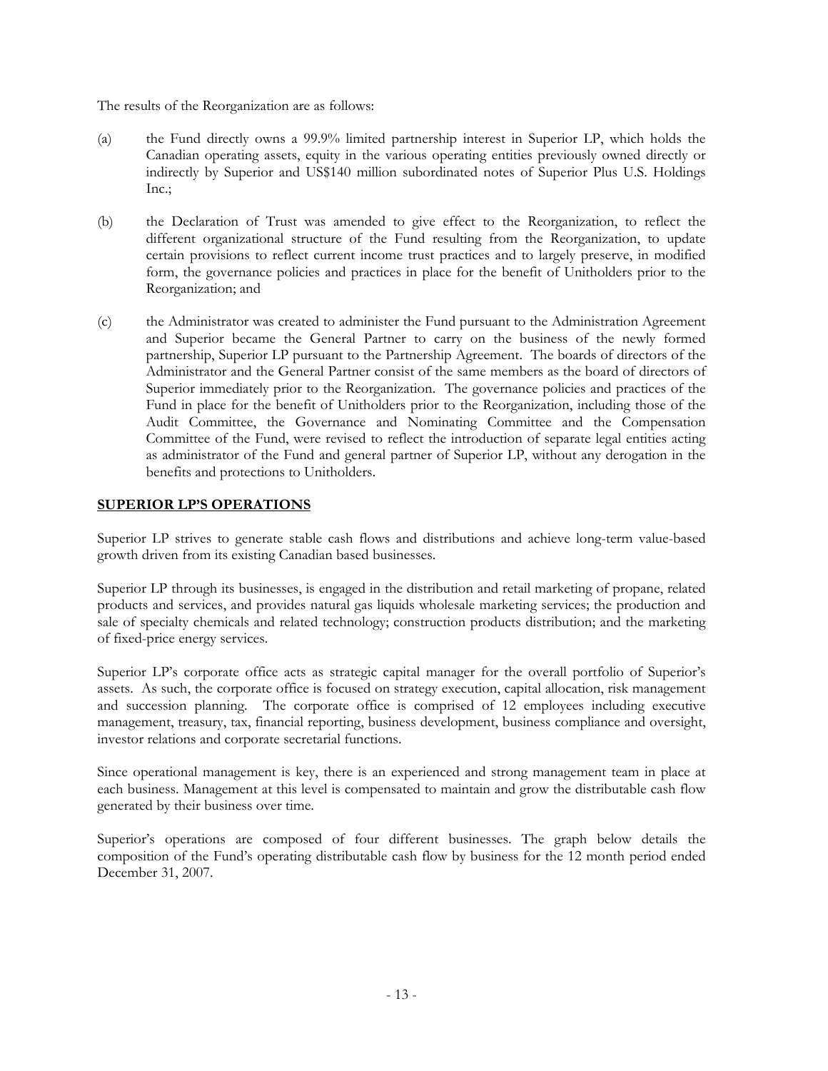The results of the Reorganization are as follows:

(a) the Fund directly owns a 99.9% limited partnership interest in Superior LP, which holds the Canadian operating assets, equity in the various operating entities previously owned directly or indirectly by Superior and US$140 million subordinated notes of Superior Plus U.S. Holdings Inc.;

(b) the Declaration of Trust was amended to give effect to the Reorganization, to reflect the different organizational structure of the Fund resulting from the Reorganization, to update certain provisions to reflect current income trust practices and to largely preserve, in modified form, the governance policies and practices in place for the benefit of Unitholders prior to the Reorganization; and

(c) the Administrator was created to administer the Fund pursuant to the Administration Agreement and Superior became the General Partner to carry on the business of the newly formed partnership, Superior LP pursuant to the Partnership Agreement. The boards of directors of the Administrator and the General Partner consist of the same members as the board of directors of Superior immediately prior to the Reorganization. The governance policies and practices of the Fund in place for the benefit of Unitholders prior to the Reorganization, including those of the Audit Committee, the Governance and Nominating Committee and the Compensation Committee of the Fund, were revised to reflect the introduction of separate legal entities acting as administrator of the Fund and general partner of Superior LP, without any derogation in the benefits and protections to Unitholders.

## SUPERIOR LP'S OPERATIONS

Superior LP strives to generate stable cash flows and distributions and achieve long-term value-based growth driven from its existing Canadian based businesses.

Superior LP through its businesses, is engaged in the distribution and retail marketing of propane, related products and services, and provides natural gas liquids wholesale marketing services; the production and sale of specialty chemicals and related technology; construction products distribution; and the marketing of fixed-price energy services.

Superior LP's corporate office acts as strategic capital manager for the overall portfolio of Superior's assets. As such, the corporate office is focused on strategy execution, capital allocation, risk management and succession planning. The corporate office is comprised of 12 employees including executive management, treasury, tax, financial reporting, business development, business compliance and oversight, investor relations and corporate secretarial functions.

Since operational management is key, there is an experienced and strong management team in place at each business. Management at this level is compensated to maintain and grow the distributable cash flow generated by their business over time.

Superior's operations are composed of four different businesses. The graph below details the composition of the Fund's operating distributable cash flow by business for the 12 month period ended December 31, 2007.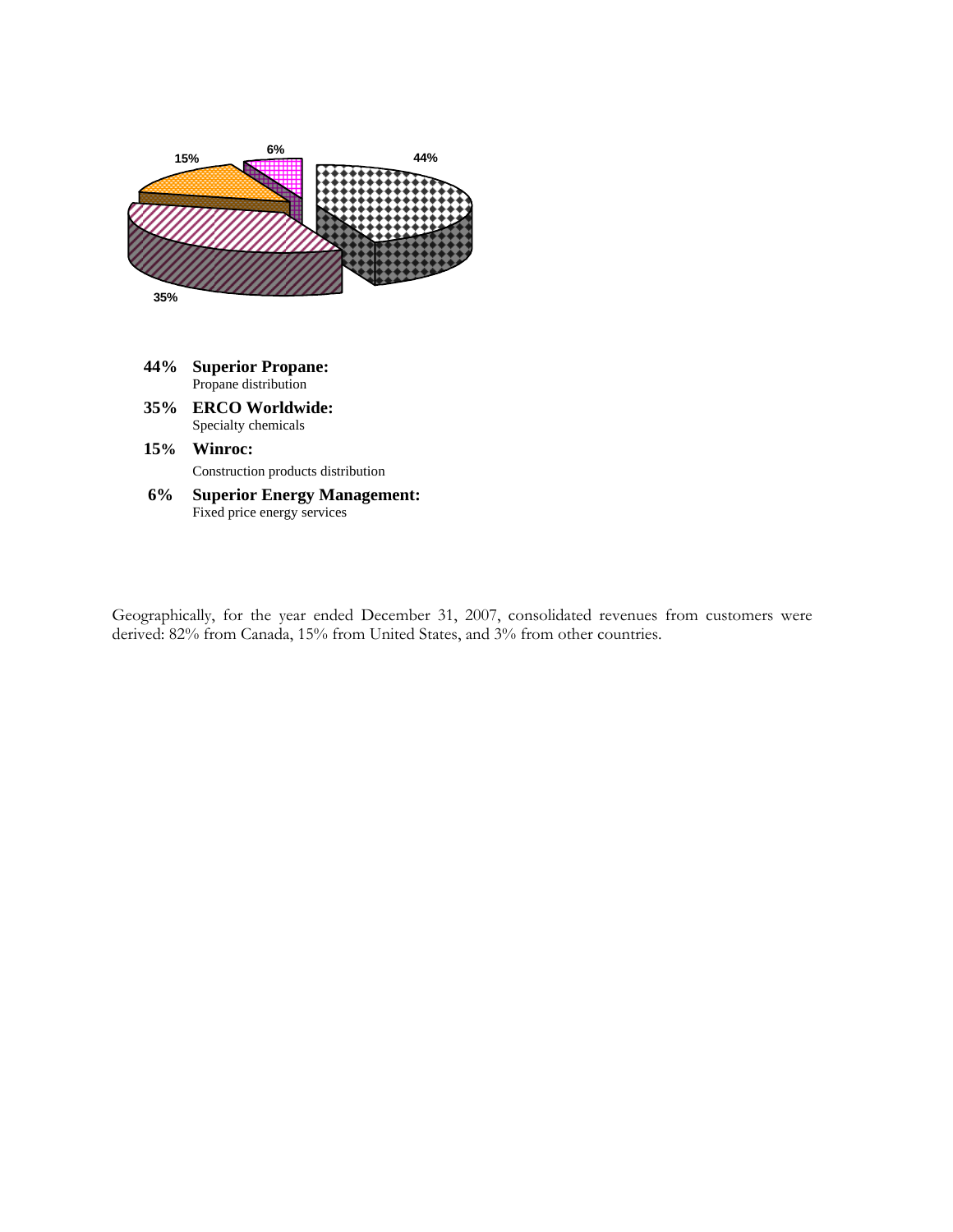**44%** **Superior Propane:**
Propane distribution

**35%** **ERCO Worldwide:**
Specialty chemicals

**15%** **Winroc:**
Construction products distribution

**6%** **Superior Energy Management:**
Fixed price energy services

Geographically, for the year ended December 31, 2007, consolidated revenues from customers were derived: 82% from Canada, 15% from United States, and 3% from other countries.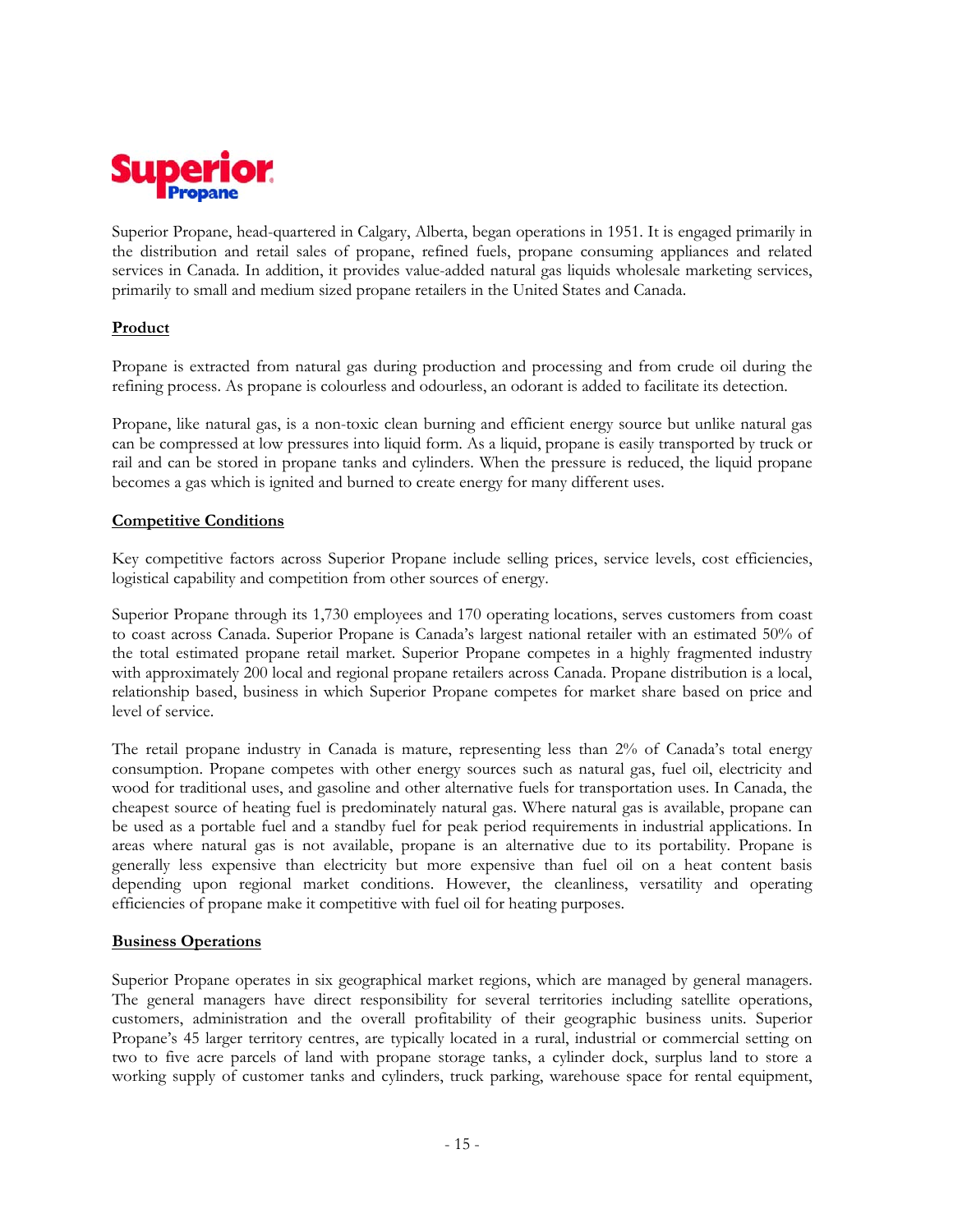**Superior Propane**

Superior Propane, head-quartered in Calgary, Alberta, began operations in 1951. It is engaged primarily in the distribution and retail sales of propane, refined fuels, propane consuming appliances and related services in Canada. In addition, it provides value-added natural gas liquids wholesale marketing services, primarily to small and medium sized propane retailers in the United States and Canada.

**Product**

Propane is extracted from natural gas during production and processing and from crude oil during the refining process. As propane is colourless and odourless, an odorant is added to facilitate its detection.

Propane, like natural gas, is a non-toxic clean burning and efficient energy source but unlike natural gas can be compressed at low pressures into liquid form. As a liquid, propane is easily transported by truck or rail and can be stored in propane tanks and cylinders. When the pressure is reduced, the liquid propane becomes a gas which is ignited and burned to create energy for many different uses.

**Competitive Conditions**

Key competitive factors across Superior Propane include selling prices, service levels, cost efficiencies, logistical capability and competition from other sources of energy.

Superior Propane through its 1,730 employees and 170 operating locations, serves customers from coast to coast across Canada. Superior Propane is Canada's largest national retailer with an estimated 50% of the total estimated propane retail market. Superior Propane competes in a highly fragmented industry with approximately 200 local and regional propane retailers across Canada. Propane distribution is a local, relationship based, business in which Superior Propane competes for market share based on price and level of service.

The retail propane industry in Canada is mature, representing less than 2% of Canada's total energy consumption. Propane competes with other energy sources such as natural gas, fuel oil, electricity and wood for traditional uses, and gasoline and other alternative fuels for transportation uses. In Canada, the cheapest source of heating fuel is predominately natural gas. Where natural gas is available, propane can be used as a portable fuel and a standby fuel for peak period requirements in industrial applications. In areas where natural gas is not available, propane is an alternative due to its portability. Propane is generally less expensive than electricity but more expensive than fuel oil on a heat content basis depending upon regional market conditions. However, the cleanliness, versatility and operating efficiencies of propane make it competitive with fuel oil for heating purposes.

**Business Operations**

Superior Propane operates in six geographical market regions, which are managed by general managers. The general managers have direct responsibility for several territories including satellite operations, customers, administration and the overall profitability of their geographic business units. Superior Propane's 45 larger territory centres, are typically located in a rural, industrial or commercial setting on two to five acre parcels of land with propane storage tanks, a cylinder dock, surplus land to store a working supply of customer tanks and cylinders, truck parking, warehouse space for rental equipment,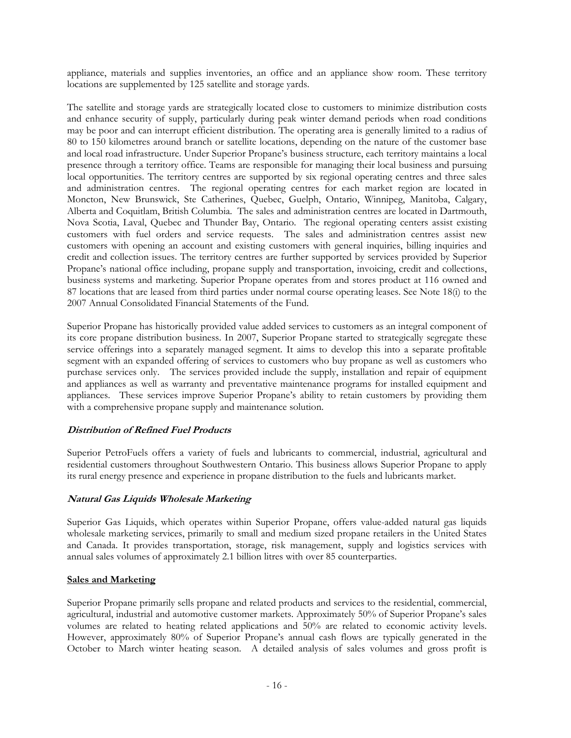appliance, materials and supplies inventories, an office and an appliance show room. These territory locations are supplemented by 125 satellite and storage yards.

The satellite and storage yards are strategically located close to customers to minimize distribution costs and enhance security of supply, particularly during peak winter demand periods when road conditions may be poor and can interrupt efficient distribution. The operating area is generally limited to a radius of 80 to 150 kilometres around branch or satellite locations, depending on the nature of the customer base and local road infrastructure. Under Superior Propane's business structure, each territory maintains a local presence through a territory office. Teams are responsible for managing their local business and pursuing local opportunities. The territory centres are supported by six regional operating centres and three sales and administration centres. The regional operating centres for each market region are located in Moncton, New Brunswick, Ste Catherines, Quebec, Guelph, Ontario, Winnipeg, Manitoba, Calgary, Alberta and Coquitlam, British Columbia. The sales and administration centres are located in Dartmouth, Nova Scotia, Laval, Quebec and Thunder Bay, Ontario. The regional operating centers assist existing customers with fuel orders and service requests. The sales and administration centres assist new customers with opening an account and existing customers with general inquiries, billing inquiries and credit and collection issues. The territory centres are further supported by services provided by Superior Propane's national office including, propane supply and transportation, invoicing, credit and collections, business systems and marketing. Superior Propane operates from and stores product at 116 owned and 87 locations that are leased from third parties under normal course operating leases. See Note 18(i) to the 2007 Annual Consolidated Financial Statements of the Fund.

Superior Propane has historically provided value added services to customers as an integral component of its core propane distribution business. In 2007, Superior Propane started to strategically segregate these service offerings into a separately managed segment. It aims to develop this into a separate profitable segment with an expanded offering of services to customers who buy propane as well as customers who purchase services only. The services provided include the supply, installation and repair of equipment and appliances as well as warranty and preventative maintenance programs for installed equipment and appliances. These services improve Superior Propane's ability to retain customers by providing them with a comprehensive propane supply and maintenance solution.

***Distribution of Refined Fuel Products***

Superior PetroFuels offers a variety of fuels and lubricants to commercial, industrial, agricultural and residential customers throughout Southwestern Ontario. This business allows Superior Propane to apply its rural energy presence and experience in propane distribution to the fuels and lubricants market.

***Natural Gas Liquids Wholesale Marketing***

Superior Gas Liquids, which operates within Superior Propane, offers value-added natural gas liquids wholesale marketing services, primarily to small and medium sized propane retailers in the United States and Canada. It provides transportation, storage, risk management, supply and logistics services with annual sales volumes of approximately 2.1 billion litres with over 85 counterparties.

**Sales and Marketing**

Superior Propane primarily sells propane and related products and services to the residential, commercial, agricultural, industrial and automotive customer markets. Approximately 50% of Superior Propane's sales volumes are related to heating related applications and 50% are related to economic activity levels. However, approximately 80% of Superior Propane's annual cash flows are typically generated in the October to March winter heating season. A detailed analysis of sales volumes and gross profit is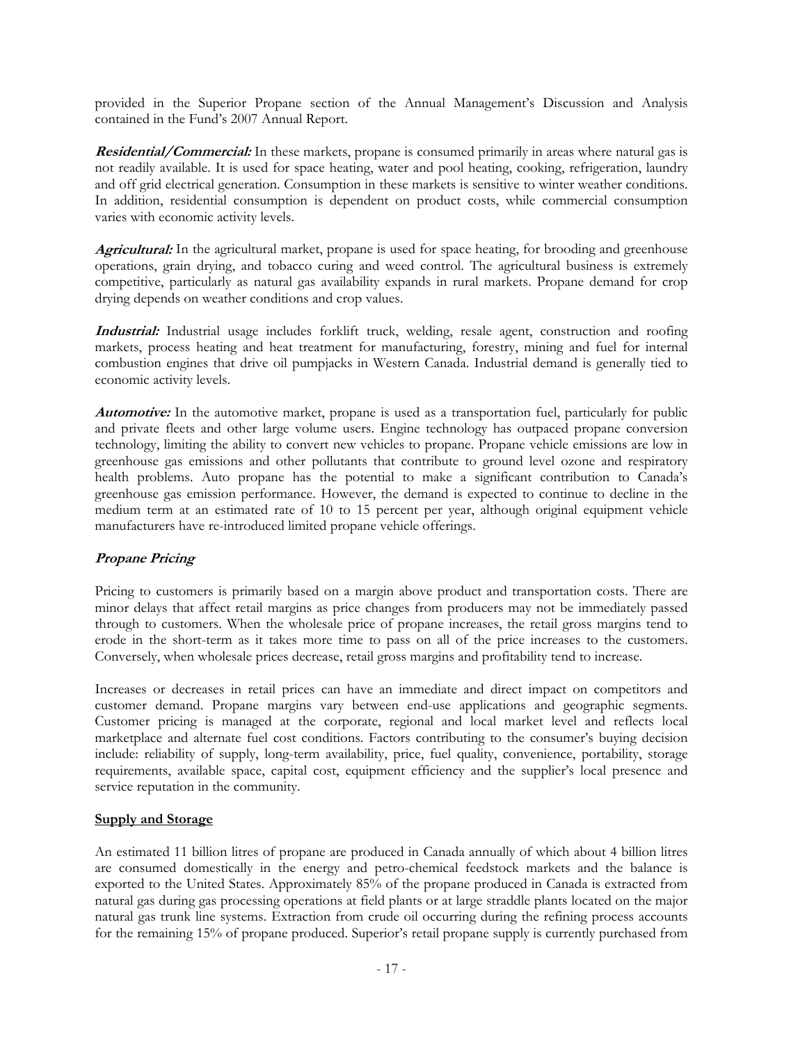provided in the Superior Propane section of the Annual Management's Discussion and Analysis contained in the Fund's 2007 Annual Report.

***Residential/Commercial:*** In these markets, propane is consumed primarily in areas where natural gas is not readily available. It is used for space heating, water and pool heating, cooking, refrigeration, laundry and off grid electrical generation. Consumption in these markets is sensitive to winter weather conditions. In addition, residential consumption is dependent on product costs, while commercial consumption varies with economic activity levels.

***Agricultural:*** In the agricultural market, propane is used for space heating, for brooding and greenhouse operations, grain drying, and tobacco curing and weed control. The agricultural business is extremely competitive, particularly as natural gas availability expands in rural markets. Propane demand for crop drying depends on weather conditions and crop values.

***Industrial:*** Industrial usage includes forklift truck, welding, resale agent, construction and roofing markets, process heating and heat treatment for manufacturing, forestry, mining and fuel for internal combustion engines that drive oil pumpjacks in Western Canada. Industrial demand is generally tied to economic activity levels.

***Automotive:*** In the automotive market, propane is used as a transportation fuel, particularly for public and private fleets and other large volume users. Engine technology has outpaced propane conversion technology, limiting the ability to convert new vehicles to propane. Propane vehicle emissions are low in greenhouse gas emissions and other pollutants that contribute to ground level ozone and respiratory health problems. Auto propane has the potential to make a significant contribution to Canada's greenhouse gas emission performance. However, the demand is expected to continue to decline in the medium term at an estimated rate of 10 to 15 percent per year, although original equipment vehicle manufacturers have re-introduced limited propane vehicle offerings.

***Propane Pricing***

Pricing to customers is primarily based on a margin above product and transportation costs. There are minor delays that affect retail margins as price changes from producers may not be immediately passed through to customers. When the wholesale price of propane increases, the retail gross margins tend to erode in the short-term as it takes more time to pass on all of the price increases to the customers. Conversely, when wholesale prices decrease, retail gross margins and profitability tend to increase.

Increases or decreases in retail prices can have an immediate and direct impact on competitors and customer demand. Propane margins vary between end-use applications and geographic segments. Customer pricing is managed at the corporate, regional and local market level and reflects local marketplace and alternate fuel cost conditions. Factors contributing to the consumer's buying decision include: reliability of supply, long-term availability, price, fuel quality, convenience, portability, storage requirements, available space, capital cost, equipment efficiency and the supplier's local presence and service reputation in the community.

**Supply and Storage**

An estimated 11 billion litres of propane are produced in Canada annually of which about 4 billion litres are consumed domestically in the energy and petro-chemical feedstock markets and the balance is exported to the United States. Approximately 85% of the propane produced in Canada is extracted from natural gas during gas processing operations at field plants or at large straddle plants located on the major natural gas trunk line systems. Extraction from crude oil occurring during the refining process accounts for the remaining 15% of propane produced. Superior's retail propane supply is currently purchased from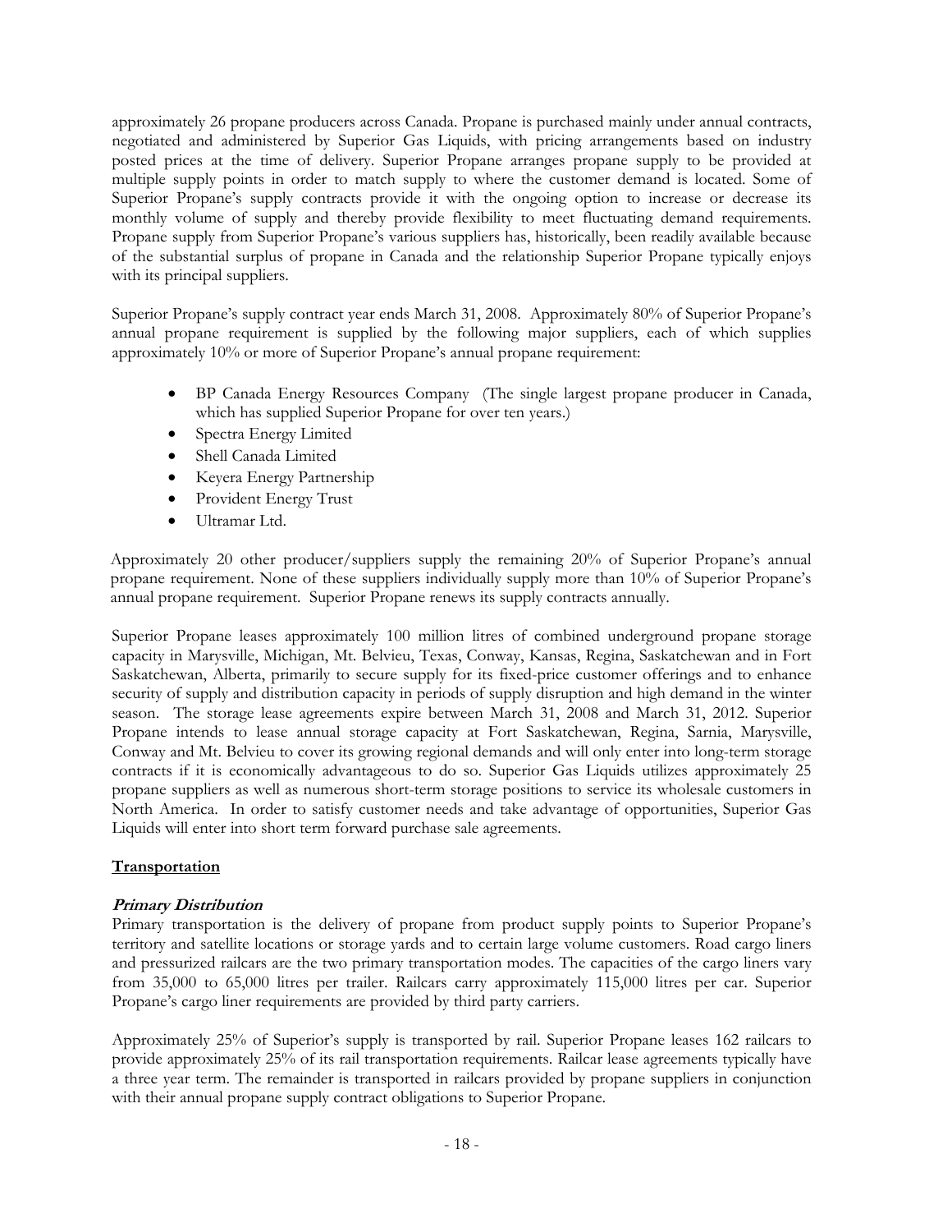approximately 26 propane producers across Canada. Propane is purchased mainly under annual contracts, negotiated and administered by Superior Gas Liquids, with pricing arrangements based on industry posted prices at the time of delivery. Superior Propane arranges propane supply to be provided at multiple supply points in order to match supply to where the customer demand is located. Some of Superior Propane's supply contracts provide it with the ongoing option to increase or decrease its monthly volume of supply and thereby provide flexibility to meet fluctuating demand requirements. Propane supply from Superior Propane's various suppliers has, historically, been readily available because of the substantial surplus of propane in Canada and the relationship Superior Propane typically enjoys with its principal suppliers.

Superior Propane's supply contract year ends March 31, 2008. Approximately 80% of Superior Propane's annual propane requirement is supplied by the following major suppliers, each of which supplies approximately 10% or more of Superior Propane's annual propane requirement:

- BP Canada Energy Resources Company (The single largest propane producer in Canada, which has supplied Superior Propane for over ten years.)
- Spectra Energy Limited
- Shell Canada Limited
- Keyera Energy Partnership
- Provident Energy Trust
- Ultramar Ltd.

Approximately 20 other producer/suppliers supply the remaining 20% of Superior Propane's annual propane requirement. None of these suppliers individually supply more than 10% of Superior Propane's annual propane requirement. Superior Propane renews its supply contracts annually.

Superior Propane leases approximately 100 million litres of combined underground propane storage capacity in Marysville, Michigan, Mt. Belvieu, Texas, Conway, Kansas, Regina, Saskatchewan and in Fort Saskatchewan, Alberta, primarily to secure supply for its fixed-price customer offerings and to enhance security of supply and distribution capacity in periods of supply disruption and high demand in the winter season. The storage lease agreements expire between March 31, 2008 and March 31, 2012. Superior Propane intends to lease annual storage capacity at Fort Saskatchewan, Regina, Sarnia, Marysville, Conway and Mt. Belvieu to cover its growing regional demands and will only enter into long-term storage contracts if it is economically advantageous to do so. Superior Gas Liquids utilizes approximately 25 propane suppliers as well as numerous short-term storage positions to service its wholesale customers in North America. In order to satisfy customer needs and take advantage of opportunities, Superior Gas Liquids will enter into short term forward purchase sale agreements.

## Transportation

### *Primary Distribution*

Primary transportation is the delivery of propane from product supply points to Superior Propane's territory and satellite locations or storage yards and to certain large volume customers. Road cargo liners and pressurized railcars are the two primary transportation modes. The capacities of the cargo liners vary from 35,000 to 65,000 litres per trailer. Railcars carry approximately 115,000 litres per car. Superior Propane's cargo liner requirements are provided by third party carriers.

Approximately 25% of Superior's supply is transported by rail. Superior Propane leases 162 railcars to provide approximately 25% of its rail transportation requirements. Railcar lease agreements typically have a three year term. The remainder is transported in railcars provided by propane suppliers in conjunction with their annual propane supply contract obligations to Superior Propane.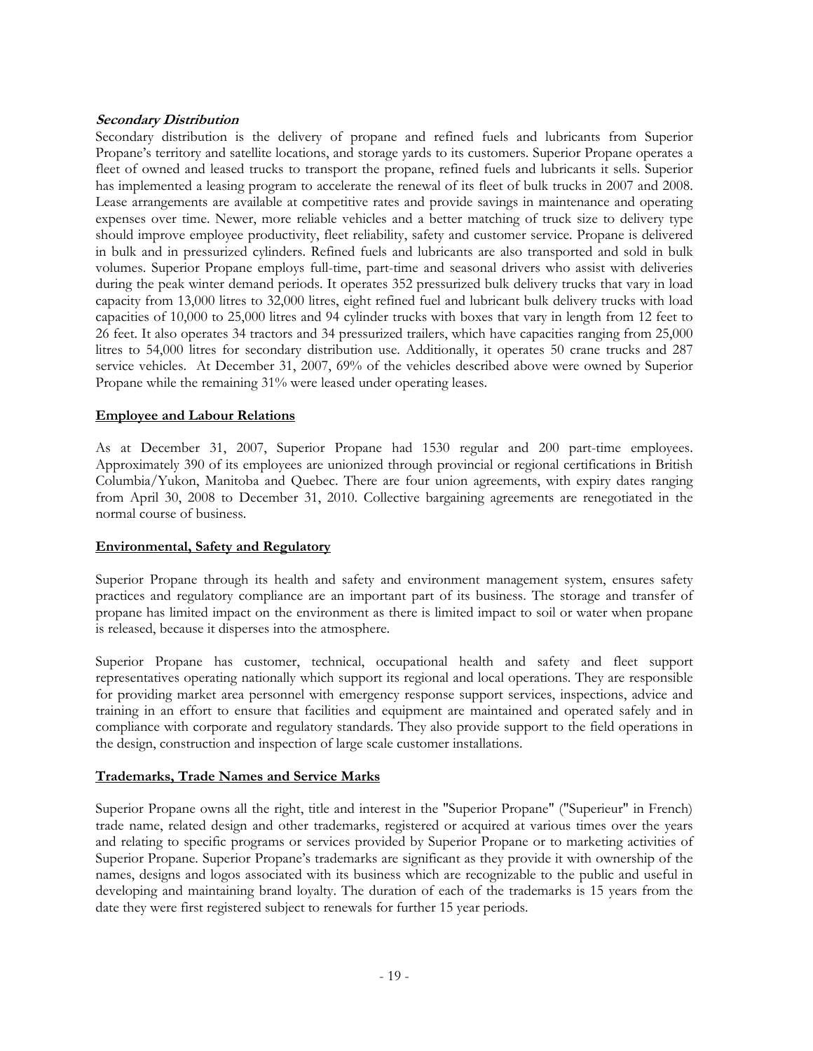### *Secondary Distribution*

Secondary distribution is the delivery of propane and refined fuels and lubricants from Superior Propane's territory and satellite locations, and storage yards to its customers. Superior Propane operates a fleet of owned and leased trucks to transport the propane, refined fuels and lubricants it sells. Superior has implemented a leasing program to accelerate the renewal of its fleet of bulk trucks in 2007 and 2008. Lease arrangements are available at competitive rates and provide savings in maintenance and operating expenses over time. Newer, more reliable vehicles and a better matching of truck size to delivery type should improve employee productivity, fleet reliability, safety and customer service. Propane is delivered in bulk and in pressurized cylinders. Refined fuels and lubricants are also transported and sold in bulk volumes. Superior Propane employs full-time, part-time and seasonal drivers who assist with deliveries during the peak winter demand periods. It operates 352 pressurized bulk delivery trucks that vary in load capacity from 13,000 litres to 32,000 litres, eight refined fuel and lubricant bulk delivery trucks with load capacities of 10,000 to 25,000 litres and 94 cylinder trucks with boxes that vary in length from 12 feet to 26 feet. It also operates 34 tractors and 34 pressurized trailers, which have capacities ranging from 25,000 litres to 54,000 litres for secondary distribution use. Additionally, it operates 50 crane trucks and 287 service vehicles. At December 31, 2007, 69% of the vehicles described above were owned by Superior Propane while the remaining 31% were leased under operating leases.

## Employee and Labour Relations

As at December 31, 2007, Superior Propane had 1530 regular and 200 part-time employees. Approximately 390 of its employees are unionized through provincial or regional certifications in British Columbia/Yukon, Manitoba and Quebec. There are four union agreements, with expiry dates ranging from April 30, 2008 to December 31, 2010. Collective bargaining agreements are renegotiated in the normal course of business.

## Environmental, Safety and Regulatory

Superior Propane through its health and safety and environment management system, ensures safety practices and regulatory compliance are an important part of its business. The storage and transfer of propane has limited impact on the environment as there is limited impact to soil or water when propane is released, because it disperses into the atmosphere.

Superior Propane has customer, technical, occupational health and safety and fleet support representatives operating nationally which support its regional and local operations. They are responsible for providing market area personnel with emergency response support services, inspections, advice and training in an effort to ensure that facilities and equipment are maintained and operated safely and in compliance with corporate and regulatory standards. They also provide support to the field operations in the design, construction and inspection of large scale customer installations.

## Trademarks, Trade Names and Service Marks

Superior Propane owns all the right, title and interest in the "Superior Propane" ("Superieur" in French) trade name, related design and other trademarks, registered or acquired at various times over the years and relating to specific programs or services provided by Superior Propane or to marketing activities of Superior Propane. Superior Propane's trademarks are significant as they provide it with ownership of the names, designs and logos associated with its business which are recognizable to the public and useful in developing and maintaining brand loyalty. The duration of each of the trademarks is 15 years from the date they were first registered subject to renewals for further 15 year periods.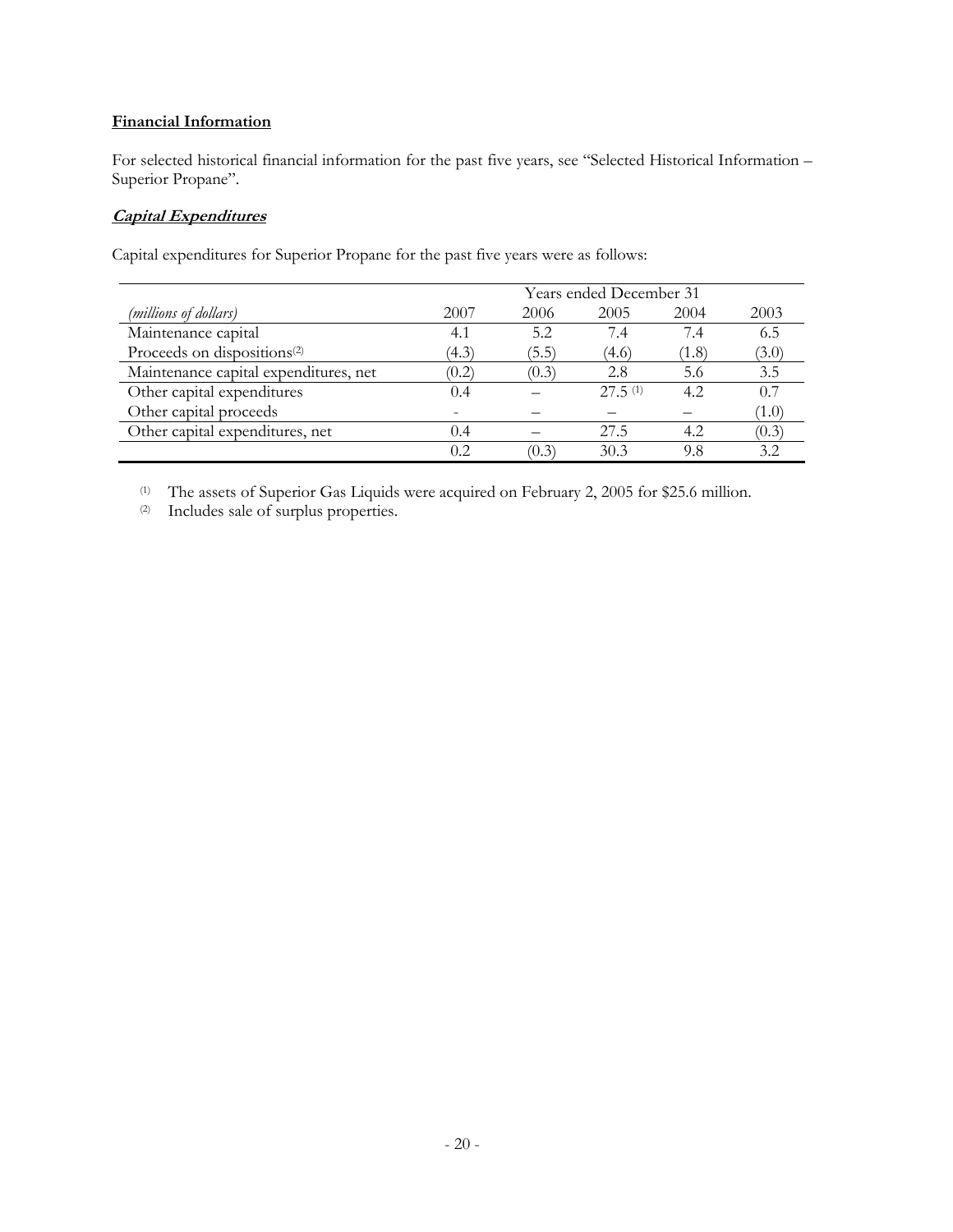**Financial Information**

For selected historical financial information for the past five years, see "Selected Historical Information – Superior Propane".

***Capital Expenditures***

Capital expenditures for Superior Propane for the past five years were as follows:

| | Years ended December 31 | | | | |
|---|---|---|---|---|---|
| *(millions of dollars)* | 2007 | 2006 | 2005 | 2004 | 2003 |
| Maintenance capital | 4.1 | 5.2 | 7.4 | 7.4 | 6.5 |
| Proceeds on dispositions[(2)] | (4.3) | (5.5) | (4.6) | (1.8) | (3.0) |
| Maintenance capital expenditures, net | (0.2) | (0.3) | 2.8 | 5.6 | 3.5 |
| Other capital expenditures | 0.4 | – | 27.5 [(1)] | 4.2 | 0.7 |
| Other capital proceeds | - | – | – | – | (1.0) |
| Other capital expenditures, net | 0.4 | – | 27.5 | 4.2 | (0.3) |
| | 0.2 | (0.3) | 30.3 | 9.8 | 3.2 |

[(1)] The assets of Superior Gas Liquids were acquired on February 2, 2005 for $25.6 million.

[(2)] Includes sale of surplus properties.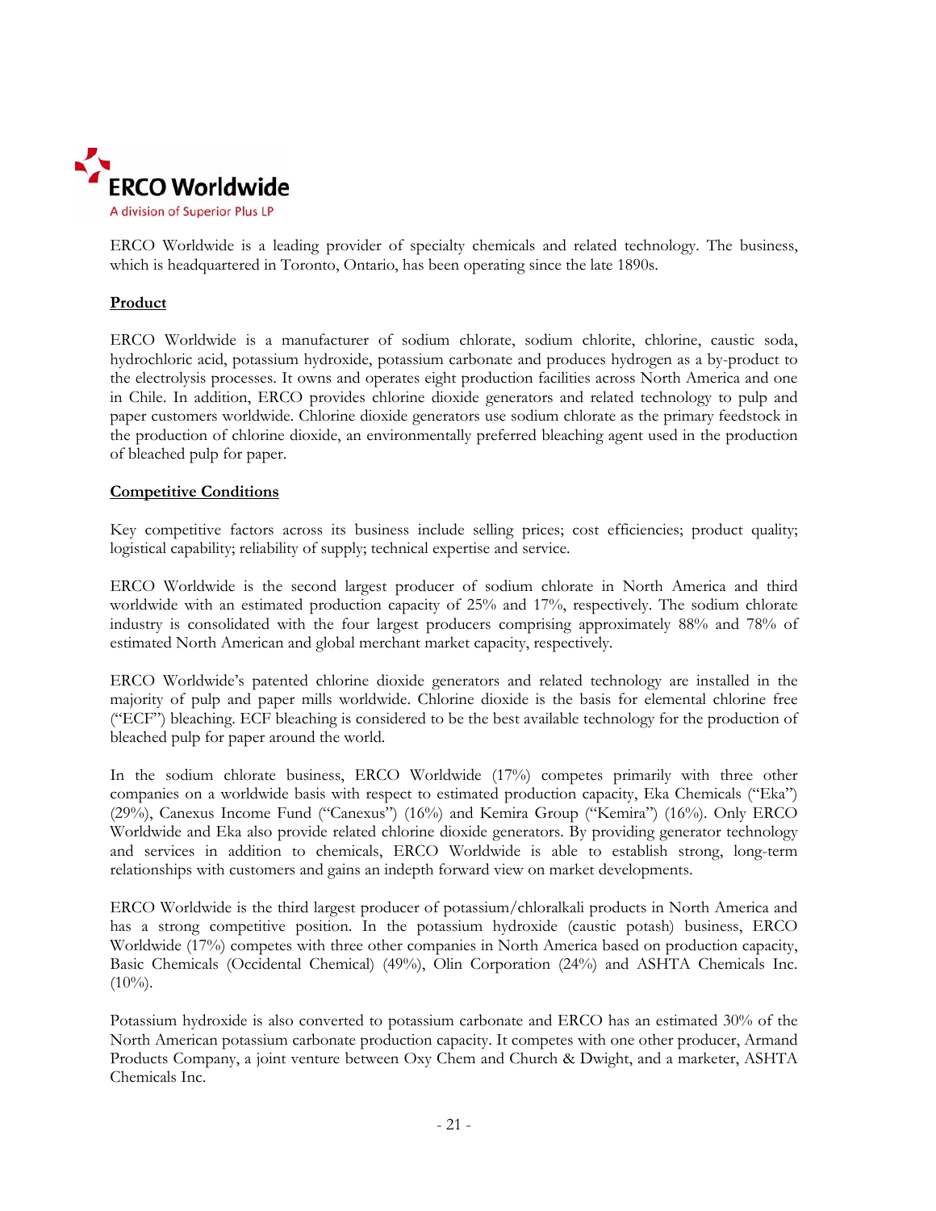# ERCO Worldwide

A division of Superior Plus LP

ERCO Worldwide is a leading provider of specialty chemicals and related technology. The business, which is headquartered in Toronto, Ontario, has been operating since the late 1890s.

**Product**

ERCO Worldwide is a manufacturer of sodium chlorate, sodium chlorite, chlorine, caustic soda, hydrochloric acid, potassium hydroxide, potassium carbonate and produces hydrogen as a by-product to the electrolysis processes. It owns and operates eight production facilities across North America and one in Chile. In addition, ERCO provides chlorine dioxide generators and related technology to pulp and paper customers worldwide. Chlorine dioxide generators use sodium chlorate as the primary feedstock in the production of chlorine dioxide, an environmentally preferred bleaching agent used in the production of bleached pulp for paper.

**Competitive Conditions**

Key competitive factors across its business include selling prices; cost efficiencies; product quality; logistical capability; reliability of supply; technical expertise and service.

ERCO Worldwide is the second largest producer of sodium chlorate in North America and third worldwide with an estimated production capacity of 25% and 17%, respectively. The sodium chlorate industry is consolidated with the four largest producers comprising approximately 88% and 78% of estimated North American and global merchant market capacity, respectively.

ERCO Worldwide's patented chlorine dioxide generators and related technology are installed in the majority of pulp and paper mills worldwide. Chlorine dioxide is the basis for elemental chlorine free ("ECF") bleaching. ECF bleaching is considered to be the best available technology for the production of bleached pulp for paper around the world.

In the sodium chlorate business, ERCO Worldwide (17%) competes primarily with three other companies on a worldwide basis with respect to estimated production capacity, Eka Chemicals ("Eka") (29%), Canexus Income Fund ("Canexus") (16%) and Kemira Group ("Kemira") (16%). Only ERCO Worldwide and Eka also provide related chlorine dioxide generators. By providing generator technology and services in addition to chemicals, ERCO Worldwide is able to establish strong, long-term relationships with customers and gains an indepth forward view on market developments.

ERCO Worldwide is the third largest producer of potassium/chloralkali products in North America and has a strong competitive position. In the potassium hydroxide (caustic potash) business, ERCO Worldwide (17%) competes with three other companies in North America based on production capacity, Basic Chemicals (Occidental Chemical) (49%), Olin Corporation (24%) and ASHTA Chemicals Inc. (10%).

Potassium hydroxide is also converted to potassium carbonate and ERCO has an estimated 30% of the North American potassium carbonate production capacity. It competes with one other producer, Armand Products Company, a joint venture between Oxy Chem and Church & Dwight, and a marketer, ASHTA Chemicals Inc.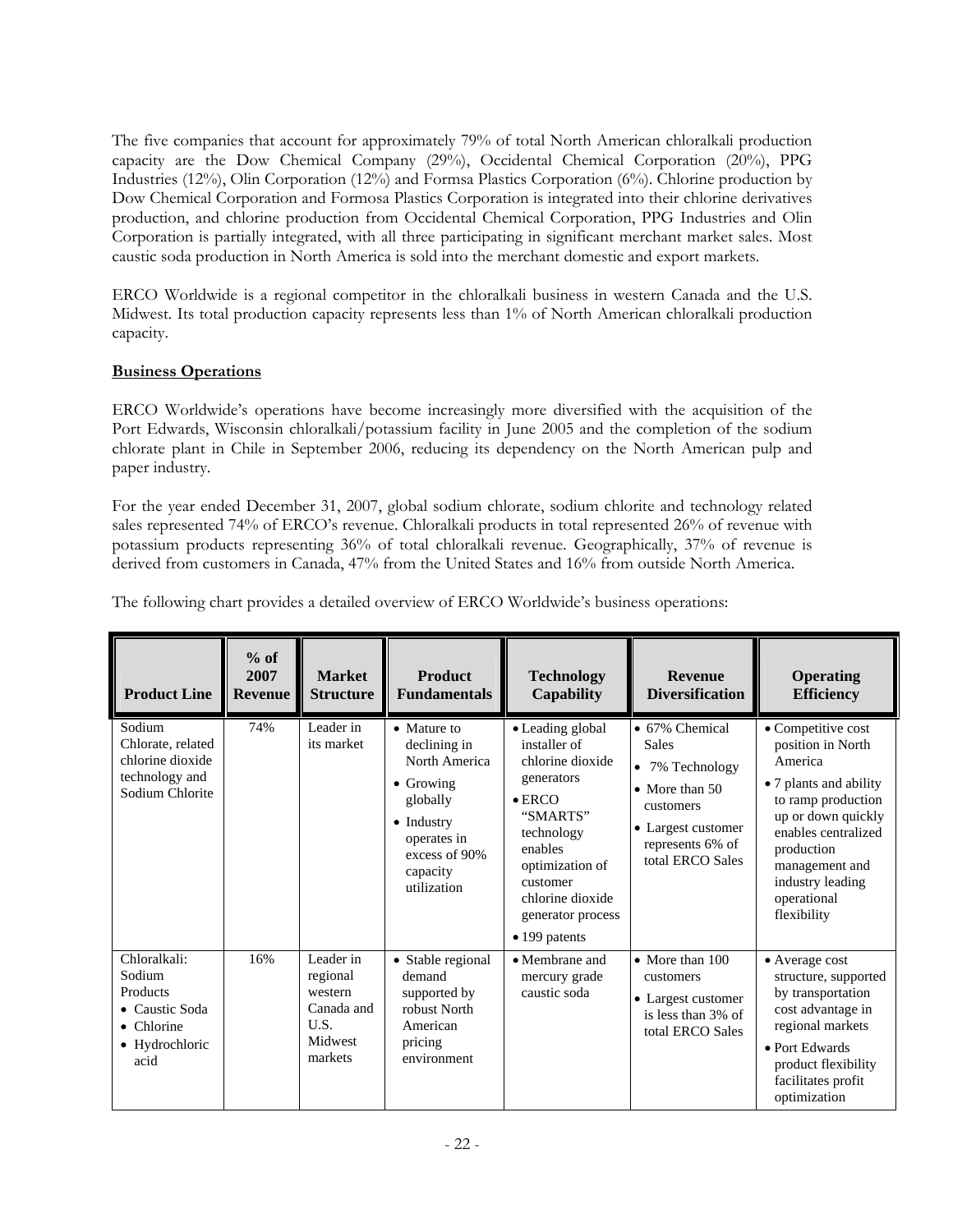The five companies that account for approximately 79% of total North American chloralkali production capacity are the Dow Chemical Company (29%), Occidental Chemical Corporation (20%), PPG Industries (12%), Olin Corporation (12%) and Formsa Plastics Corporation (6%). Chlorine production by Dow Chemical Corporation and Formosa Plastics Corporation is integrated into their chlorine derivatives production, and chlorine production from Occidental Chemical Corporation, PPG Industries and Olin Corporation is partially integrated, with all three participating in significant merchant market sales. Most caustic soda production in North America is sold into the merchant domestic and export markets.

ERCO Worldwide is a regional competitor in the chloralkali business in western Canada and the U.S. Midwest. Its total production capacity represents less than 1% of North American chloralkali production capacity.

**Business Operations**

ERCO Worldwide's operations have become increasingly more diversified with the acquisition of the Port Edwards, Wisconsin chloralkali/potassium facility in June 2005 and the completion of the sodium chlorate plant in Chile in September 2006, reducing its dependency on the North American pulp and paper industry.

For the year ended December 31, 2007, global sodium chlorate, sodium chlorite and technology related sales represented 74% of ERCO's revenue. Chloralkali products in total represented 26% of revenue with potassium products representing 36% of total chloralkali revenue. Geographically, 37% of revenue is derived from customers in Canada, 47% from the United States and 16% from outside North America.

The following chart provides a detailed overview of ERCO Worldwide's business operations:

| Product Line | % of 2007 Revenue | Market Structure | Product Fundamentals | Technology Capability | Revenue Diversification | Operating Efficiency |
|---|---|---|---|---|---|---|
| Sodium Chlorate, related chlorine dioxide technology and Sodium Chlorite | 74% | Leader in its market | • Mature to declining in North America<br>• Growing globally<br>• Industry operates in excess of 90% capacity utilization | • Leading global installer of chlorine dioxide generators<br>• ERCO "SMARTS" technology enables optimization of customer chlorine dioxide generator process<br>• 199 patents | • 67% Chemical Sales<br>• 7% Technology<br>• More than 50 customers<br>• Largest customer represents 6% of total ERCO Sales | • Competitive cost position in North America<br>• 7 plants and ability to ramp production up or down quickly enables centralized production management and industry leading operational flexibility |
| Chloralkali: Sodium Products<br>• Caustic Soda<br>• Chlorine<br>• Hydrochloric acid | 16% | Leader in regional western Canada and U.S. Midwest markets | • Stable regional demand supported by robust North American pricing environment | • Membrane and mercury grade caustic soda | • More than 100 customers<br>• Largest customer is less than 3% of total ERCO Sales | • Average cost structure, supported by transportation cost advantage in regional markets<br>• Port Edwards product flexibility facilitates profit optimization |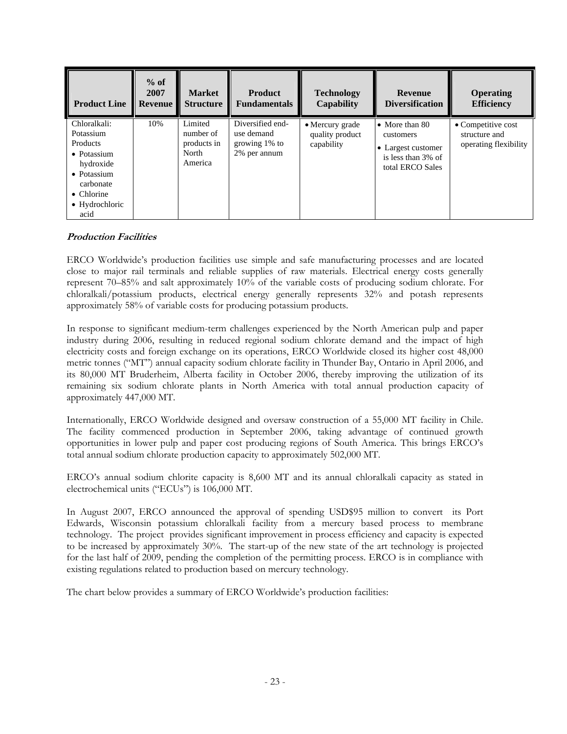| Product Line | % of 2007 Revenue | Market Structure | Product Fundamentals | Technology Capability | Revenue Diversification | Operating Efficiency |
|---|---|---|---|---|---|---|
| Chloralkali: Potassium Products<br>• Potassium hydroxide<br>• Potassium carbonate<br>• Chlorine<br>• Hydrochloric acid | 10% | Limited number of products in North America | Diversified end-use demand growing 1% to 2% per annum | • Mercury grade quality product capability | • More than 80 customers<br>• Largest customer is less than 3% of total ERCO Sales | • Competitive cost structure and operating flexibility |

***Production Facilities***

ERCO Worldwide's production facilities use simple and safe manufacturing processes and are located close to major rail terminals and reliable supplies of raw materials. Electrical energy costs generally represent 70–85% and salt approximately 10% of the variable costs of producing sodium chlorate. For chloralkali/potassium products, electrical energy generally represents 32% and potash represents approximately 58% of variable costs for producing potassium products.

In response to significant medium-term challenges experienced by the North American pulp and paper industry during 2006, resulting in reduced regional sodium chlorate demand and the impact of high electricity costs and foreign exchange on its operations, ERCO Worldwide closed its higher cost 48,000 metric tonnes ("MT") annual capacity sodium chlorate facility in Thunder Bay, Ontario in April 2006, and its 80,000 MT Bruderheim, Alberta facility in October 2006, thereby improving the utilization of its remaining six sodium chlorate plants in North America with total annual production capacity of approximately 447,000 MT.

Internationally, ERCO Worldwide designed and oversaw construction of a 55,000 MT facility in Chile. The facility commenced production in September 2006, taking advantage of continued growth opportunities in lower pulp and paper cost producing regions of South America. This brings ERCO's total annual sodium chlorate production capacity to approximately 502,000 MT.

ERCO's annual sodium chlorite capacity is 8,600 MT and its annual chloralkali capacity as stated in electrochemical units ("ECUs") is 106,000 MT.

In August 2007, ERCO announced the approval of spending USD$95 million to convert its Port Edwards, Wisconsin potassium chloralkali facility from a mercury based process to membrane technology. The project provides significant improvement in process efficiency and capacity is expected to be increased by approximately 30%. The start-up of the new state of the art technology is projected for the last half of 2009, pending the completion of the permitting process. ERCO is in compliance with existing regulations related to production based on mercury technology.

The chart below provides a summary of ERCO Worldwide's production facilities: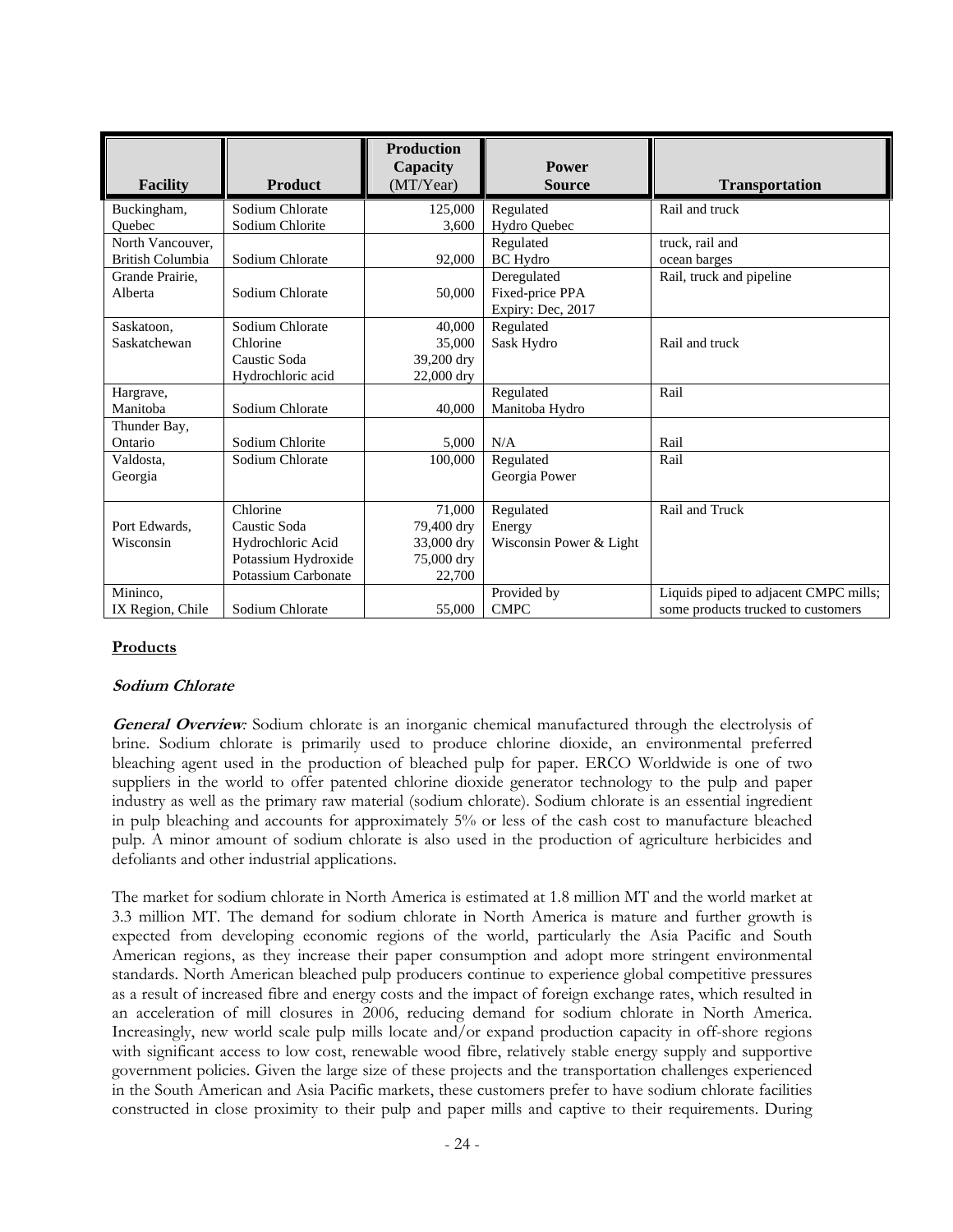| Facility | Product | Production Capacity (MT/Year) | Power Source | Transportation |
|---|---|---|---|---|
| Buckingham, Quebec | Sodium Chlorate<br>Sodium Chlorite | 125,000<br>3,600 | Regulated<br>Hydro Quebec | Rail and truck |
| North Vancouver, British Columbia | Sodium Chlorate | 92,000 | Regulated<br>BC Hydro | truck, rail and ocean barges |
| Grande Prairie, Alberta | Sodium Chlorate | 50,000 | Deregulated<br>Fixed-price PPA<br>Expiry: Dec, 2017 | Rail, truck and pipeline |
| Saskatoon, Saskatchewan | Sodium Chlorate<br>Chlorine<br>Caustic Soda<br>Hydrochloric acid | 40,000<br>35,000<br>39,200 dry<br>22,000 dry | Regulated<br>Sask Hydro | Rail and truck |
| Hargrave, Manitoba | Sodium Chlorate | 40,000 | Regulated<br>Manitoba Hydro | Rail |
| Thunder Bay, Ontario | Sodium Chlorite | 5,000 | N/A | Rail |
| Valdosta, Georgia | Sodium Chlorate | 100,000 | Regulated<br>Georgia Power | Rail |
| Port Edwards, Wisconsin | Chlorine<br>Caustic Soda<br>Hydrochloric Acid<br>Potassium Hydroxide<br>Potassium Carbonate | 71,000<br>79,400 dry<br>33,000 dry<br>75,000 dry<br>22,700 | Regulated<br>Energy<br>Wisconsin Power & Light | Rail and Truck |
| Mininco, IX Region, Chile | Sodium Chlorate | 55,000 | Provided by<br>CMPC | Liquids piped to adjacent CMPC mills; some products trucked to customers |

**Products**

***Sodium Chlorate***

***General Overview:*** Sodium chlorate is an inorganic chemical manufactured through the electrolysis of brine. Sodium chlorate is primarily used to produce chlorine dioxide, an environmental preferred bleaching agent used in the production of bleached pulp for paper. ERCO Worldwide is one of two suppliers in the world to offer patented chlorine dioxide generator technology to the pulp and paper industry as well as the primary raw material (sodium chlorate). Sodium chlorate is an essential ingredient in pulp bleaching and accounts for approximately 5% or less of the cash cost to manufacture bleached pulp. A minor amount of sodium chlorate is also used in the production of agriculture herbicides and defoliants and other industrial applications.

The market for sodium chlorate in North America is estimated at 1.8 million MT and the world market at 3.3 million MT. The demand for sodium chlorate in North America is mature and further growth is expected from developing economic regions of the world, particularly the Asia Pacific and South American regions, as they increase their paper consumption and adopt more stringent environmental standards. North American bleached pulp producers continue to experience global competitive pressures as a result of increased fibre and energy costs and the impact of foreign exchange rates, which resulted in an acceleration of mill closures in 2006, reducing demand for sodium chlorate in North America. Increasingly, new world scale pulp mills locate and/or expand production capacity in off-shore regions with significant access to low cost, renewable wood fibre, relatively stable energy supply and supportive government policies. Given the large size of these projects and the transportation challenges experienced in the South American and Asia Pacific markets, these customers prefer to have sodium chlorate facilities constructed in close proximity to their pulp and paper mills and captive to their requirements. During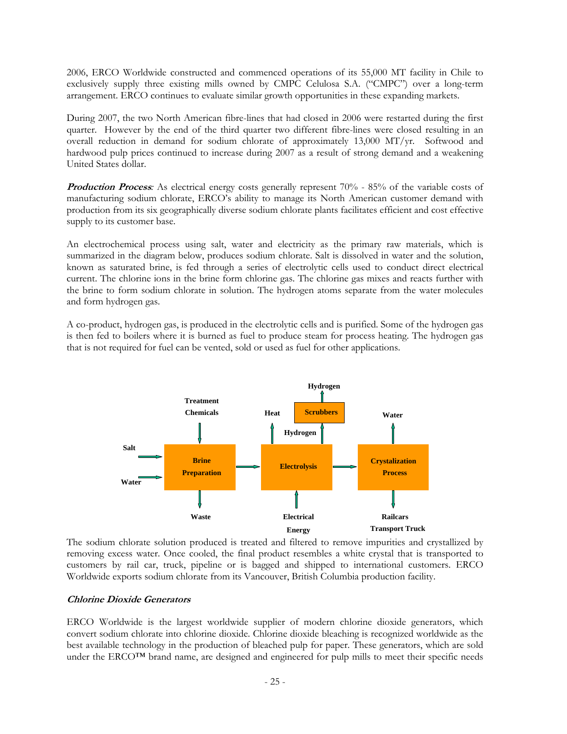2006, ERCO Worldwide constructed and commenced operations of its 55,000 MT facility in Chile to exclusively supply three existing mills owned by CMPC Celulosa S.A. ("CMPC") over a long-term arrangement. ERCO continues to evaluate similar growth opportunities in these expanding markets.

During 2007, the two North American fibre-lines that had closed in 2006 were restarted during the first quarter. However by the end of the third quarter two different fibre-lines were closed resulting in an overall reduction in demand for sodium chlorate of approximately 13,000 MT/yr. Softwood and hardwood pulp prices continued to increase during 2007 as a result of strong demand and a weakening United States dollar.

***Production Process****:* As electrical energy costs generally represent 70% - 85% of the variable costs of manufacturing sodium chlorate, ERCO's ability to manage its North American customer demand with production from its six geographically diverse sodium chlorate plants facilitates efficient and cost effective supply to its customer base.

An electrochemical process using salt, water and electricity as the primary raw materials, which is summarized in the diagram below, produces sodium chlorate. Salt is dissolved in water and the solution, known as saturated brine, is fed through a series of electrolytic cells used to conduct direct electrical current. The chlorine ions in the brine form chlorine gas. The chlorine gas mixes and reacts further with the brine to form sodium chlorate in solution. The hydrogen atoms separate from the water molecules and form hydrogen gas.

A co-product, hydrogen gas, is produced in the electrolytic cells and is purified. Some of the hydrogen gas is then fed to boilers where it is burned as fuel to produce steam for process heating. The hydrogen gas that is not required for fuel can be vented, sold or used as fuel for other applications.

Hydrogen

Treatment Chemicals

Heat

Scrubbers

Water

Hydrogen

Salt

Brine Preparation

Electrolysis

Crystalization Process

Water

Waste

Electrical Energy

Railcars Transport Truck

The sodium chlorate solution produced is treated and filtered to remove impurities and crystallized by removing excess water. Once cooled, the final product resembles a white crystal that is transported to customers by rail car, truck, pipeline or is bagged and shipped to international customers. ERCO Worldwide exports sodium chlorate from its Vancouver, British Columbia production facility.

### *Chlorine Dioxide Generators*

ERCO Worldwide is the largest worldwide supplier of modern chlorine dioxide generators, which convert sodium chlorate into chlorine dioxide. Chlorine dioxide bleaching is recognized worldwide as the best available technology in the production of bleached pulp for paper. These generators, which are sold under the ERCO™ brand name, are designed and engineered for pulp mills to meet their specific needs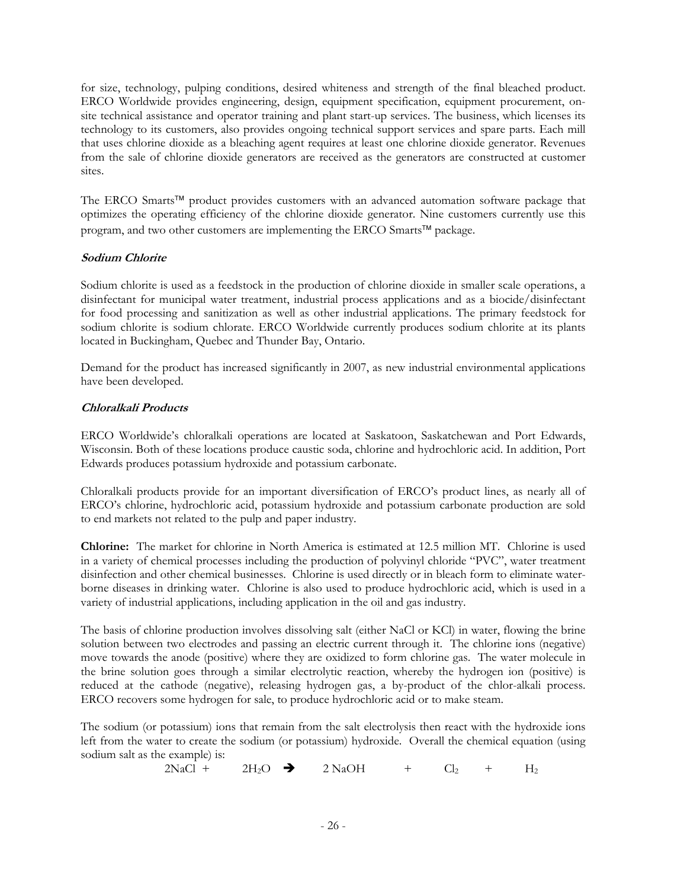for size, technology, pulping conditions, desired whiteness and strength of the final bleached product. ERCO Worldwide provides engineering, design, equipment specification, equipment procurement, on-site technical assistance and operator training and plant start-up services. The business, which licenses its technology to its customers, also provides ongoing technical support services and spare parts. Each mill that uses chlorine dioxide as a bleaching agent requires at least one chlorine dioxide generator. Revenues from the sale of chlorine dioxide generators are received as the generators are constructed at customer sites.

The ERCO Smarts™ product provides customers with an advanced automation software package that optimizes the operating efficiency of the chlorine dioxide generator. Nine customers currently use this program, and two other customers are implementing the ERCO Smarts™ package.

### *Sodium Chlorite*

Sodium chlorite is used as a feedstock in the production of chlorine dioxide in smaller scale operations, a disinfectant for municipal water treatment, industrial process applications and as a biocide/disinfectant for food processing and sanitization as well as other industrial applications. The primary feedstock for sodium chlorite is sodium chlorate. ERCO Worldwide currently produces sodium chlorite at its plants located in Buckingham, Quebec and Thunder Bay, Ontario.

Demand for the product has increased significantly in 2007, as new industrial environmental applications have been developed.

### *Chloralkali Products*

ERCO Worldwide's chloralkali operations are located at Saskatoon, Saskatchewan and Port Edwards, Wisconsin. Both of these locations produce caustic soda, chlorine and hydrochloric acid. In addition, Port Edwards produces potassium hydroxide and potassium carbonate.

Chloralkali products provide for an important diversification of ERCO's product lines, as nearly all of ERCO's chlorine, hydrochloric acid, potassium hydroxide and potassium carbonate production are sold to end markets not related to the pulp and paper industry.

**Chlorine:** The market for chlorine in North America is estimated at 12.5 million MT. Chlorine is used in a variety of chemical processes including the production of polyvinyl chloride "PVC", water treatment disinfection and other chemical businesses. Chlorine is used directly or in bleach form to eliminate water-borne diseases in drinking water. Chlorine is also used to produce hydrochloric acid, which is used in a variety of industrial applications, including application in the oil and gas industry.

The basis of chlorine production involves dissolving salt (either NaCl or KCl) in water, flowing the brine solution between two electrodes and passing an electric current through it. The chlorine ions (negative) move towards the anode (positive) where they are oxidized to form chlorine gas. The water molecule in the brine solution goes through a similar electrolytic reaction, whereby the hydrogen ion (positive) is reduced at the cathode (negative), releasing hydrogen gas, a by-product of the chlor-alkali process. ERCO recovers some hydrogen for sale, to produce hydrochloric acid or to make steam.

The sodium (or potassium) ions that remain from the salt electrolysis then react with the hydroxide ions left from the water to create the sodium (or potassium) hydroxide. Overall the chemical equation (using sodium salt as the example) is:

$$2NaCl + 2H_2O \rightarrow 2\,NaOH + Cl_2 + H_2$$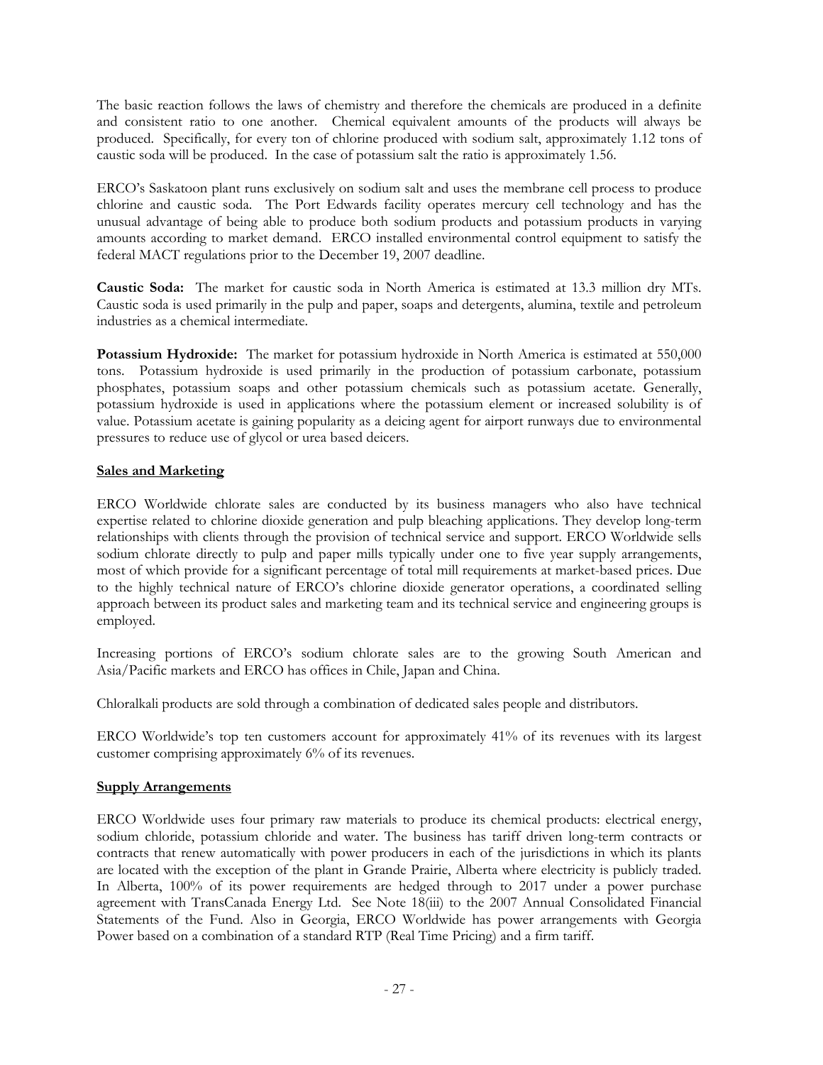The basic reaction follows the laws of chemistry and therefore the chemicals are produced in a definite and consistent ratio to one another. Chemical equivalent amounts of the products will always be produced. Specifically, for every ton of chlorine produced with sodium salt, approximately 1.12 tons of caustic soda will be produced. In the case of potassium salt the ratio is approximately 1.56.

ERCO's Saskatoon plant runs exclusively on sodium salt and uses the membrane cell process to produce chlorine and caustic soda. The Port Edwards facility operates mercury cell technology and has the unusual advantage of being able to produce both sodium products and potassium products in varying amounts according to market demand. ERCO installed environmental control equipment to satisfy the federal MACT regulations prior to the December 19, 2007 deadline.

**Caustic Soda:** The market for caustic soda in North America is estimated at 13.3 million dry MTs. Caustic soda is used primarily in the pulp and paper, soaps and detergents, alumina, textile and petroleum industries as a chemical intermediate.

**Potassium Hydroxide:** The market for potassium hydroxide in North America is estimated at 550,000 tons. Potassium hydroxide is used primarily in the production of potassium carbonate, potassium phosphates, potassium soaps and other potassium chemicals such as potassium acetate. Generally, potassium hydroxide is used in applications where the potassium element or increased solubility is of value. Potassium acetate is gaining popularity as a deicing agent for airport runways due to environmental pressures to reduce use of glycol or urea based deicers.

## Sales and Marketing

ERCO Worldwide chlorate sales are conducted by its business managers who also have technical expertise related to chlorine dioxide generation and pulp bleaching applications. They develop long-term relationships with clients through the provision of technical service and support. ERCO Worldwide sells sodium chlorate directly to pulp and paper mills typically under one to five year supply arrangements, most of which provide for a significant percentage of total mill requirements at market-based prices. Due to the highly technical nature of ERCO's chlorine dioxide generator operations, a coordinated selling approach between its product sales and marketing team and its technical service and engineering groups is employed.

Increasing portions of ERCO's sodium chlorate sales are to the growing South American and Asia/Pacific markets and ERCO has offices in Chile, Japan and China.

Chloralkali products are sold through a combination of dedicated sales people and distributors.

ERCO Worldwide's top ten customers account for approximately 41% of its revenues with its largest customer comprising approximately 6% of its revenues.

## Supply Arrangements

ERCO Worldwide uses four primary raw materials to produce its chemical products: electrical energy, sodium chloride, potassium chloride and water. The business has tariff driven long-term contracts or contracts that renew automatically with power producers in each of the jurisdictions in which its plants are located with the exception of the plant in Grande Prairie, Alberta where electricity is publicly traded. In Alberta, 100% of its power requirements are hedged through to 2017 under a power purchase agreement with TransCanada Energy Ltd. See Note 18(iii) to the 2007 Annual Consolidated Financial Statements of the Fund. Also in Georgia, ERCO Worldwide has power arrangements with Georgia Power based on a combination of a standard RTP (Real Time Pricing) and a firm tariff.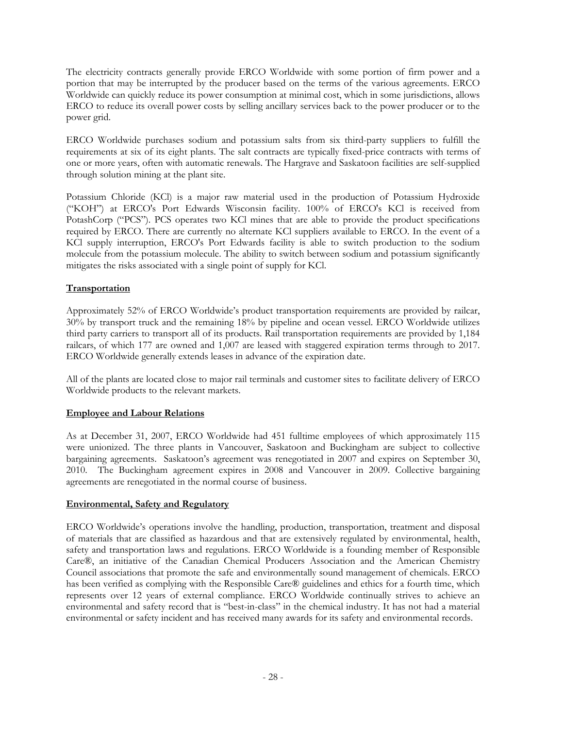The electricity contracts generally provide ERCO Worldwide with some portion of firm power and a portion that may be interrupted by the producer based on the terms of the various agreements. ERCO Worldwide can quickly reduce its power consumption at minimal cost, which in some jurisdictions, allows ERCO to reduce its overall power costs by selling ancillary services back to the power producer or to the power grid.

ERCO Worldwide purchases sodium and potassium salts from six third-party suppliers to fulfill the requirements at six of its eight plants. The salt contracts are typically fixed-price contracts with terms of one or more years, often with automatic renewals. The Hargrave and Saskatoon facilities are self-supplied through solution mining at the plant site.

Potassium Chloride (KCl) is a major raw material used in the production of Potassium Hydroxide ("KOH") at ERCO's Port Edwards Wisconsin facility. 100% of ERCO's KCl is received from PotashCorp ("PCS"). PCS operates two KCl mines that are able to provide the product specifications required by ERCO. There are currently no alternate KCl suppliers available to ERCO. In the event of a KCl supply interruption, ERCO's Port Edwards facility is able to switch production to the sodium molecule from the potassium molecule. The ability to switch between sodium and potassium significantly mitigates the risks associated with a single point of supply for KCl.

## Transportation

Approximately 52% of ERCO Worldwide's product transportation requirements are provided by railcar, 30% by transport truck and the remaining 18% by pipeline and ocean vessel. ERCO Worldwide utilizes third party carriers to transport all of its products. Rail transportation requirements are provided by 1,184 railcars, of which 177 are owned and 1,007 are leased with staggered expiration terms through to 2017. ERCO Worldwide generally extends leases in advance of the expiration date.

All of the plants are located close to major rail terminals and customer sites to facilitate delivery of ERCO Worldwide products to the relevant markets.

## Employee and Labour Relations

As at December 31, 2007, ERCO Worldwide had 451 fulltime employees of which approximately 115 were unionized. The three plants in Vancouver, Saskatoon and Buckingham are subject to collective bargaining agreements. Saskatoon's agreement was renegotiated in 2007 and expires on September 30, 2010. The Buckingham agreement expires in 2008 and Vancouver in 2009. Collective bargaining agreements are renegotiated in the normal course of business.

## Environmental, Safety and Regulatory

ERCO Worldwide's operations involve the handling, production, transportation, treatment and disposal of materials that are classified as hazardous and that are extensively regulated by environmental, health, safety and transportation laws and regulations. ERCO Worldwide is a founding member of Responsible Care®, an initiative of the Canadian Chemical Producers Association and the American Chemistry Council associations that promote the safe and environmentally sound management of chemicals. ERCO has been verified as complying with the Responsible Care® guidelines and ethics for a fourth time, which represents over 12 years of external compliance. ERCO Worldwide continually strives to achieve an environmental and safety record that is "best-in-class" in the chemical industry. It has not had a material environmental or safety incident and has received many awards for its safety and environmental records.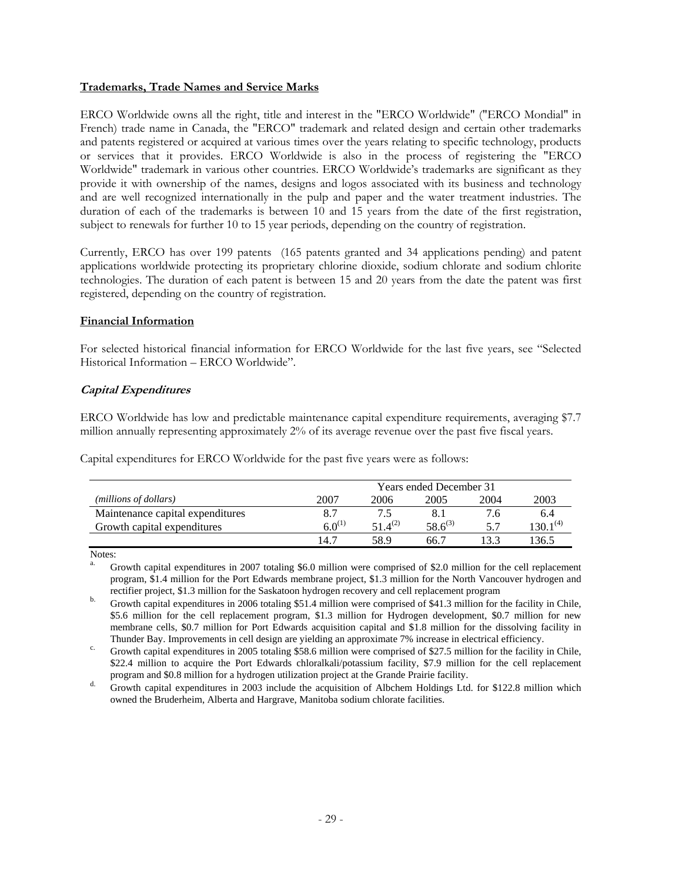**Trademarks, Trade Names and Service Marks**

ERCO Worldwide owns all the right, title and interest in the "ERCO Worldwide" ("ERCO Mondial" in French) trade name in Canada, the "ERCO" trademark and related design and certain other trademarks and patents registered or acquired at various times over the years relating to specific technology, products or services that it provides. ERCO Worldwide is also in the process of registering the "ERCO Worldwide" trademark in various other countries. ERCO Worldwide's trademarks are significant as they provide it with ownership of the names, designs and logos associated with its business and technology and are well recognized internationally in the pulp and paper and the water treatment industries. The duration of each of the trademarks is between 10 and 15 years from the date of the first registration, subject to renewals for further 10 to 15 year periods, depending on the country of registration.

Currently, ERCO has over 199 patents (165 patents granted and 34 applications pending) and patent applications worldwide protecting its proprietary chlorine dioxide, sodium chlorate and sodium chlorite technologies. The duration of each patent is between 15 and 20 years from the date the patent was first registered, depending on the country of registration.

**Financial Information**

For selected historical financial information for ERCO Worldwide for the last five years, see "Selected Historical Information – ERCO Worldwide".

***Capital Expenditures***

ERCO Worldwide has low and predictable maintenance capital expenditure requirements, averaging $7.7 million annually representing approximately 2% of its average revenue over the past five fiscal years.

Capital expenditures for ERCO Worldwide for the past five years were as follows:

| | Years ended December 31 | | | | |
|---|---|---|---|---|---|
| *(millions of dollars)* | 2007 | 2006 | 2005 | 2004 | 2003 |
| Maintenance capital expenditures | 8.7 | 7.5 | 8.1 | 7.6 | 6.4 |
| Growth capital expenditures | 6.0(1) | 51.4(2) | 58.6(3) | 5.7 | 130.1(4) |
| | 14.7 | 58.9 | 66.7 | 13.3 | 136.5 |

Notes:

a. Growth capital expenditures in 2007 totaling $6.0 million were comprised of $2.0 million for the cell replacement program, $1.4 million for the Port Edwards membrane project, $1.3 million for the North Vancouver hydrogen and rectifier project, $1.3 million for the Saskatoon hydrogen recovery and cell replacement program

b. Growth capital expenditures in 2006 totaling $51.4 million were comprised of $41.3 million for the facility in Chile, $5.6 million for the cell replacement program, $1.3 million for Hydrogen development, $0.7 million for new membrane cells, $0.7 million for Port Edwards acquisition capital and $1.8 million for the dissolving facility in Thunder Bay. Improvements in cell design are yielding an approximate 7% increase in electrical efficiency.

c. Growth capital expenditures in 2005 totaling $58.6 million were comprised of $27.5 million for the facility in Chile, $22.4 million to acquire the Port Edwards chloralkali/potassium facility, $7.9 million for the cell replacement program and $0.8 million for a hydrogen utilization project at the Grande Prairie facility.

d. Growth capital expenditures in 2003 include the acquisition of Albchem Holdings Ltd. for $122.8 million which owned the Bruderheim, Alberta and Hargrave, Manitoba sodium chlorate facilities.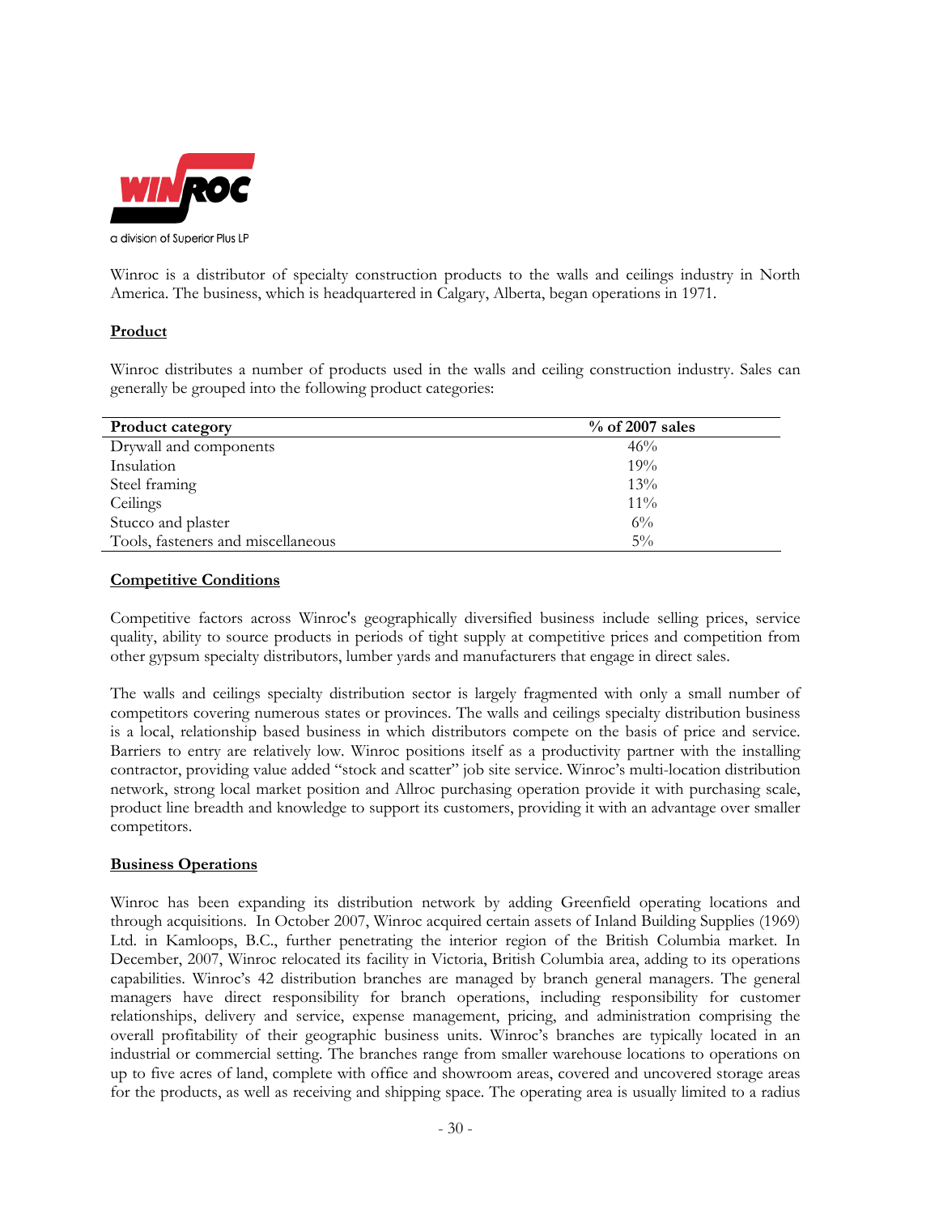WINROC

a division of Superior Plus LP

Winroc is a distributor of specialty construction products to the walls and ceilings industry in North America. The business, which is headquartered in Calgary, Alberta, began operations in 1971.

**Product**

Winroc distributes a number of products used in the walls and ceiling construction industry. Sales can generally be grouped into the following product categories:

| Product category | % of 2007 sales |
|---|---|
| Drywall and components | 46% |
| Insulation | 19% |
| Steel framing | 13% |
| Ceilings | 11% |
| Stucco and plaster | 6% |
| Tools, fasteners and miscellaneous | 5% |

**Competitive Conditions**

Competitive factors across Winroc's geographically diversified business include selling prices, service quality, ability to source products in periods of tight supply at competitive prices and competition from other gypsum specialty distributors, lumber yards and manufacturers that engage in direct sales.

The walls and ceilings specialty distribution sector is largely fragmented with only a small number of competitors covering numerous states or provinces. The walls and ceilings specialty distribution business is a local, relationship based business in which distributors compete on the basis of price and service. Barriers to entry are relatively low. Winroc positions itself as a productivity partner with the installing contractor, providing value added "stock and scatter" job site service. Winroc's multi-location distribution network, strong local market position and Allroc purchasing operation provide it with purchasing scale, product line breadth and knowledge to support its customers, providing it with an advantage over smaller competitors.

**Business Operations**

Winroc has been expanding its distribution network by adding Greenfield operating locations and through acquisitions. In October 2007, Winroc acquired certain assets of Inland Building Supplies (1969) Ltd. in Kamloops, B.C., further penetrating the interior region of the British Columbia market. In December, 2007, Winroc relocated its facility in Victoria, British Columbia area, adding to its operations capabilities. Winroc's 42 distribution branches are managed by branch general managers. The general managers have direct responsibility for branch operations, including responsibility for customer relationships, delivery and service, expense management, pricing, and administration comprising the overall profitability of their geographic business units. Winroc's branches are typically located in an industrial or commercial setting. The branches range from smaller warehouse locations to operations on up to five acres of land, complete with office and showroom areas, covered and uncovered storage areas for the products, as well as receiving and shipping space. The operating area is usually limited to a radius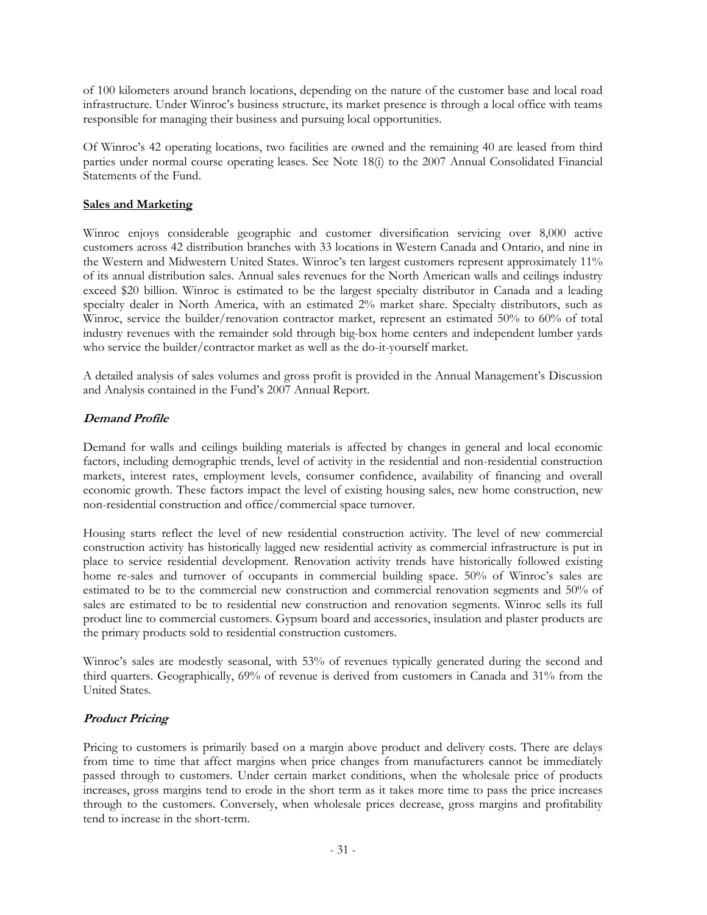of 100 kilometers around branch locations, depending on the nature of the customer base and local road infrastructure. Under Winroc's business structure, its market presence is through a local office with teams responsible for managing their business and pursuing local opportunities.

Of Winroc's 42 operating locations, two facilities are owned and the remaining 40 are leased from third parties under normal course operating leases. See Note 18(i) to the 2007 Annual Consolidated Financial Statements of the Fund.

## Sales and Marketing

Winroc enjoys considerable geographic and customer diversification servicing over 8,000 active customers across 42 distribution branches with 33 locations in Western Canada and Ontario, and nine in the Western and Midwestern United States. Winroc's ten largest customers represent approximately 11% of its annual distribution sales. Annual sales revenues for the North American walls and ceilings industry exceed $20 billion. Winroc is estimated to be the largest specialty distributor in Canada and a leading specialty dealer in North America, with an estimated 2% market share. Specialty distributors, such as Winroc, service the builder/renovation contractor market, represent an estimated 50% to 60% of total industry revenues with the remainder sold through big-box home centers and independent lumber yards who service the builder/contractor market as well as the do-it-yourself market.

A detailed analysis of sales volumes and gross profit is provided in the Annual Management's Discussion and Analysis contained in the Fund's 2007 Annual Report.

### *Demand Profile*

Demand for walls and ceilings building materials is affected by changes in general and local economic factors, including demographic trends, level of activity in the residential and non-residential construction markets, interest rates, employment levels, consumer confidence, availability of financing and overall economic growth. These factors impact the level of existing housing sales, new home construction, new non-residential construction and office/commercial space turnover.

Housing starts reflect the level of new residential construction activity. The level of new commercial construction activity has historically lagged new residential activity as commercial infrastructure is put in place to service residential development. Renovation activity trends have historically followed existing home re-sales and turnover of occupants in commercial building space. 50% of Winroc's sales are estimated to be to the commercial new construction and commercial renovation segments and 50% of sales are estimated to be to residential new construction and renovation segments. Winroc sells its full product line to commercial customers. Gypsum board and accessories, insulation and plaster products are the primary products sold to residential construction customers.

Winroc's sales are modestly seasonal, with 53% of revenues typically generated during the second and third quarters. Geographically, 69% of revenue is derived from customers in Canada and 31% from the United States.

### *Product Pricing*

Pricing to customers is primarily based on a margin above product and delivery costs. There are delays from time to time that affect margins when price changes from manufacturers cannot be immediately passed through to customers. Under certain market conditions, when the wholesale price of products increases, gross margins tend to erode in the short term as it takes more time to pass the price increases through to the customers. Conversely, when wholesale prices decrease, gross margins and profitability tend to increase in the short-term.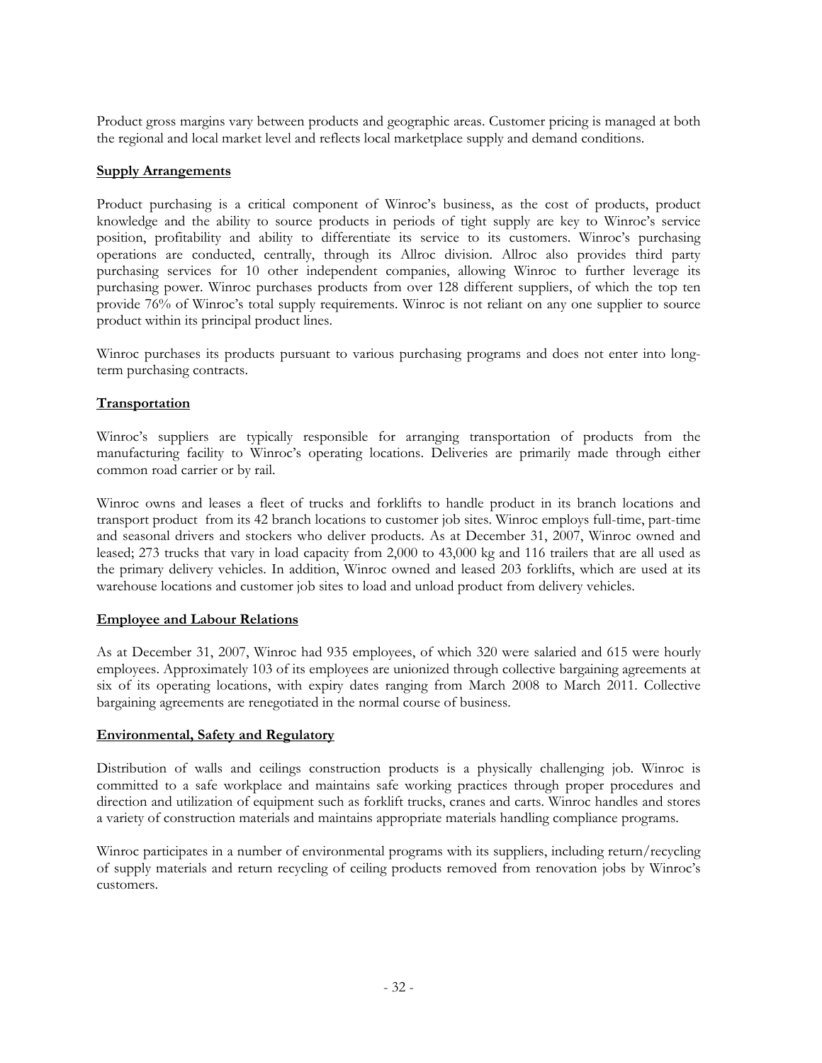Product gross margins vary between products and geographic areas. Customer pricing is managed at both the regional and local market level and reflects local marketplace supply and demand conditions.

## Supply Arrangements

Product purchasing is a critical component of Winroc's business, as the cost of products, product knowledge and the ability to source products in periods of tight supply are key to Winroc's service position, profitability and ability to differentiate its service to its customers. Winroc's purchasing operations are conducted, centrally, through its Allroc division. Allroc also provides third party purchasing services for 10 other independent companies, allowing Winroc to further leverage its purchasing power. Winroc purchases products from over 128 different suppliers, of which the top ten provide 76% of Winroc's total supply requirements. Winroc is not reliant on any one supplier to source product within its principal product lines.

Winroc purchases its products pursuant to various purchasing programs and does not enter into long-term purchasing contracts.

## Transportation

Winroc's suppliers are typically responsible for arranging transportation of products from the manufacturing facility to Winroc's operating locations. Deliveries are primarily made through either common road carrier or by rail.

Winroc owns and leases a fleet of trucks and forklifts to handle product in its branch locations and transport product from its 42 branch locations to customer job sites. Winroc employs full-time, part-time and seasonal drivers and stockers who deliver products. As at December 31, 2007, Winroc owned and leased; 273 trucks that vary in load capacity from 2,000 to 43,000 kg and 116 trailers that are all used as the primary delivery vehicles. In addition, Winroc owned and leased 203 forklifts, which are used at its warehouse locations and customer job sites to load and unload product from delivery vehicles.

## Employee and Labour Relations

As at December 31, 2007, Winroc had 935 employees, of which 320 were salaried and 615 were hourly employees. Approximately 103 of its employees are unionized through collective bargaining agreements at six of its operating locations, with expiry dates ranging from March 2008 to March 2011. Collective bargaining agreements are renegotiated in the normal course of business.

## Environmental, Safety and Regulatory

Distribution of walls and ceilings construction products is a physically challenging job. Winroc is committed to a safe workplace and maintains safe working practices through proper procedures and direction and utilization of equipment such as forklift trucks, cranes and carts. Winroc handles and stores a variety of construction materials and maintains appropriate materials handling compliance programs.

Winroc participates in a number of environmental programs with its suppliers, including return/recycling of supply materials and return recycling of ceiling products removed from renovation jobs by Winroc's customers.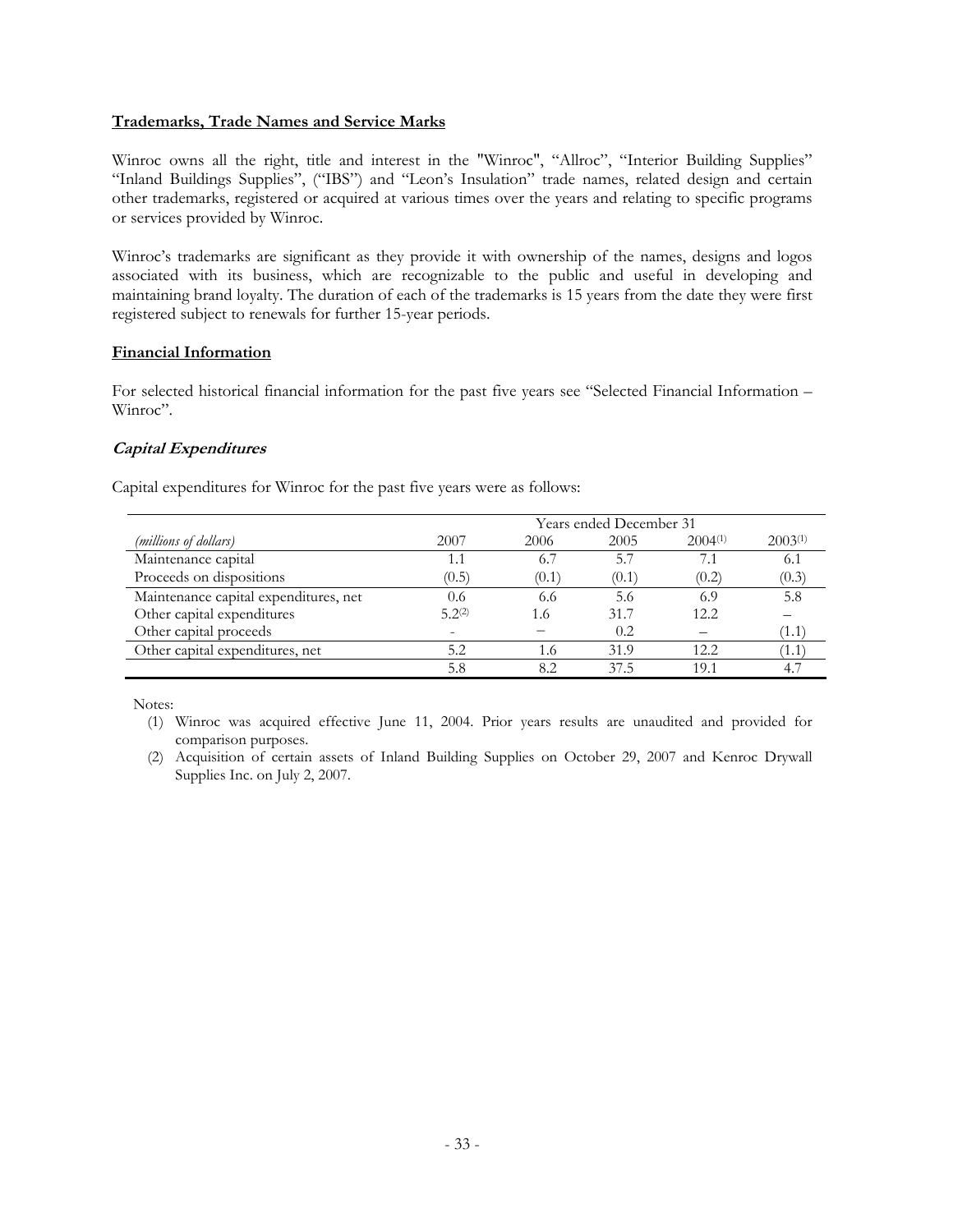**Trademarks, Trade Names and Service Marks**

Winroc owns all the right, title and interest in the "Winroc", "Allroc", "Interior Building Supplies" "Inland Buildings Supplies", ("IBS") and "Leon's Insulation" trade names, related design and certain other trademarks, registered or acquired at various times over the years and relating to specific programs or services provided by Winroc.

Winroc's trademarks are significant as they provide it with ownership of the names, designs and logos associated with its business, which are recognizable to the public and useful in developing and maintaining brand loyalty. The duration of each of the trademarks is 15 years from the date they were first registered subject to renewals for further 15-year periods.

**Financial Information**

For selected historical financial information for the past five years see "Selected Financial Information – Winroc".

***Capital Expenditures***

Capital expenditures for Winroc for the past five years were as follows:

| | Years ended December 31 | | | | |
|---|---|---|---|---|---|
| *(millions of dollars)* | 2007 | 2006 | 2005 | 2004[(1)] | 2003[(1)] |
| Maintenance capital | 1.1 | 6.7 | 5.7 | 7.1 | 6.1 |
| Proceeds on dispositions | (0.5) | (0.1) | (0.1) | (0.2) | (0.3) |
| Maintenance capital expenditures, net | 0.6 | 6.6 | 5.6 | 6.9 | 5.8 |
| Other capital expenditures | 5.2[(2)] | 1.6 | 31.7 | 12.2 | – |
| Other capital proceeds | - | – | 0.2 | – | (1.1) |
| Other capital expenditures, net | 5.2 | 1.6 | 31.9 | 12.2 | (1.1) |
| | 5.8 | 8.2 | 37.5 | 19.1 | 4.7 |

Notes:

(1) Winroc was acquired effective June 11, 2004. Prior years results are unaudited and provided for comparison purposes.

(2) Acquisition of certain assets of Inland Building Supplies on October 29, 2007 and Kenroc Drywall Supplies Inc. on July 2, 2007.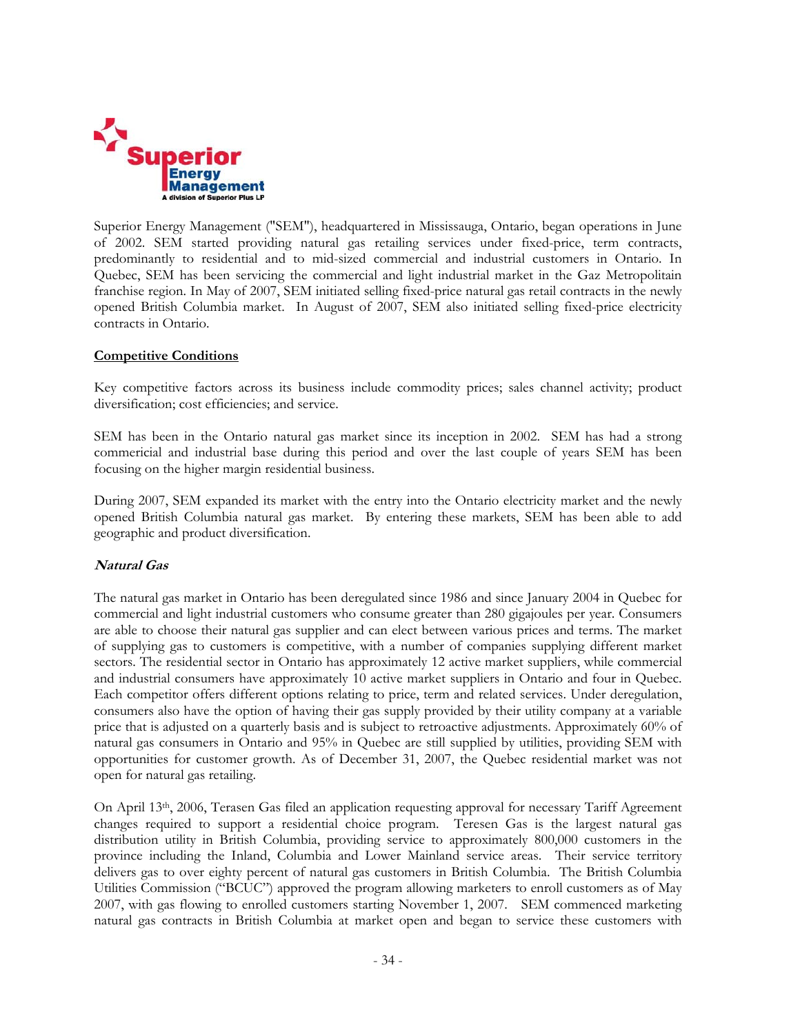Superior Energy Management ("SEM"), headquartered in Mississauga, Ontario, began operations in June of 2002. SEM started providing natural gas retailing services under fixed-price, term contracts, predominantly to residential and to mid-sized commercial and industrial customers in Ontario. In Quebec, SEM has been servicing the commercial and light industrial market in the Gaz Metropolitain franchise region. In May of 2007, SEM initiated selling fixed-price natural gas retail contracts in the newly opened British Columbia market. In August of 2007, SEM also initiated selling fixed-price electricity contracts in Ontario.

## Competitive Conditions

Key competitive factors across its business include commodity prices; sales channel activity; product diversification; cost efficiencies; and service.

SEM has been in the Ontario natural gas market since its inception in 2002. SEM has had a strong commericial and industrial base during this period and over the last couple of years SEM has been focusing on the higher margin residential business.

During 2007, SEM expanded its market with the entry into the Ontario electricity market and the newly opened British Columbia natural gas market. By entering these markets, SEM has been able to add geographic and product diversification.

### *Natural Gas*

The natural gas market in Ontario has been deregulated since 1986 and since January 2004 in Quebec for commercial and light industrial customers who consume greater than 280 gigajoules per year. Consumers are able to choose their natural gas supplier and can elect between various prices and terms. The market of supplying gas to customers is competitive, with a number of companies supplying different market sectors. The residential sector in Ontario has approximately 12 active market suppliers, while commercial and industrial consumers have approximately 10 active market suppliers in Ontario and four in Quebec. Each competitor offers different options relating to price, term and related services. Under deregulation, consumers also have the option of having their gas supply provided by their utility company at a variable price that is adjusted on a quarterly basis and is subject to retroactive adjustments. Approximately 60% of natural gas consumers in Ontario and 95% in Quebec are still supplied by utilities, providing SEM with opportunities for customer growth. As of December 31, 2007, the Quebec residential market was not open for natural gas retailing.

On April 13th, 2006, Terasen Gas filed an application requesting approval for necessary Tariff Agreement changes required to support a residential choice program. Teresen Gas is the largest natural gas distribution utility in British Columbia, providing service to approximately 800,000 customers in the province including the Inland, Columbia and Lower Mainland service areas. Their service territory delivers gas to over eighty percent of natural gas customers in British Columbia. The British Columbia Utilities Commission ("BCUC") approved the program allowing marketers to enroll customers as of May 2007, with gas flowing to enrolled customers starting November 1, 2007. SEM commenced marketing natural gas contracts in British Columbia at market open and began to service these customers with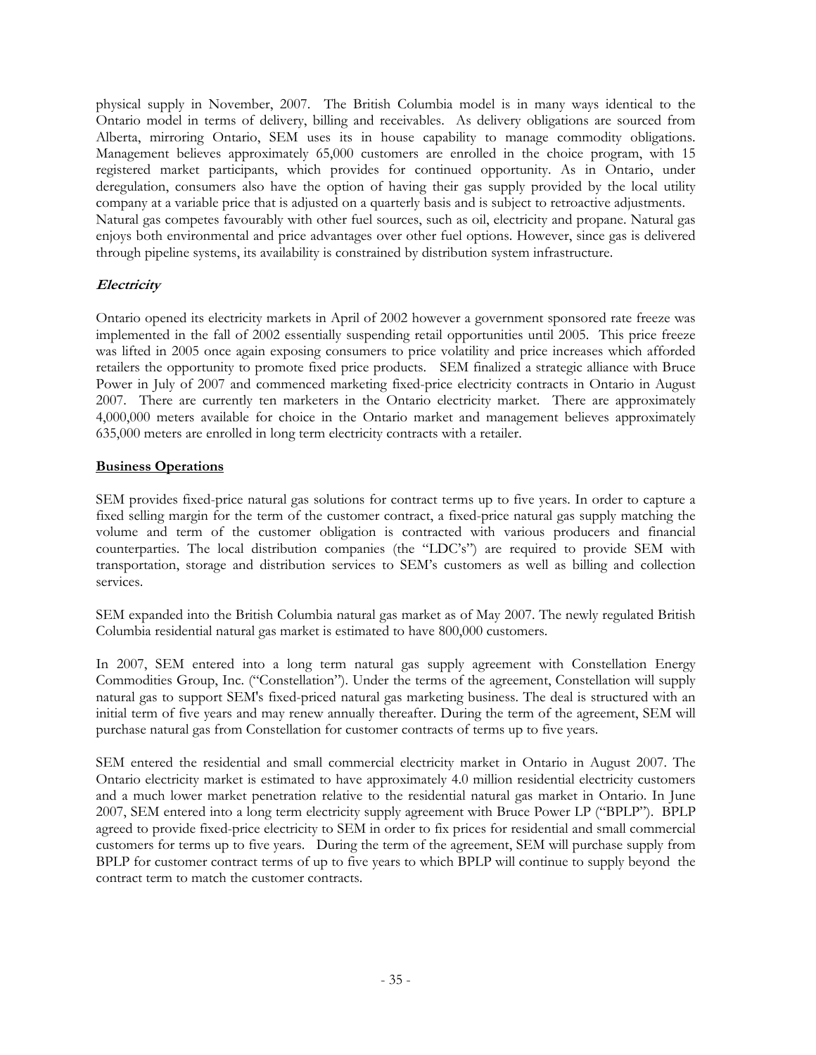physical supply in November, 2007. The British Columbia model is in many ways identical to the Ontario model in terms of delivery, billing and receivables. As delivery obligations are sourced from Alberta, mirroring Ontario, SEM uses its in house capability to manage commodity obligations. Management believes approximately 65,000 customers are enrolled in the choice program, with 15 registered market participants, which provides for continued opportunity. As in Ontario, under deregulation, consumers also have the option of having their gas supply provided by the local utility company at a variable price that is adjusted on a quarterly basis and is subject to retroactive adjustments. Natural gas competes favourably with other fuel sources, such as oil, electricity and propane. Natural gas enjoys both environmental and price advantages over other fuel options. However, since gas is delivered through pipeline systems, its availability is constrained by distribution system infrastructure.

### *Electricity*

Ontario opened its electricity markets in April of 2002 however a government sponsored rate freeze was implemented in the fall of 2002 essentially suspending retail opportunities until 2005. This price freeze was lifted in 2005 once again exposing consumers to price volatility and price increases which afforded retailers the opportunity to promote fixed price products. SEM finalized a strategic alliance with Bruce Power in July of 2007 and commenced marketing fixed-price electricity contracts in Ontario in August 2007. There are currently ten marketers in the Ontario electricity market. There are approximately 4,000,000 meters available for choice in the Ontario market and management believes approximately 635,000 meters are enrolled in long term electricity contracts with a retailer.

## Business Operations

SEM provides fixed-price natural gas solutions for contract terms up to five years. In order to capture a fixed selling margin for the term of the customer contract, a fixed-price natural gas supply matching the volume and term of the customer obligation is contracted with various producers and financial counterparties. The local distribution companies (the "LDC's") are required to provide SEM with transportation, storage and distribution services to SEM's customers as well as billing and collection services.

SEM expanded into the British Columbia natural gas market as of May 2007. The newly regulated British Columbia residential natural gas market is estimated to have 800,000 customers.

In 2007, SEM entered into a long term natural gas supply agreement with Constellation Energy Commodities Group, Inc. ("Constellation"). Under the terms of the agreement, Constellation will supply natural gas to support SEM's fixed-priced natural gas marketing business. The deal is structured with an initial term of five years and may renew annually thereafter. During the term of the agreement, SEM will purchase natural gas from Constellation for customer contracts of terms up to five years.

SEM entered the residential and small commercial electricity market in Ontario in August 2007. The Ontario electricity market is estimated to have approximately 4.0 million residential electricity customers and a much lower market penetration relative to the residential natural gas market in Ontario. In June 2007, SEM entered into a long term electricity supply agreement with Bruce Power LP ("BPLP"). BPLP agreed to provide fixed-price electricity to SEM in order to fix prices for residential and small commercial customers for terms up to five years. During the term of the agreement, SEM will purchase supply from BPLP for customer contract terms of up to five years to which BPLP will continue to supply beyond the contract term to match the customer contracts.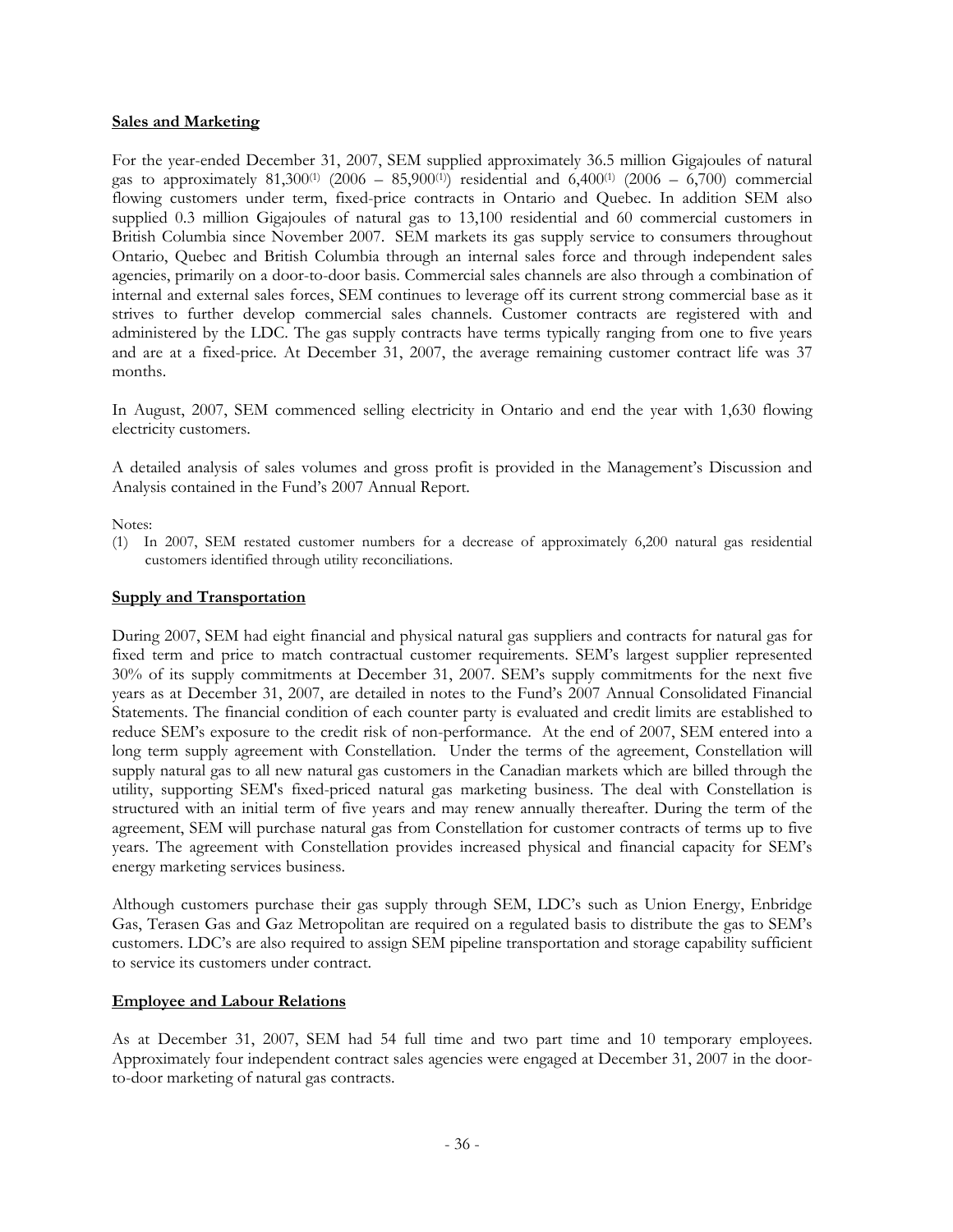## Sales and Marketing

For the year-ended December 31, 2007, SEM supplied approximately 36.5 million Gigajoules of natural gas to approximately 81,300[1] (2006 – 85,900[1]) residential and 6,400[1] (2006 – 6,700) commercial flowing customers under term, fixed-price contracts in Ontario and Quebec. In addition SEM also supplied 0.3 million Gigajoules of natural gas to 13,100 residential and 60 commercial customers in British Columbia since November 2007. SEM markets its gas supply service to consumers throughout Ontario, Quebec and British Columbia through an internal sales force and through independent sales agencies, primarily on a door-to-door basis. Commercial sales channels are also through a combination of internal and external sales forces, SEM continues to leverage off its current strong commercial base as it strives to further develop commercial sales channels. Customer contracts are registered with and administered by the LDC. The gas supply contracts have terms typically ranging from one to five years and are at a fixed-price. At December 31, 2007, the average remaining customer contract life was 37 months.

In August, 2007, SEM commenced selling electricity in Ontario and end the year with 1,630 flowing electricity customers.

A detailed analysis of sales volumes and gross profit is provided in the Management's Discussion and Analysis contained in the Fund's 2007 Annual Report.

Notes:

(1) In 2007, SEM restated customer numbers for a decrease of approximately 6,200 natural gas residential customers identified through utility reconciliations.

## Supply and Transportation

During 2007, SEM had eight financial and physical natural gas suppliers and contracts for natural gas for fixed term and price to match contractual customer requirements. SEM's largest supplier represented 30% of its supply commitments at December 31, 2007. SEM's supply commitments for the next five years as at December 31, 2007, are detailed in notes to the Fund's 2007 Annual Consolidated Financial Statements. The financial condition of each counter party is evaluated and credit limits are established to reduce SEM's exposure to the credit risk of non-performance. At the end of 2007, SEM entered into a long term supply agreement with Constellation. Under the terms of the agreement, Constellation will supply natural gas to all new natural gas customers in the Canadian markets which are billed through the utility, supporting SEM's fixed-priced natural gas marketing business. The deal with Constellation is structured with an initial term of five years and may renew annually thereafter. During the term of the agreement, SEM will purchase natural gas from Constellation for customer contracts of terms up to five years. The agreement with Constellation provides increased physical and financial capacity for SEM's energy marketing services business.

Although customers purchase their gas supply through SEM, LDC's such as Union Energy, Enbridge Gas, Terasen Gas and Gaz Metropolitan are required on a regulated basis to distribute the gas to SEM's customers. LDC's are also required to assign SEM pipeline transportation and storage capability sufficient to service its customers under contract.

## Employee and Labour Relations

As at December 31, 2007, SEM had 54 full time and two part time and 10 temporary employees. Approximately four independent contract sales agencies were engaged at December 31, 2007 in the door-to-door marketing of natural gas contracts.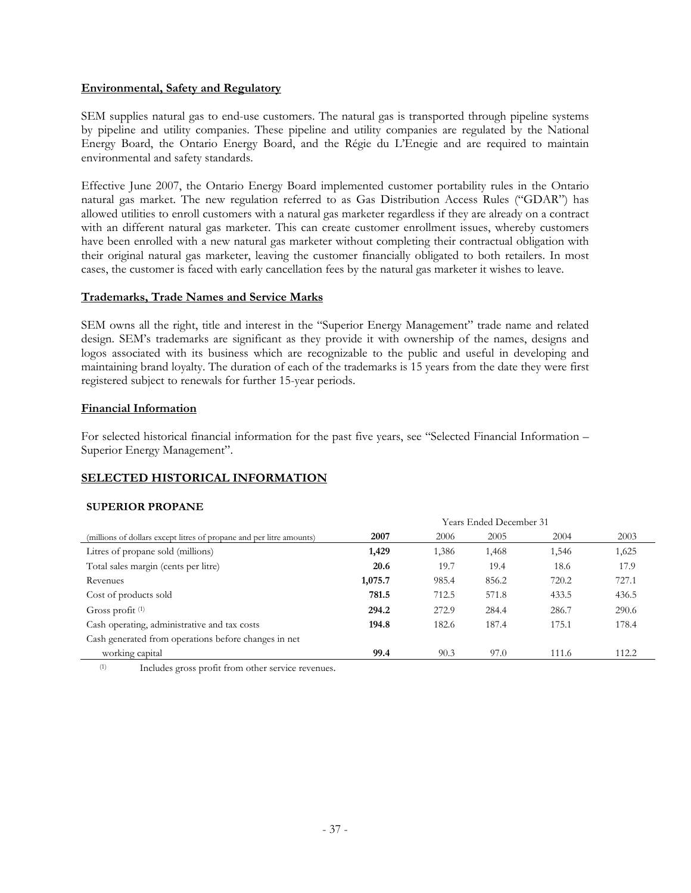## Environmental, Safety and Regulatory

SEM supplies natural gas to end-use customers. The natural gas is transported through pipeline systems by pipeline and utility companies. These pipeline and utility companies are regulated by the National Energy Board, the Ontario Energy Board, and the Régie du L'Enegie and are required to maintain environmental and safety standards.

Effective June 2007, the Ontario Energy Board implemented customer portability rules in the Ontario natural gas market. The new regulation referred to as Gas Distribution Access Rules ("GDAR") has allowed utilities to enroll customers with a natural gas marketer regardless if they are already on a contract with an different natural gas marketer. This can create customer enrollment issues, whereby customers have been enrolled with a new natural gas marketer without completing their contractual obligation with their original natural gas marketer, leaving the customer financially obligated to both retailers. In most cases, the customer is faced with early cancellation fees by the natural gas marketer it wishes to leave.

## Trademarks, Trade Names and Service Marks

SEM owns all the right, title and interest in the "Superior Energy Management" trade name and related design. SEM's trademarks are significant as they provide it with ownership of the names, designs and logos associated with its business which are recognizable to the public and useful in developing and maintaining brand loyalty. The duration of each of the trademarks is 15 years from the date they were first registered subject to renewals for further 15-year periods.

## Financial Information

For selected historical financial information for the past five years, see "Selected Financial Information – Superior Energy Management".

# SELECTED HISTORICAL INFORMATION

### SUPERIOR PROPANE

| | Years Ended December 31 | | | | |
|---|---|---|---|---|---|
| (millions of dollars except litres of propane and per litre amounts) | **2007** | 2006 | 2005 | 2004 | 2003 |
| Litres of propane sold (millions) | **1,429** | 1,386 | 1,468 | 1,546 | 1,625 |
| Total sales margin (cents per litre) | **20.6** | 19.7 | 19.4 | 18.6 | 17.9 |
| Revenues | **1,075.7** | 985.4 | 856.2 | 720.2 | 727.1 |
| Cost of products sold | **781.5** | 712.5 | 571.8 | 433.5 | 436.5 |
| Gross profit [(1)] | **294.2** | 272.9 | 284.4 | 286.7 | 290.6 |
| Cash operating, administrative and tax costs | **194.8** | 182.6 | 187.4 | 175.1 | 178.4 |
| Cash generated from operations before changes in net working capital | **99.4** | 90.3 | 97.0 | 111.6 | 112.2 |

(1) Includes gross profit from other service revenues.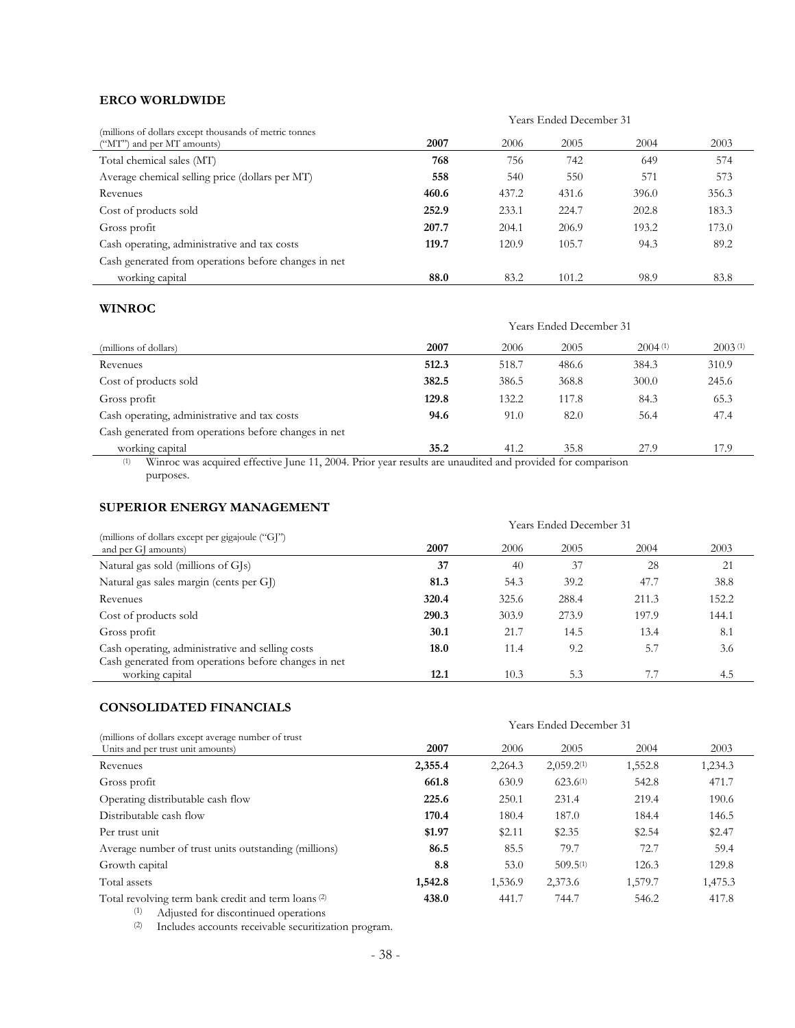**ERCO WORLDWIDE**

| (millions of dollars except thousands of metric tonnes ("MT") and per MT amounts) | Years Ended December 31 | | | | |
|---|---|---|---|---|---|
| | **2007** | 2006 | 2005 | 2004 | 2003 |
| Total chemical sales (MT) | **768** | 756 | 742 | 649 | 574 |
| Average chemical selling price (dollars per MT) | **558** | 540 | 550 | 571 | 573 |
| Revenues | **460.6** | 437.2 | 431.6 | 396.0 | 356.3 |
| Cost of products sold | **252.9** | 233.1 | 224.7 | 202.8 | 183.3 |
| Gross profit | **207.7** | 204.1 | 206.9 | 193.2 | 173.0 |
| Cash operating, administrative and tax costs | **119.7** | 120.9 | 105.7 | 94.3 | 89.2 |
| Cash generated from operations before changes in net working capital | **88.0** | 83.2 | 101.2 | 98.9 | 83.8 |

**WINROC**

| (millions of dollars) | Years Ended December 31 | | | | |
|---|---|---|---|---|---|
| | **2007** | 2006 | 2005 | 2004 [(1)] | 2003 [(1)] |
| Revenues | **512.3** | 518.7 | 486.6 | 384.3 | 310.9 |
| Cost of products sold | **382.5** | 386.5 | 368.8 | 300.0 | 245.6 |
| Gross profit | **129.8** | 132.2 | 117.8 | 84.3 | 65.3 |
| Cash operating, administrative and tax costs | **94.6** | 91.0 | 82.0 | 56.4 | 47.4 |
| Cash generated from operations before changes in net working capital | **35.2** | 41.2 | 35.8 | 27.9 | 17.9 |

(1) Winroc was acquired effective June 11, 2004. Prior year results are unaudited and provided for comparison purposes.

**SUPERIOR ENERGY MANAGEMENT**

| (millions of dollars except per gigajoule ("GJ") and per GJ amounts) | Years Ended December 31 | | | | |
|---|---|---|---|---|---|
| | **2007** | 2006 | 2005 | 2004 | 2003 |
| Natural gas sold (millions of GJs) | **37** | 40 | 37 | 28 | 21 |
| Natural gas sales margin (cents per GJ) | **81.3** | 54.3 | 39.2 | 47.7 | 38.8 |
| Revenues | **320.4** | 325.6 | 288.4 | 211.3 | 152.2 |
| Cost of products sold | **290.3** | 303.9 | 273.9 | 197.9 | 144.1 |
| Gross profit | **30.1** | 21.7 | 14.5 | 13.4 | 8.1 |
| Cash operating, administrative and selling costs | **18.0** | 11.4 | 9.2 | 5.7 | 3.6 |
| Cash generated from operations before changes in net working capital | **12.1** | 10.3 | 5.3 | 7.7 | 4.5 |

**CONSOLIDATED FINANCIALS**

| (millions of dollars except average number of trust Units and per trust unit amounts) | Years Ended December 31 | | | | |
|---|---|---|---|---|---|
| | **2007** | 2006 | 2005 | 2004 | 2003 |
| Revenues | **2,355.4** | 2,264.3 | 2,059.2[(1)] | 1,552.8 | 1,234.3 |
| Gross profit | **661.8** | 630.9 | 623.6[(1)] | 542.8 | 471.7 |
| Operating distributable cash flow | **225.6** | 250.1 | 231.4 | 219.4 | 190.6 |
| Distributable cash flow | **170.4** | 180.4 | 187.0 | 184.4 | 146.5 |
| Per trust unit | **$1.97** | $2.11 | $2.35 | $2.54 | $2.47 |
| Average number of trust units outstanding (millions) | **86.5** | 85.5 | 79.7 | 72.7 | 59.4 |
| Growth capital | **8.8** | 53.0 | 509.5[(1)] | 126.3 | 129.8 |
| Total assets | **1,542.8** | 1,536.9 | 2,373.6 | 1,579.7 | 1,475.3 |
| Total revolving term bank credit and term loans [(2)] | **438.0** | 441.7 | 744.7 | 546.2 | 417.8 |

(1) Adjusted for discontinued operations

(2) Includes accounts receivable securitization program.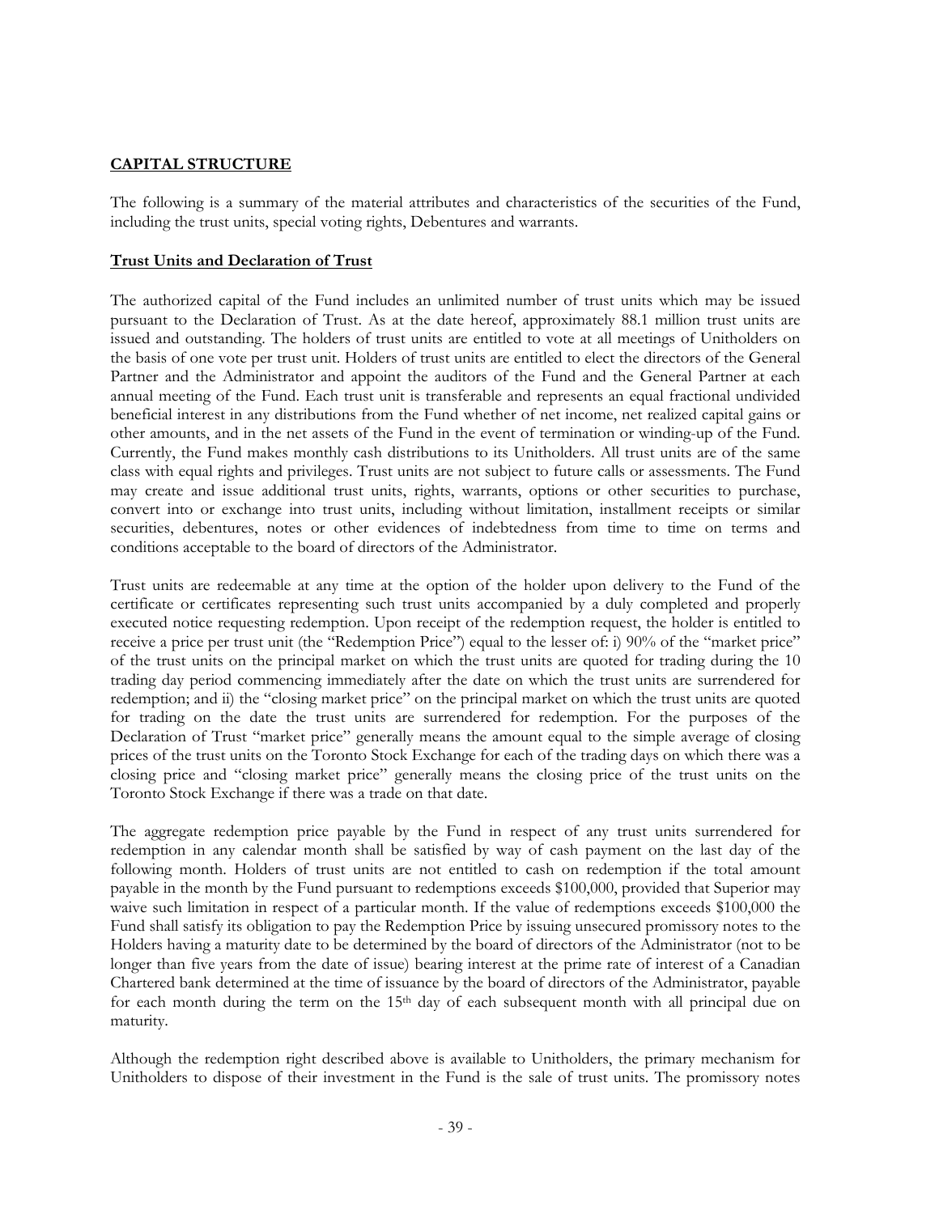## CAPITAL STRUCTURE

The following is a summary of the material attributes and characteristics of the securities of the Fund, including the trust units, special voting rights, Debentures and warrants.

### Trust Units and Declaration of Trust

The authorized capital of the Fund includes an unlimited number of trust units which may be issued pursuant to the Declaration of Trust. As at the date hereof, approximately 88.1 million trust units are issued and outstanding. The holders of trust units are entitled to vote at all meetings of Unitholders on the basis of one vote per trust unit. Holders of trust units are entitled to elect the directors of the General Partner and the Administrator and appoint the auditors of the Fund and the General Partner at each annual meeting of the Fund. Each trust unit is transferable and represents an equal fractional undivided beneficial interest in any distributions from the Fund whether of net income, net realized capital gains or other amounts, and in the net assets of the Fund in the event of termination or winding-up of the Fund. Currently, the Fund makes monthly cash distributions to its Unitholders. All trust units are of the same class with equal rights and privileges. Trust units are not subject to future calls or assessments. The Fund may create and issue additional trust units, rights, warrants, options or other securities to purchase, convert into or exchange into trust units, including without limitation, installment receipts or similar securities, debentures, notes or other evidences of indebtedness from time to time on terms and conditions acceptable to the board of directors of the Administrator.

Trust units are redeemable at any time at the option of the holder upon delivery to the Fund of the certificate or certificates representing such trust units accompanied by a duly completed and properly executed notice requesting redemption. Upon receipt of the redemption request, the holder is entitled to receive a price per trust unit (the "Redemption Price") equal to the lesser of: i) 90% of the "market price" of the trust units on the principal market on which the trust units are quoted for trading during the 10 trading day period commencing immediately after the date on which the trust units are surrendered for redemption; and ii) the "closing market price" on the principal market on which the trust units are quoted for trading on the date the trust units are surrendered for redemption. For the purposes of the Declaration of Trust "market price" generally means the amount equal to the simple average of closing prices of the trust units on the Toronto Stock Exchange for each of the trading days on which there was a closing price and "closing market price" generally means the closing price of the trust units on the Toronto Stock Exchange if there was a trade on that date.

The aggregate redemption price payable by the Fund in respect of any trust units surrendered for redemption in any calendar month shall be satisfied by way of cash payment on the last day of the following month. Holders of trust units are not entitled to cash on redemption if the total amount payable in the month by the Fund pursuant to redemptions exceeds $100,000, provided that Superior may waive such limitation in respect of a particular month. If the value of redemptions exceeds $100,000 the Fund shall satisfy its obligation to pay the Redemption Price by issuing unsecured promissory notes to the Holders having a maturity date to be determined by the board of directors of the Administrator (not to be longer than five years from the date of issue) bearing interest at the prime rate of interest of a Canadian Chartered bank determined at the time of issuance by the board of directors of the Administrator, payable for each month during the term on the 15th day of each subsequent month with all principal due on maturity.

Although the redemption right described above is available to Unitholders, the primary mechanism for Unitholders to dispose of their investment in the Fund is the sale of trust units. The promissory notes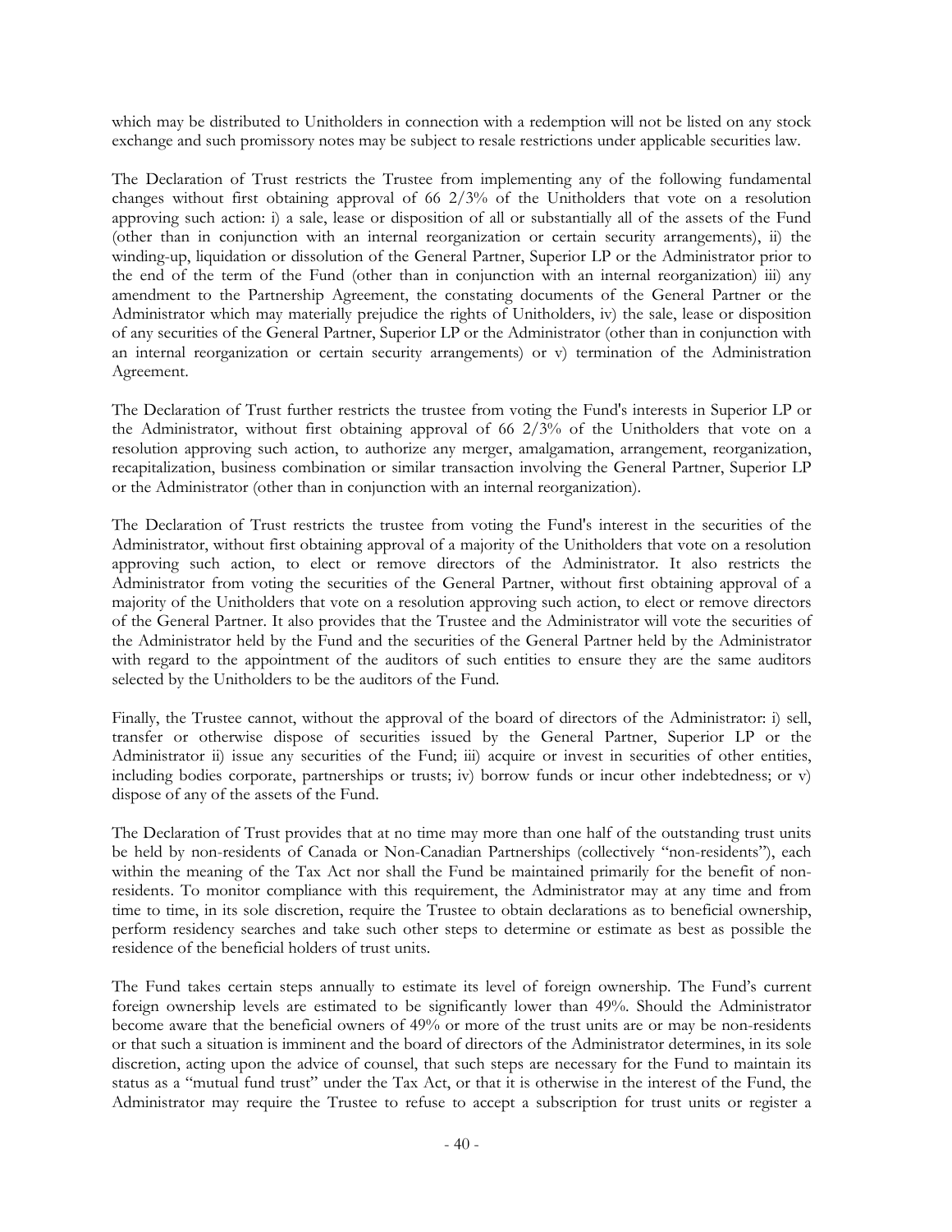which may be distributed to Unitholders in connection with a redemption will not be listed on any stock exchange and such promissory notes may be subject to resale restrictions under applicable securities law.

The Declaration of Trust restricts the Trustee from implementing any of the following fundamental changes without first obtaining approval of 66 2/3% of the Unitholders that vote on a resolution approving such action: i) a sale, lease or disposition of all or substantially all of the assets of the Fund (other than in conjunction with an internal reorganization or certain security arrangements), ii) the winding-up, liquidation or dissolution of the General Partner, Superior LP or the Administrator prior to the end of the term of the Fund (other than in conjunction with an internal reorganization) iii) any amendment to the Partnership Agreement, the constating documents of the General Partner or the Administrator which may materially prejudice the rights of Unitholders, iv) the sale, lease or disposition of any securities of the General Partner, Superior LP or the Administrator (other than in conjunction with an internal reorganization or certain security arrangements) or v) termination of the Administration Agreement.

The Declaration of Trust further restricts the trustee from voting the Fund's interests in Superior LP or the Administrator, without first obtaining approval of 66 2/3% of the Unitholders that vote on a resolution approving such action, to authorize any merger, amalgamation, arrangement, reorganization, recapitalization, business combination or similar transaction involving the General Partner, Superior LP or the Administrator (other than in conjunction with an internal reorganization).

The Declaration of Trust restricts the trustee from voting the Fund's interest in the securities of the Administrator, without first obtaining approval of a majority of the Unitholders that vote on a resolution approving such action, to elect or remove directors of the Administrator. It also restricts the Administrator from voting the securities of the General Partner, without first obtaining approval of a majority of the Unitholders that vote on a resolution approving such action, to elect or remove directors of the General Partner. It also provides that the Trustee and the Administrator will vote the securities of the Administrator held by the Fund and the securities of the General Partner held by the Administrator with regard to the appointment of the auditors of such entities to ensure they are the same auditors selected by the Unitholders to be the auditors of the Fund.

Finally, the Trustee cannot, without the approval of the board of directors of the Administrator: i) sell, transfer or otherwise dispose of securities issued by the General Partner, Superior LP or the Administrator ii) issue any securities of the Fund; iii) acquire or invest in securities of other entities, including bodies corporate, partnerships or trusts; iv) borrow funds or incur other indebtedness; or v) dispose of any of the assets of the Fund.

The Declaration of Trust provides that at no time may more than one half of the outstanding trust units be held by non-residents of Canada or Non-Canadian Partnerships (collectively "non-residents"), each within the meaning of the Tax Act nor shall the Fund be maintained primarily for the benefit of non-residents. To monitor compliance with this requirement, the Administrator may at any time and from time to time, in its sole discretion, require the Trustee to obtain declarations as to beneficial ownership, perform residency searches and take such other steps to determine or estimate as best as possible the residence of the beneficial holders of trust units.

The Fund takes certain steps annually to estimate its level of foreign ownership. The Fund's current foreign ownership levels are estimated to be significantly lower than 49%. Should the Administrator become aware that the beneficial owners of 49% or more of the trust units are or may be non-residents or that such a situation is imminent and the board of directors of the Administrator determines, in its sole discretion, acting upon the advice of counsel, that such steps are necessary for the Fund to maintain its status as a "mutual fund trust" under the Tax Act, or that it is otherwise in the interest of the Fund, the Administrator may require the Trustee to refuse to accept a subscription for trust units or register a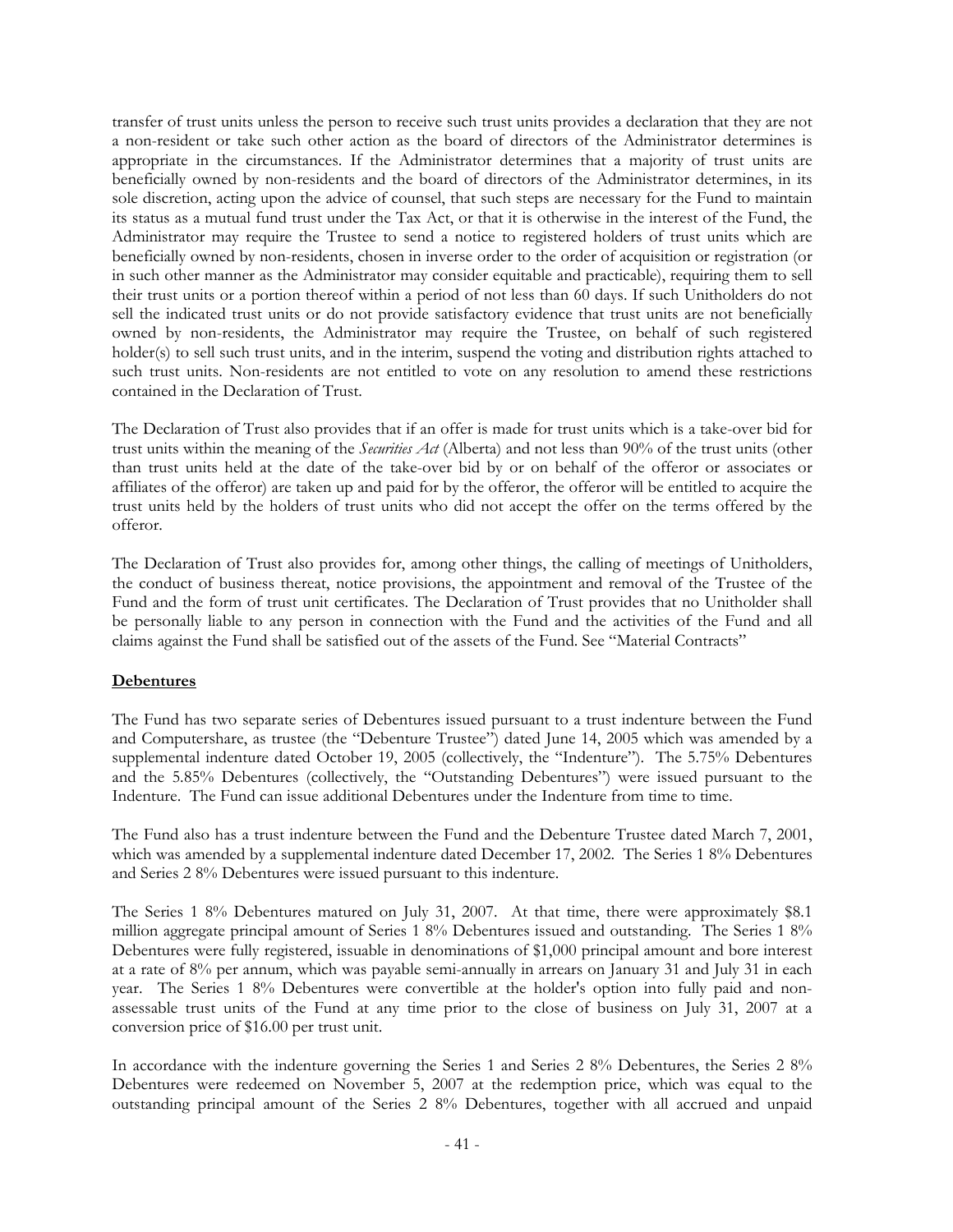transfer of trust units unless the person to receive such trust units provides a declaration that they are not a non-resident or take such other action as the board of directors of the Administrator determines is appropriate in the circumstances. If the Administrator determines that a majority of trust units are beneficially owned by non-residents and the board of directors of the Administrator determines, in its sole discretion, acting upon the advice of counsel, that such steps are necessary for the Fund to maintain its status as a mutual fund trust under the Tax Act, or that it is otherwise in the interest of the Fund, the Administrator may require the Trustee to send a notice to registered holders of trust units which are beneficially owned by non-residents, chosen in inverse order to the order of acquisition or registration (or in such other manner as the Administrator may consider equitable and practicable), requiring them to sell their trust units or a portion thereof within a period of not less than 60 days. If such Unitholders do not sell the indicated trust units or do not provide satisfactory evidence that trust units are not beneficially owned by non-residents, the Administrator may require the Trustee, on behalf of such registered holder(s) to sell such trust units, and in the interim, suspend the voting and distribution rights attached to such trust units. Non-residents are not entitled to vote on any resolution to amend these restrictions contained in the Declaration of Trust.

The Declaration of Trust also provides that if an offer is made for trust units which is a take-over bid for trust units within the meaning of the *Securities Act* (Alberta) and not less than 90% of the trust units (other than trust units held at the date of the take-over bid by or on behalf of the offeror or associates or affiliates of the offeror) are taken up and paid for by the offeror, the offeror will be entitled to acquire the trust units held by the holders of trust units who did not accept the offer on the terms offered by the offeror.

The Declaration of Trust also provides for, among other things, the calling of meetings of Unitholders, the conduct of business thereat, notice provisions, the appointment and removal of the Trustee of the Fund and the form of trust unit certificates. The Declaration of Trust provides that no Unitholder shall be personally liable to any person in connection with the Fund and the activities of the Fund and all claims against the Fund shall be satisfied out of the assets of the Fund. See "Material Contracts"

**Debentures**

The Fund has two separate series of Debentures issued pursuant to a trust indenture between the Fund and Computershare, as trustee (the "Debenture Trustee") dated June 14, 2005 which was amended by a supplemental indenture dated October 19, 2005 (collectively, the "Indenture"). The 5.75% Debentures and the 5.85% Debentures (collectively, the "Outstanding Debentures") were issued pursuant to the Indenture. The Fund can issue additional Debentures under the Indenture from time to time.

The Fund also has a trust indenture between the Fund and the Debenture Trustee dated March 7, 2001, which was amended by a supplemental indenture dated December 17, 2002. The Series 1 8% Debentures and Series 2 8% Debentures were issued pursuant to this indenture.

The Series 1 8% Debentures matured on July 31, 2007. At that time, there were approximately $8.1 million aggregate principal amount of Series 1 8% Debentures issued and outstanding. The Series 1 8% Debentures were fully registered, issuable in denominations of $1,000 principal amount and bore interest at a rate of 8% per annum, which was payable semi-annually in arrears on January 31 and July 31 in each year. The Series 1 8% Debentures were convertible at the holder's option into fully paid and non-assessable trust units of the Fund at any time prior to the close of business on July 31, 2007 at a conversion price of $16.00 per trust unit.

In accordance with the indenture governing the Series 1 and Series 2 8% Debentures, the Series 2 8% Debentures were redeemed on November 5, 2007 at the redemption price, which was equal to the outstanding principal amount of the Series 2 8% Debentures, together with all accrued and unpaid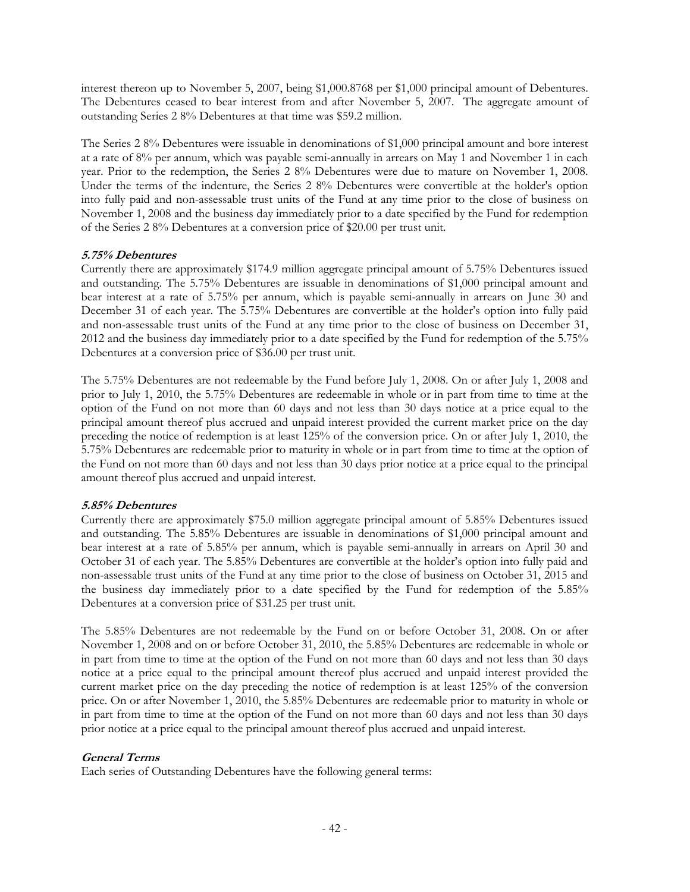interest thereon up to November 5, 2007, being $1,000.8768 per $1,000 principal amount of Debentures. The Debentures ceased to bear interest from and after November 5, 2007. The aggregate amount of outstanding Series 2 8% Debentures at that time was $59.2 million.

The Series 2 8% Debentures were issuable in denominations of $1,000 principal amount and bore interest at a rate of 8% per annum, which was payable semi-annually in arrears on May 1 and November 1 in each year. Prior to the redemption, the Series 2 8% Debentures were due to mature on November 1, 2008. Under the terms of the indenture, the Series 2 8% Debentures were convertible at the holder's option into fully paid and non-assessable trust units of the Fund at any time prior to the close of business on November 1, 2008 and the business day immediately prior to a date specified by the Fund for redemption of the Series 2 8% Debentures at a conversion price of $20.00 per trust unit.

***5.75% Debentures***

Currently there are approximately $174.9 million aggregate principal amount of 5.75% Debentures issued and outstanding. The 5.75% Debentures are issuable in denominations of $1,000 principal amount and bear interest at a rate of 5.75% per annum, which is payable semi-annually in arrears on June 30 and December 31 of each year. The 5.75% Debentures are convertible at the holder's option into fully paid and non-assessable trust units of the Fund at any time prior to the close of business on December 31, 2012 and the business day immediately prior to a date specified by the Fund for redemption of the 5.75% Debentures at a conversion price of $36.00 per trust unit.

The 5.75% Debentures are not redeemable by the Fund before July 1, 2008. On or after July 1, 2008 and prior to July 1, 2010, the 5.75% Debentures are redeemable in whole or in part from time to time at the option of the Fund on not more than 60 days and not less than 30 days notice at a price equal to the principal amount thereof plus accrued and unpaid interest provided the current market price on the day preceding the notice of redemption is at least 125% of the conversion price. On or after July 1, 2010, the 5.75% Debentures are redeemable prior to maturity in whole or in part from time to time at the option of the Fund on not more than 60 days and not less than 30 days prior notice at a price equal to the principal amount thereof plus accrued and unpaid interest.

***5.85% Debentures***

Currently there are approximately $75.0 million aggregate principal amount of 5.85% Debentures issued and outstanding. The 5.85% Debentures are issuable in denominations of $1,000 principal amount and bear interest at a rate of 5.85% per annum, which is payable semi-annually in arrears on April 30 and October 31 of each year. The 5.85% Debentures are convertible at the holder's option into fully paid and non-assessable trust units of the Fund at any time prior to the close of business on October 31, 2015 and the business day immediately prior to a date specified by the Fund for redemption of the 5.85% Debentures at a conversion price of $31.25 per trust unit.

The 5.85% Debentures are not redeemable by the Fund on or before October 31, 2008. On or after November 1, 2008 and on or before October 31, 2010, the 5.85% Debentures are redeemable in whole or in part from time to time at the option of the Fund on not more than 60 days and not less than 30 days notice at a price equal to the principal amount thereof plus accrued and unpaid interest provided the current market price on the day preceding the notice of redemption is at least 125% of the conversion price. On or after November 1, 2010, the 5.85% Debentures are redeemable prior to maturity in whole or in part from time to time at the option of the Fund on not more than 60 days and not less than 30 days prior notice at a price equal to the principal amount thereof plus accrued and unpaid interest.

***General Terms***

Each series of Outstanding Debentures have the following general terms: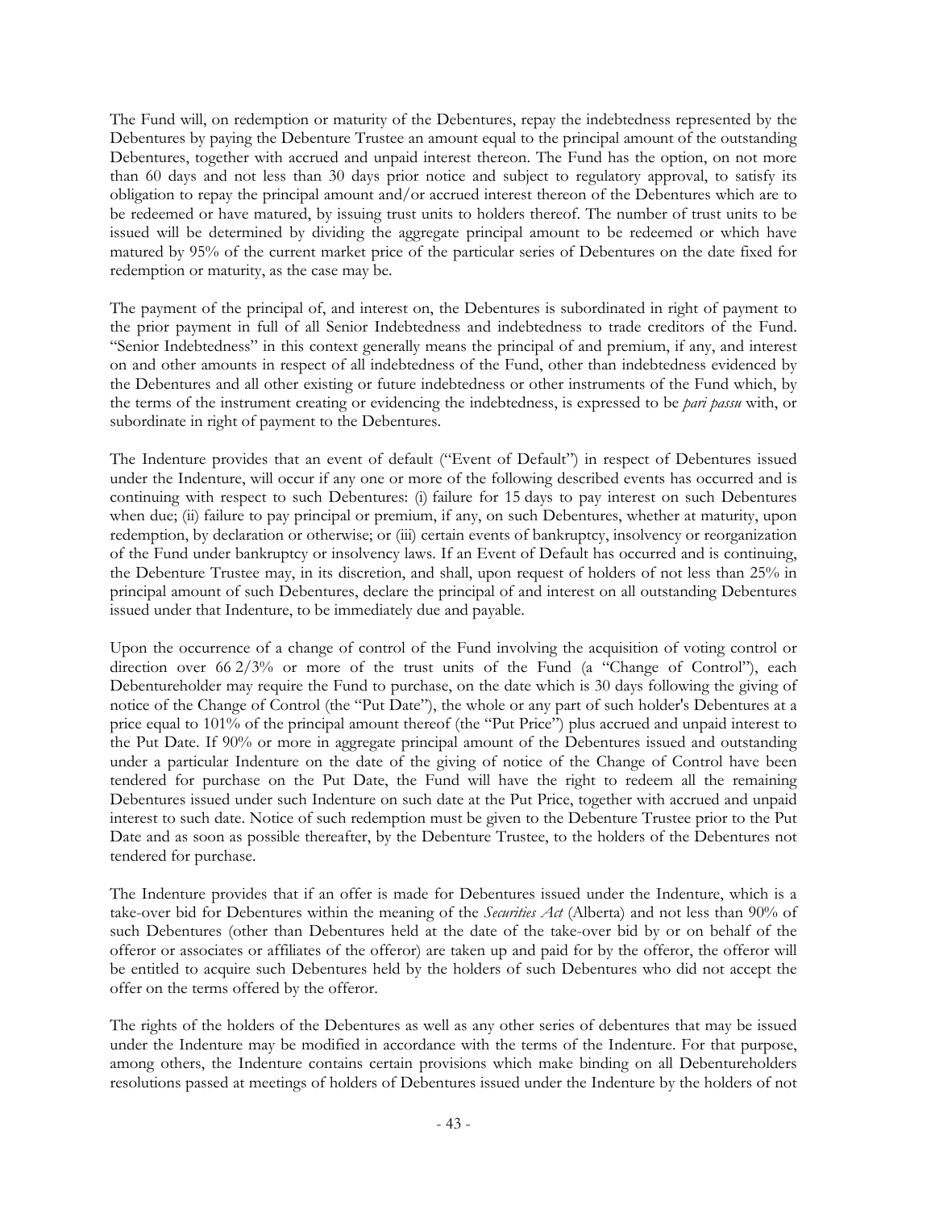The Fund will, on redemption or maturity of the Debentures, repay the indebtedness represented by the Debentures by paying the Debenture Trustee an amount equal to the principal amount of the outstanding Debentures, together with accrued and unpaid interest thereon. The Fund has the option, on not more than 60 days and not less than 30 days prior notice and subject to regulatory approval, to satisfy its obligation to repay the principal amount and/or accrued interest thereon of the Debentures which are to be redeemed or have matured, by issuing trust units to holders thereof. The number of trust units to be issued will be determined by dividing the aggregate principal amount to be redeemed or which have matured by 95% of the current market price of the particular series of Debentures on the date fixed for redemption or maturity, as the case may be.

The payment of the principal of, and interest on, the Debentures is subordinated in right of payment to the prior payment in full of all Senior Indebtedness and indebtedness to trade creditors of the Fund. "Senior Indebtedness" in this context generally means the principal of and premium, if any, and interest on and other amounts in respect of all indebtedness of the Fund, other than indebtedness evidenced by the Debentures and all other existing or future indebtedness or other instruments of the Fund which, by the terms of the instrument creating or evidencing the indebtedness, is expressed to be *pari passu* with, or subordinate in right of payment to the Debentures.

The Indenture provides that an event of default ("Event of Default") in respect of Debentures issued under the Indenture, will occur if any one or more of the following described events has occurred and is continuing with respect to such Debentures: (i) failure for 15 days to pay interest on such Debentures when due; (ii) failure to pay principal or premium, if any, on such Debentures, whether at maturity, upon redemption, by declaration or otherwise; or (iii) certain events of bankruptcy, insolvency or reorganization of the Fund under bankruptcy or insolvency laws. If an Event of Default has occurred and is continuing, the Debenture Trustee may, in its discretion, and shall, upon request of holders of not less than 25% in principal amount of such Debentures, declare the principal of and interest on all outstanding Debentures issued under that Indenture, to be immediately due and payable.

Upon the occurrence of a change of control of the Fund involving the acquisition of voting control or direction over 66 2/3% or more of the trust units of the Fund (a "Change of Control"), each Debentureholder may require the Fund to purchase, on the date which is 30 days following the giving of notice of the Change of Control (the "Put Date"), the whole or any part of such holder's Debentures at a price equal to 101% of the principal amount thereof (the "Put Price") plus accrued and unpaid interest to the Put Date. If 90% or more in aggregate principal amount of the Debentures issued and outstanding under a particular Indenture on the date of the giving of notice of the Change of Control have been tendered for purchase on the Put Date, the Fund will have the right to redeem all the remaining Debentures issued under such Indenture on such date at the Put Price, together with accrued and unpaid interest to such date. Notice of such redemption must be given to the Debenture Trustee prior to the Put Date and as soon as possible thereafter, by the Debenture Trustee, to the holders of the Debentures not tendered for purchase.

The Indenture provides that if an offer is made for Debentures issued under the Indenture, which is a take-over bid for Debentures within the meaning of the *Securities Act* (Alberta) and not less than 90% of such Debentures (other than Debentures held at the date of the take-over bid by or on behalf of the offeror or associates or affiliates of the offeror) are taken up and paid for by the offeror, the offeror will be entitled to acquire such Debentures held by the holders of such Debentures who did not accept the offer on the terms offered by the offeror.

The rights of the holders of the Debentures as well as any other series of debentures that may be issued under the Indenture may be modified in accordance with the terms of the Indenture. For that purpose, among others, the Indenture contains certain provisions which make binding on all Debentureholders resolutions passed at meetings of holders of Debentures issued under the Indenture by the holders of not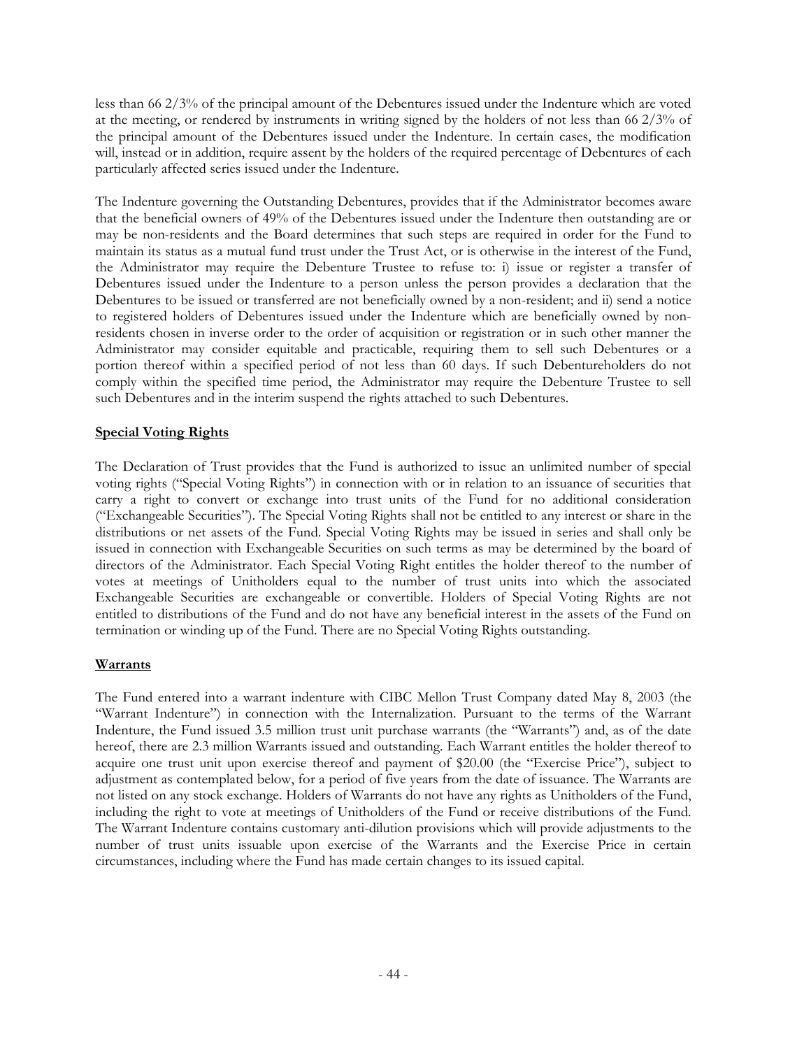less than 66 2/3% of the principal amount of the Debentures issued under the Indenture which are voted at the meeting, or rendered by instruments in writing signed by the holders of not less than 66 2/3% of the principal amount of the Debentures issued under the Indenture. In certain cases, the modification will, instead or in addition, require assent by the holders of the required percentage of Debentures of each particularly affected series issued under the Indenture.

The Indenture governing the Outstanding Debentures, provides that if the Administrator becomes aware that the beneficial owners of 49% of the Debentures issued under the Indenture then outstanding are or may be non-residents and the Board determines that such steps are required in order for the Fund to maintain its status as a mutual fund trust under the Trust Act, or is otherwise in the interest of the Fund, the Administrator may require the Debenture Trustee to refuse to: i) issue or register a transfer of Debentures issued under the Indenture to a person unless the person provides a declaration that the Debentures to be issued or transferred are not beneficially owned by a non-resident; and ii) send a notice to registered holders of Debentures issued under the Indenture which are beneficially owned by non-residents chosen in inverse order to the order of acquisition or registration or in such other manner the Administrator may consider equitable and practicable, requiring them to sell such Debentures or a portion thereof within a specified period of not less than 60 days. If such Debentureholders do not comply within the specified time period, the Administrator may require the Debenture Trustee to sell such Debentures and in the interim suspend the rights attached to such Debentures.

**Special Voting Rights**

The Declaration of Trust provides that the Fund is authorized to issue an unlimited number of special voting rights ("Special Voting Rights") in connection with or in relation to an issuance of securities that carry a right to convert or exchange into trust units of the Fund for no additional consideration ("Exchangeable Securities"). The Special Voting Rights shall not be entitled to any interest or share in the distributions or net assets of the Fund. Special Voting Rights may be issued in series and shall only be issued in connection with Exchangeable Securities on such terms as may be determined by the board of directors of the Administrator. Each Special Voting Right entitles the holder thereof to the number of votes at meetings of Unitholders equal to the number of trust units into which the associated Exchangeable Securities are exchangeable or convertible. Holders of Special Voting Rights are not entitled to distributions of the Fund and do not have any beneficial interest in the assets of the Fund on termination or winding up of the Fund. There are no Special Voting Rights outstanding.

**Warrants**

The Fund entered into a warrant indenture with CIBC Mellon Trust Company dated May 8, 2003 (the "Warrant Indenture") in connection with the Internalization. Pursuant to the terms of the Warrant Indenture, the Fund issued 3.5 million trust unit purchase warrants (the "Warrants") and, as of the date hereof, there are 2.3 million Warrants issued and outstanding. Each Warrant entitles the holder thereof to acquire one trust unit upon exercise thereof and payment of $20.00 (the "Exercise Price"), subject to adjustment as contemplated below, for a period of five years from the date of issuance. The Warrants are not listed on any stock exchange. Holders of Warrants do not have any rights as Unitholders of the Fund, including the right to vote at meetings of Unitholders of the Fund or receive distributions of the Fund. The Warrant Indenture contains customary anti-dilution provisions which will provide adjustments to the number of trust units issuable upon exercise of the Warrants and the Exercise Price in certain circumstances, including where the Fund has made certain changes to its issued capital.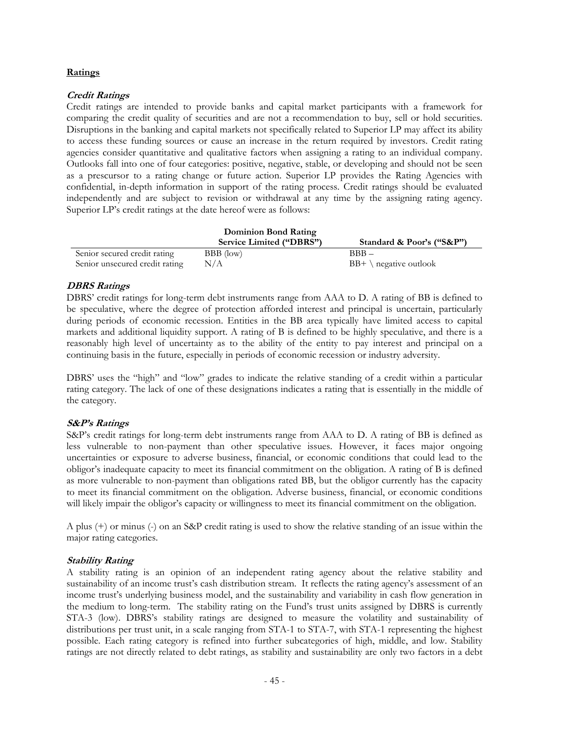## Ratings

### *Credit Ratings*

Credit ratings are intended to provide banks and capital market participants with a framework for comparing the credit quality of securities and are not a recommendation to buy, sell or hold securities. Disruptions in the banking and capital markets not specifically related to Superior LP may affect its ability to access these funding sources or cause an increase in the return required by investors. Credit rating agencies consider quantitative and qualitative factors when assigning a rating to an individual company. Outlooks fall into one of four categories: positive, negative, stable, or developing and should not be seen as a prescursor to a rating change or future action. Superior LP provides the Rating Agencies with confidential, in-depth information in support of the rating process. Credit ratings should be evaluated independently and are subject to revision or withdrawal at any time by the assigning rating agency. Superior LP's credit ratings at the date hereof were as follows:

| | Dominion Bond Rating Service Limited ("DBRS") | Standard & Poor's ("S&P") |
|---|---|---|
| Senior secured credit rating | BBB (low) | BBB – |
| Senior unsecured credit rating | N/A | BB+ \ negative outlook |

### *DBRS Ratings*

DBRS' credit ratings for long-term debt instruments range from AAA to D. A rating of BB is defined to be speculative, where the degree of protection afforded interest and principal is uncertain, particularly during periods of economic recession. Entities in the BB area typically have limited access to capital markets and additional liquidity support. A rating of B is defined to be highly speculative, and there is a reasonably high level of uncertainty as to the ability of the entity to pay interest and principal on a continuing basis in the future, especially in periods of economic recession or industry adversity.

DBRS' uses the "high" and "low" grades to indicate the relative standing of a credit within a particular rating category. The lack of one of these designations indicates a rating that is essentially in the middle of the category.

### *S&P's Ratings*

S&P's credit ratings for long-term debt instruments range from AAA to D. A rating of BB is defined as less vulnerable to non-payment than other speculative issues. However, it faces major ongoing uncertainties or exposure to adverse business, financial, or economic conditions that could lead to the obligor's inadequate capacity to meet its financial commitment on the obligation. A rating of B is defined as more vulnerable to non-payment than obligations rated BB, but the obligor currently has the capacity to meet its financial commitment on the obligation. Adverse business, financial, or economic conditions will likely impair the obligor's capacity or willingness to meet its financial commitment on the obligation.

A plus (+) or minus (-) on an S&P credit rating is used to show the relative standing of an issue within the major rating categories.

### *Stability Rating*

A stability rating is an opinion of an independent rating agency about the relative stability and sustainability of an income trust's cash distribution stream. It reflects the rating agency's assessment of an income trust's underlying business model, and the sustainability and variability in cash flow generation in the medium to long-term. The stability rating on the Fund's trust units assigned by DBRS is currently STA-3 (low). DBRS's stability ratings are designed to measure the volatility and sustainability of distributions per trust unit, in a scale ranging from STA-1 to STA-7, with STA-1 representing the highest possible. Each rating category is refined into further subcategories of high, middle, and low. Stability ratings are not directly related to debt ratings, as stability and sustainability are only two factors in a debt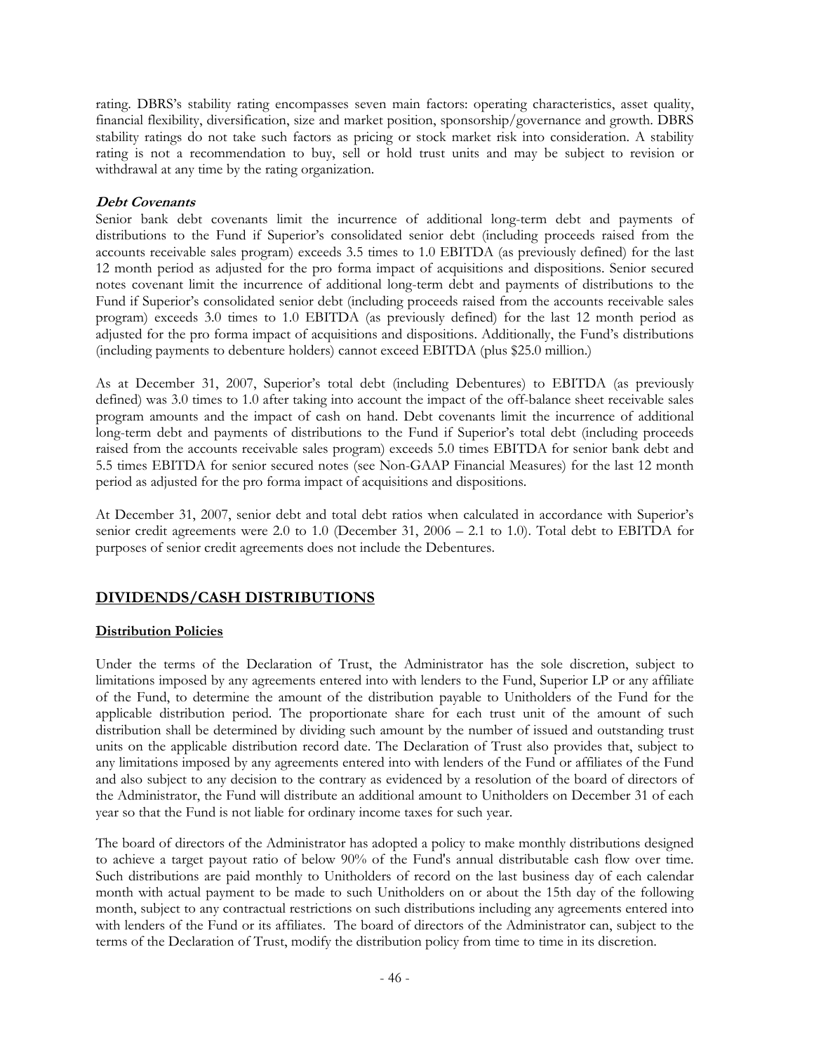rating. DBRS's stability rating encompasses seven main factors: operating characteristics, asset quality, financial flexibility, diversification, size and market position, sponsorship/governance and growth. DBRS stability ratings do not take such factors as pricing or stock market risk into consideration. A stability rating is not a recommendation to buy, sell or hold trust units and may be subject to revision or withdrawal at any time by the rating organization.

***Debt Covenants***

Senior bank debt covenants limit the incurrence of additional long-term debt and payments of distributions to the Fund if Superior's consolidated senior debt (including proceeds raised from the accounts receivable sales program) exceeds 3.5 times to 1.0 EBITDA (as previously defined) for the last 12 month period as adjusted for the pro forma impact of acquisitions and dispositions. Senior secured notes covenant limit the incurrence of additional long-term debt and payments of distributions to the Fund if Superior's consolidated senior debt (including proceeds raised from the accounts receivable sales program) exceeds 3.0 times to 1.0 EBITDA (as previously defined) for the last 12 month period as adjusted for the pro forma impact of acquisitions and dispositions. Additionally, the Fund's distributions (including payments to debenture holders) cannot exceed EBITDA (plus $25.0 million.)

As at December 31, 2007, Superior's total debt (including Debentures) to EBITDA (as previously defined) was 3.0 times to 1.0 after taking into account the impact of the off-balance sheet receivable sales program amounts and the impact of cash on hand. Debt covenants limit the incurrence of additional long-term debt and payments of distributions to the Fund if Superior's total debt (including proceeds raised from the accounts receivable sales program) exceeds 5.0 times EBITDA for senior bank debt and 5.5 times EBITDA for senior secured notes (see Non-GAAP Financial Measures) for the last 12 month period as adjusted for the pro forma impact of acquisitions and dispositions.

At December 31, 2007, senior debt and total debt ratios when calculated in accordance with Superior's senior credit agreements were 2.0 to 1.0 (December 31, 2006 – 2.1 to 1.0). Total debt to EBITDA for purposes of senior credit agreements does not include the Debentures.

## DIVIDENDS/CASH DISTRIBUTIONS

### Distribution Policies

Under the terms of the Declaration of Trust, the Administrator has the sole discretion, subject to limitations imposed by any agreements entered into with lenders to the Fund, Superior LP or any affiliate of the Fund, to determine the amount of the distribution payable to Unitholders of the Fund for the applicable distribution period. The proportionate share for each trust unit of the amount of such distribution shall be determined by dividing such amount by the number of issued and outstanding trust units on the applicable distribution record date. The Declaration of Trust also provides that, subject to any limitations imposed by any agreements entered into with lenders of the Fund or affiliates of the Fund and also subject to any decision to the contrary as evidenced by a resolution of the board of directors of the Administrator, the Fund will distribute an additional amount to Unitholders on December 31 of each year so that the Fund is not liable for ordinary income taxes for such year.

The board of directors of the Administrator has adopted a policy to make monthly distributions designed to achieve a target payout ratio of below 90% of the Fund's annual distributable cash flow over time. Such distributions are paid monthly to Unitholders of record on the last business day of each calendar month with actual payment to be made to such Unitholders on or about the 15th day of the following month, subject to any contractual restrictions on such distributions including any agreements entered into with lenders of the Fund or its affiliates. The board of directors of the Administrator can, subject to the terms of the Declaration of Trust, modify the distribution policy from time to time in its discretion.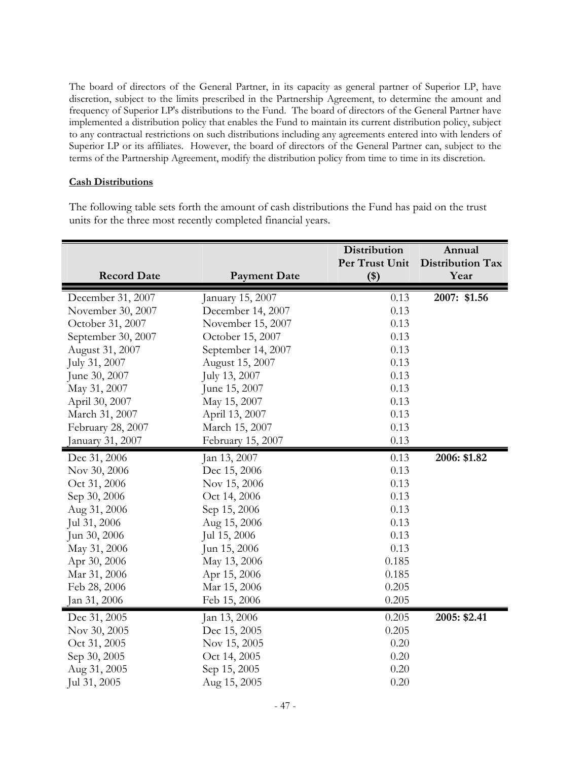The board of directors of the General Partner, in its capacity as general partner of Superior LP, have discretion, subject to the limits prescribed in the Partnership Agreement, to determine the amount and frequency of Superior LP's distributions to the Fund. The board of directors of the General Partner have implemented a distribution policy that enables the Fund to maintain its current distribution policy, subject to any contractual restrictions on such distributions including any agreements entered into with lenders of Superior LP or its affiliates. However, the board of directors of the General Partner can, subject to the terms of the Partnership Agreement, modify the distribution policy from time to time in its discretion.

**Cash Distributions**

The following table sets forth the amount of cash distributions the Fund has paid on the trust units for the three most recently completed financial years.

| Record Date | Payment Date | Distribution Per Trust Unit ($) | Annual Distribution Tax Year |
|---|---|---|---|
| December 31, 2007 | January 15, 2007 | 0.13 | **2007: $1.56** |
| November 30, 2007 | December 14, 2007 | 0.13 | |
| October 31, 2007 | November 15, 2007 | 0.13 | |
| September 30, 2007 | October 15, 2007 | 0.13 | |
| August 31, 2007 | September 14, 2007 | 0.13 | |
| July 31, 2007 | August 15, 2007 | 0.13 | |
| June 30, 2007 | July 13, 2007 | 0.13 | |
| May 31, 2007 | June 15, 2007 | 0.13 | |
| April 30, 2007 | May 15, 2007 | 0.13 | |
| March 31, 2007 | April 13, 2007 | 0.13 | |
| February 28, 2007 | March 15, 2007 | 0.13 | |
| January 31, 2007 | February 15, 2007 | 0.13 | |
| Dec 31, 2006 | Jan 13, 2007 | 0.13 | **2006: $1.82** |
| Nov 30, 2006 | Dec 15, 2006 | 0.13 | |
| Oct 31, 2006 | Nov 15, 2006 | 0.13 | |
| Sep 30, 2006 | Oct 14, 2006 | 0.13 | |
| Aug 31, 2006 | Sep 15, 2006 | 0.13 | |
| Jul 31, 2006 | Aug 15, 2006 | 0.13 | |
| Jun 30, 2006 | Jul 15, 2006 | 0.13 | |
| May 31, 2006 | Jun 15, 2006 | 0.13 | |
| Apr 30, 2006 | May 13, 2006 | 0.185 | |
| Mar 31, 2006 | Apr 15, 2006 | 0.185 | |
| Feb 28, 2006 | Mar 15, 2006 | 0.205 | |
| Jan 31, 2006 | Feb 15, 2006 | 0.205 | |
| Dec 31, 2005 | Jan 13, 2006 | 0.205 | **2005: $2.41** |
| Nov 30, 2005 | Dec 15, 2005 | 0.205 | |
| Oct 31, 2005 | Nov 15, 2005 | 0.20 | |
| Sep 30, 2005 | Oct 14, 2005 | 0.20 | |
| Aug 31, 2005 | Sep 15, 2005 | 0.20 | |
| Jul 31, 2005 | Aug 15, 2005 | 0.20 | |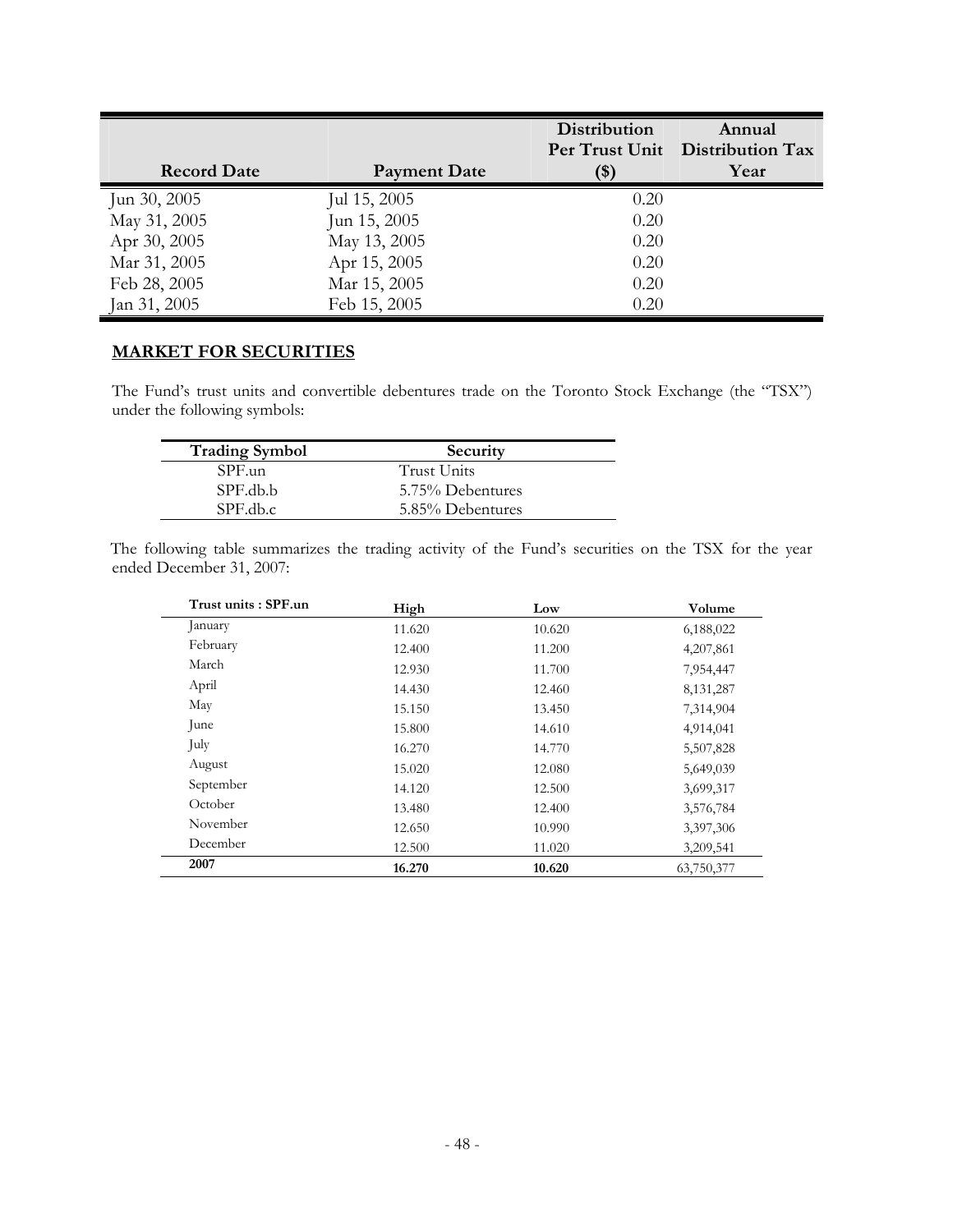| Record Date | Payment Date | Distribution Per Trust Unit ($) | Annual Distribution Tax Year |
|---|---|---|---|
| Jun 30, 2005 | Jul 15, 2005 | 0.20 | |
| May 31, 2005 | Jun 15, 2005 | 0.20 | |
| Apr 30, 2005 | May 13, 2005 | 0.20 | |
| Mar 31, 2005 | Apr 15, 2005 | 0.20 | |
| Feb 28, 2005 | Mar 15, 2005 | 0.20 | |
| Jan 31, 2005 | Feb 15, 2005 | 0.20 | |

## MARKET FOR SECURITIES

The Fund's trust units and convertible debentures trade on the Toronto Stock Exchange (the "TSX") under the following symbols:

| Trading Symbol | Security |
|---|---|
| SPF.un | Trust Units |
| SPF.db.b | 5.75% Debentures |
| SPF.db.c | 5.85% Debentures |

The following table summarizes the trading activity of the Fund's securities on the TSX for the year ended December 31, 2007:

| Trust units : SPF.un | High | Low | Volume |
|---|---|---|---|
| January | 11.620 | 10.620 | 6,188,022 |
| February | 12.400 | 11.200 | 4,207,861 |
| March | 12.930 | 11.700 | 7,954,447 |
| April | 14.430 | 12.460 | 8,131,287 |
| May | 15.150 | 13.450 | 7,314,904 |
| June | 15.800 | 14.610 | 4,914,041 |
| July | 16.270 | 14.770 | 5,507,828 |
| August | 15.020 | 12.080 | 5,649,039 |
| September | 14.120 | 12.500 | 3,699,317 |
| October | 13.480 | 12.400 | 3,576,784 |
| November | 12.650 | 10.990 | 3,397,306 |
| December | 12.500 | 11.020 | 3,209,541 |
| **2007** | **16.270** | **10.620** | 63,750,377 |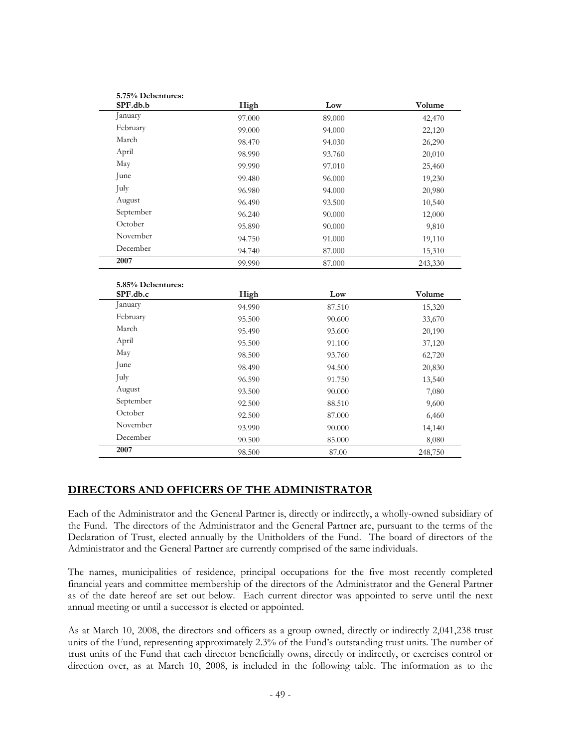| 5.75% Debentures: SPF.db.b | High | Low | Volume |
|---|---|---|---|
| January | 97.000 | 89.000 | 42,470 |
| February | 99.000 | 94.000 | 22,120 |
| March | 98.470 | 94.030 | 26,290 |
| April | 98.990 | 93.760 | 20,010 |
| May | 99.990 | 97.010 | 25,460 |
| June | 99.480 | 96.000 | 19,230 |
| July | 96.980 | 94.000 | 20,980 |
| August | 96.490 | 93.500 | 10,540 |
| September | 96.240 | 90.000 | 12,000 |
| October | 95.890 | 90.000 | 9,810 |
| November | 94.750 | 91.000 | 19,110 |
| December | 94.740 | 87.000 | 15,310 |
| **2007** | 99.990 | 87.000 | 243,330 |

| 5.85% Debentures: SPF.db.c | High | Low | Volume |
|---|---|---|---|
| January | 94.990 | 87.510 | 15,320 |
| February | 95.500 | 90.600 | 33,670 |
| March | 95.490 | 93.600 | 20,190 |
| April | 95.500 | 91.100 | 37,120 |
| May | 98.500 | 93.760 | 62,720 |
| June | 98.490 | 94.500 | 20,830 |
| July | 96.590 | 91.750 | 13,540 |
| August | 93.500 | 90.000 | 7,080 |
| September | 92.500 | 88.510 | 9,600 |
| October | 92.500 | 87.000 | 6,460 |
| November | 93.990 | 90.000 | 14,140 |
| December | 90.500 | 85.000 | 8,080 |
| **2007** | 98.500 | 87.00 | 248,750 |

## DIRECTORS AND OFFICERS OF THE ADMINISTRATOR

Each of the Administrator and the General Partner is, directly or indirectly, a wholly-owned subsidiary of the Fund. The directors of the Administrator and the General Partner are, pursuant to the terms of the Declaration of Trust, elected annually by the Unitholders of the Fund. The board of directors of the Administrator and the General Partner are currently comprised of the same individuals.

The names, municipalities of residence, principal occupations for the five most recently completed financial years and committee membership of the directors of the Administrator and the General Partner as of the date hereof are set out below. Each current director was appointed to serve until the next annual meeting or until a successor is elected or appointed.

As at March 10, 2008, the directors and officers as a group owned, directly or indirectly 2,041,238 trust units of the Fund, representing approximately 2.3% of the Fund's outstanding trust units. The number of trust units of the Fund that each director beneficially owns, directly or indirectly, or exercises control or direction over, as at March 10, 2008, is included in the following table. The information as to the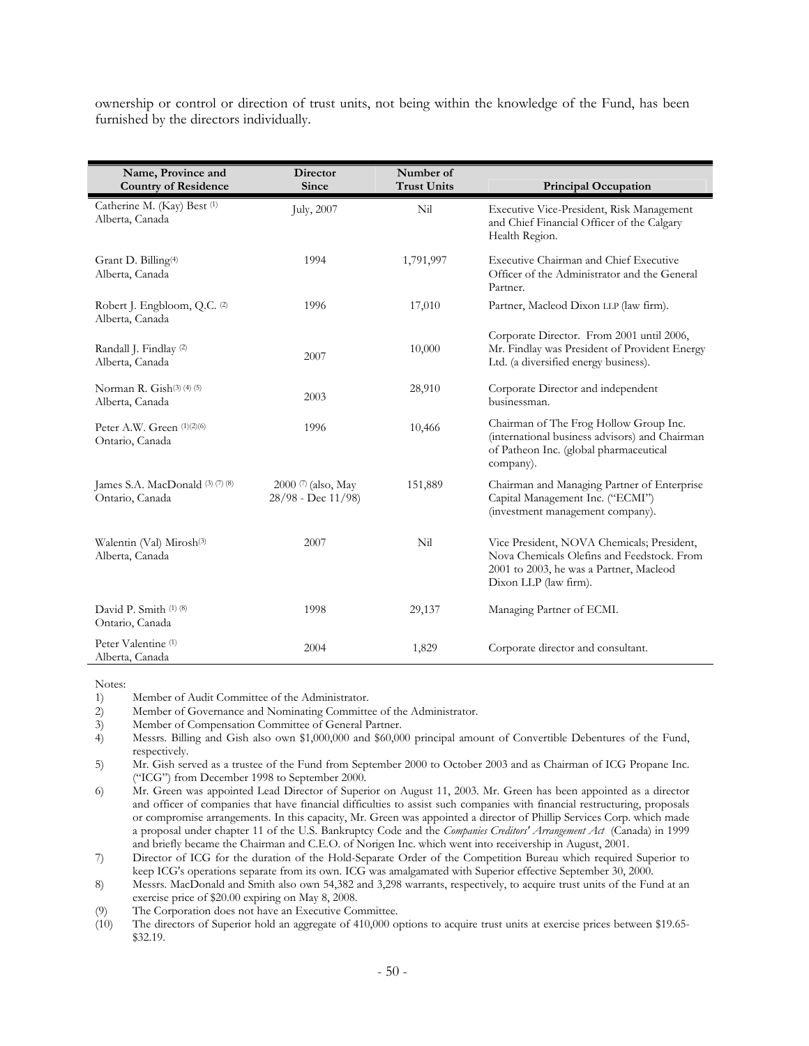ownership or control or direction of trust units, not being within the knowledge of the Fund, has been furnished by the directors individually.

| Name, Province and Country of Residence | Director Since | Number of Trust Units | Principal Occupation |
|---|---|---|---|
| Catherine M. (Kay) Best (1)<br>Alberta, Canada | July, 2007 | Nil | Executive Vice-President, Risk Management and Chief Financial Officer of the Calgary Health Region. |
| Grant D. Billing(4)<br>Alberta, Canada | 1994 | 1,791,997 | Executive Chairman and Chief Executive Officer of the Administrator and the General Partner. |
| Robert J. Engbloom, Q.C. (2)<br>Alberta, Canada | 1996 | 17,010 | Partner, Macleod Dixon LLP (law firm). |
| Randall J. Findlay (2)<br>Alberta, Canada | 2007 | 10,000 | Corporate Director. From 2001 until 2006, Mr. Findlay was President of Provident Energy Ltd. (a diversified energy business). |
| Norman R. Gish(3) (4) (5)<br>Alberta, Canada | 2003 | 28,910 | Corporate Director and independent businessman. |
| Peter A.W. Green (1)(2)(6)<br>Ontario, Canada | 1996 | 10,466 | Chairman of The Frog Hollow Group Inc. (international business advisors) and Chairman of Patheon Inc. (global pharmaceutical company). |
| James S.A. MacDonald (3) (7) (8)<br>Ontario, Canada | 2000 (7) (also, May 28/98 - Dec 11/98) | 151,889 | Chairman and Managing Partner of Enterprise Capital Management Inc. ("ECMI") (investment management company). |
| Walentin (Val) Mirosh(3)<br>Alberta, Canada | 2007 | Nil | Vice President, NOVA Chemicals; President, Nova Chemicals Olefins and Feedstock. From 2001 to 2003, he was a Partner, Macleod Dixon LLP (law firm). |
| David P. Smith (1) (8)<br>Ontario, Canada | 1998 | 29,137 | Managing Partner of ECMI. |
| Peter Valentine (1)<br>Alberta, Canada | 2004 | 1,829 | Corporate director and consultant. |

Notes:

1) Member of Audit Committee of the Administrator.
2) Member of Governance and Nominating Committee of the Administrator.
3) Member of Compensation Committee of General Partner.
4) Messrs. Billing and Gish also own $1,000,000 and $60,000 principal amount of Convertible Debentures of the Fund, respectively.
5) Mr. Gish served as a trustee of the Fund from September 2000 to October 2003 and as Chairman of ICG Propane Inc. ("ICG") from December 1998 to September 2000.
6) Mr. Green was appointed Lead Director of Superior on August 11, 2003. Mr. Green has been appointed as a director and officer of companies that have financial difficulties to assist such companies with financial restructuring, proposals or compromise arrangements. In this capacity, Mr. Green was appointed a director of Phillip Services Corp. which made a proposal under chapter 11 of the U.S. Bankruptcy Code and the *Companies Creditors' Arrangement Act* (Canada) in 1999 and briefly became the Chairman and C.E.O. of Norigen Inc. which went into receivership in August, 2001.
7) Director of ICG for the duration of the Hold-Separate Order of the Competition Bureau which required Superior to keep ICG's operations separate from its own. ICG was amalgamated with Superior effective September 30, 2000.
8) Messrs. MacDonald and Smith also own 54,382 and 3,298 warrants, respectively, to acquire trust units of the Fund at an exercise price of $20.00 expiring on May 8, 2008.
(9) The Corporation does not have an Executive Committee.
(10) The directors of Superior hold an aggregate of 410,000 options to acquire trust units at exercise prices between $19.65-$32.19.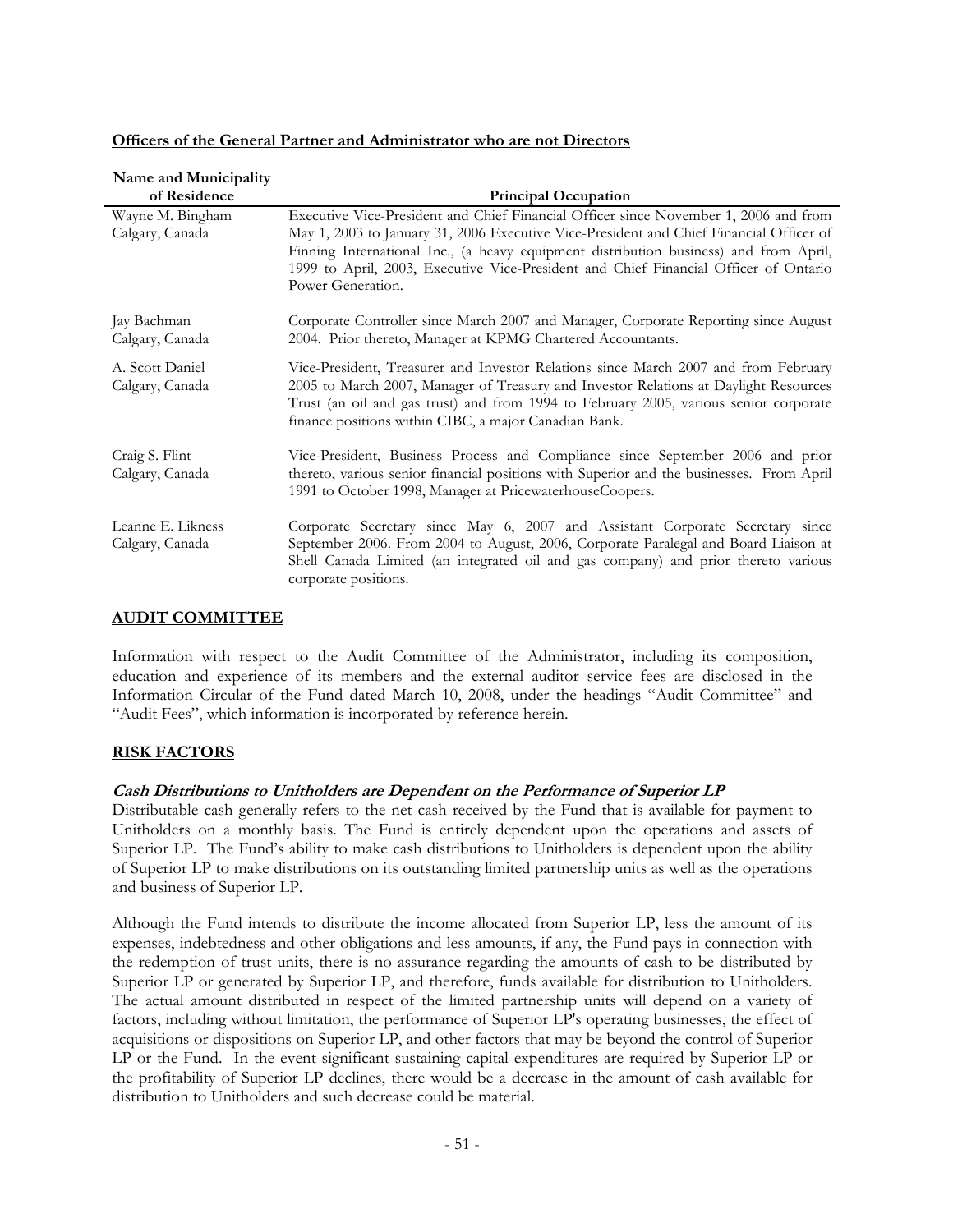**Officers of the General Partner and Administrator who are not Directors**

| Name and Municipality of Residence | Principal Occupation |
| --- | --- |
| Wayne M. Bingham<br>Calgary, Canada | Executive Vice-President and Chief Financial Officer since November 1, 2006 and from May 1, 2003 to January 31, 2006 Executive Vice-President and Chief Financial Officer of Finning International Inc., (a heavy equipment distribution business) and from April, 1999 to April, 2003, Executive Vice-President and Chief Financial Officer of Ontario Power Generation. |
| Jay Bachman<br>Calgary, Canada | Corporate Controller since March 2007 and Manager, Corporate Reporting since August 2004. Prior thereto, Manager at KPMG Chartered Accountants. |
| A. Scott Daniel<br>Calgary, Canada | Vice-President, Treasurer and Investor Relations since March 2007 and from February 2005 to March 2007, Manager of Treasury and Investor Relations at Daylight Resources Trust (an oil and gas trust) and from 1994 to February 2005, various senior corporate finance positions within CIBC, a major Canadian Bank. |
| Craig S. Flint<br>Calgary, Canada | Vice-President, Business Process and Compliance since September 2006 and prior thereto, various senior financial positions with Superior and the businesses. From April 1991 to October 1998, Manager at PricewaterhouseCoopers. |
| Leanne E. Likness<br>Calgary, Canada | Corporate Secretary since May 6, 2007 and Assistant Corporate Secretary since September 2006. From 2004 to August, 2006, Corporate Paralegal and Board Liaison at Shell Canada Limited (an integrated oil and gas company) and prior thereto various corporate positions. |

## AUDIT COMMITTEE

Information with respect to the Audit Committee of the Administrator, including its composition, education and experience of its members and the external auditor service fees are disclosed in the Information Circular of the Fund dated March 10, 2008, under the headings "Audit Committee" and "Audit Fees", which information is incorporated by reference herein.

## RISK FACTORS

***Cash Distributions to Unitholders are Dependent on the Performance of Superior LP***

Distributable cash generally refers to the net cash received by the Fund that is available for payment to Unitholders on a monthly basis. The Fund is entirely dependent upon the operations and assets of Superior LP. The Fund's ability to make cash distributions to Unitholders is dependent upon the ability of Superior LP to make distributions on its outstanding limited partnership units as well as the operations and business of Superior LP.

Although the Fund intends to distribute the income allocated from Superior LP, less the amount of its expenses, indebtedness and other obligations and less amounts, if any, the Fund pays in connection with the redemption of trust units, there is no assurance regarding the amounts of cash to be distributed by Superior LP or generated by Superior LP, and therefore, funds available for distribution to Unitholders. The actual amount distributed in respect of the limited partnership units will depend on a variety of factors, including without limitation, the performance of Superior LP's operating businesses, the effect of acquisitions or dispositions on Superior LP, and other factors that may be beyond the control of Superior LP or the Fund. In the event significant sustaining capital expenditures are required by Superior LP or the profitability of Superior LP declines, there would be a decrease in the amount of cash available for distribution to Unitholders and such decrease could be material.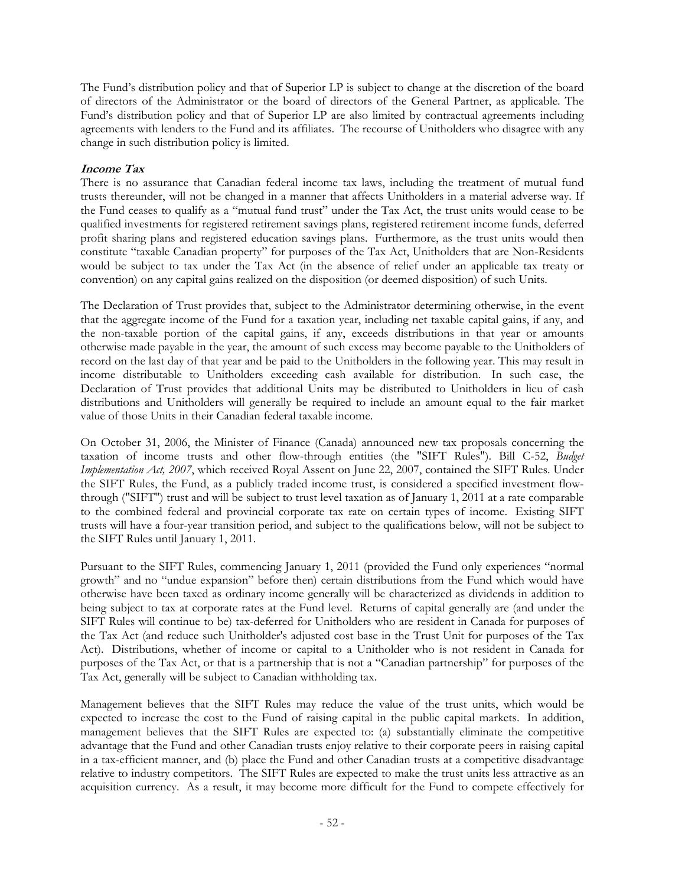The Fund's distribution policy and that of Superior LP is subject to change at the discretion of the board of directors of the Administrator or the board of directors of the General Partner, as applicable. The Fund's distribution policy and that of Superior LP are also limited by contractual agreements including agreements with lenders to the Fund and its affiliates. The recourse of Unitholders who disagree with any change in such distribution policy is limited.

***Income Tax***

There is no assurance that Canadian federal income tax laws, including the treatment of mutual fund trusts thereunder, will not be changed in a manner that affects Unitholders in a material adverse way. If the Fund ceases to qualify as a "mutual fund trust" under the Tax Act, the trust units would cease to be qualified investments for registered retirement savings plans, registered retirement income funds, deferred profit sharing plans and registered education savings plans. Furthermore, as the trust units would then constitute "taxable Canadian property" for purposes of the Tax Act, Unitholders that are Non-Residents would be subject to tax under the Tax Act (in the absence of relief under an applicable tax treaty or convention) on any capital gains realized on the disposition (or deemed disposition) of such Units.

The Declaration of Trust provides that, subject to the Administrator determining otherwise, in the event that the aggregate income of the Fund for a taxation year, including net taxable capital gains, if any, and the non-taxable portion of the capital gains, if any, exceeds distributions in that year or amounts otherwise made payable in the year, the amount of such excess may become payable to the Unitholders of record on the last day of that year and be paid to the Unitholders in the following year. This may result in income distributable to Unitholders exceeding cash available for distribution. In such case, the Declaration of Trust provides that additional Units may be distributed to Unitholders in lieu of cash distributions and Unitholders will generally be required to include an amount equal to the fair market value of those Units in their Canadian federal taxable income.

On October 31, 2006, the Minister of Finance (Canada) announced new tax proposals concerning the taxation of income trusts and other flow-through entities (the "SIFT Rules"). Bill C-52, *Budget Implementation Act, 2007*, which received Royal Assent on June 22, 2007, contained the SIFT Rules. Under the SIFT Rules, the Fund, as a publicly traded income trust, is considered a specified investment flow-through ("SIFT") trust and will be subject to trust level taxation as of January 1, 2011 at a rate comparable to the combined federal and provincial corporate tax rate on certain types of income. Existing SIFT trusts will have a four-year transition period, and subject to the qualifications below, will not be subject to the SIFT Rules until January 1, 2011.

Pursuant to the SIFT Rules, commencing January 1, 2011 (provided the Fund only experiences "normal growth" and no "undue expansion" before then) certain distributions from the Fund which would have otherwise have been taxed as ordinary income generally will be characterized as dividends in addition to being subject to tax at corporate rates at the Fund level. Returns of capital generally are (and under the SIFT Rules will continue to be) tax-deferred for Unitholders who are resident in Canada for purposes of the Tax Act (and reduce such Unitholder's adjusted cost base in the Trust Unit for purposes of the Tax Act). Distributions, whether of income or capital to a Unitholder who is not resident in Canada for purposes of the Tax Act, or that is a partnership that is not a "Canadian partnership" for purposes of the Tax Act, generally will be subject to Canadian withholding tax.

Management believes that the SIFT Rules may reduce the value of the trust units, which would be expected to increase the cost to the Fund of raising capital in the public capital markets. In addition, management believes that the SIFT Rules are expected to: (a) substantially eliminate the competitive advantage that the Fund and other Canadian trusts enjoy relative to their corporate peers in raising capital in a tax-efficient manner, and (b) place the Fund and other Canadian trusts at a competitive disadvantage relative to industry competitors. The SIFT Rules are expected to make the trust units less attractive as an acquisition currency. As a result, it may become more difficult for the Fund to compete effectively for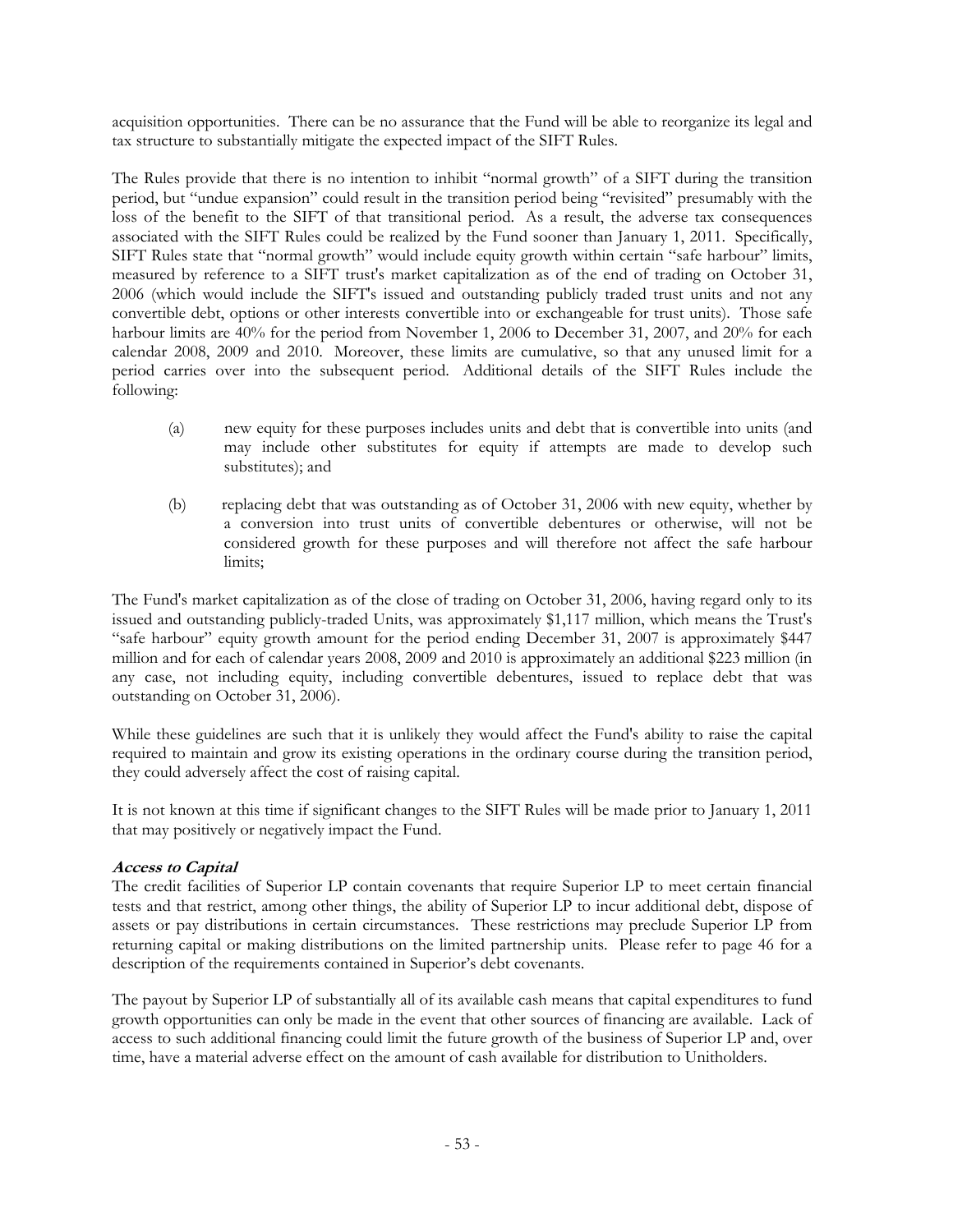acquisition opportunities. There can be no assurance that the Fund will be able to reorganize its legal and tax structure to substantially mitigate the expected impact of the SIFT Rules.

The Rules provide that there is no intention to inhibit "normal growth" of a SIFT during the transition period, but "undue expansion" could result in the transition period being "revisited" presumably with the loss of the benefit to the SIFT of that transitional period. As a result, the adverse tax consequences associated with the SIFT Rules could be realized by the Fund sooner than January 1, 2011. Specifically, SIFT Rules state that "normal growth" would include equity growth within certain "safe harbour" limits, measured by reference to a SIFT trust's market capitalization as of the end of trading on October 31, 2006 (which would include the SIFT's issued and outstanding publicly traded trust units and not any convertible debt, options or other interests convertible into or exchangeable for trust units). Those safe harbour limits are 40% for the period from November 1, 2006 to December 31, 2007, and 20% for each calendar 2008, 2009 and 2010. Moreover, these limits are cumulative, so that any unused limit for a period carries over into the subsequent period. Additional details of the SIFT Rules include the following:

(a) new equity for these purposes includes units and debt that is convertible into units (and may include other substitutes for equity if attempts are made to develop such substitutes); and

(b) replacing debt that was outstanding as of October 31, 2006 with new equity, whether by a conversion into trust units of convertible debentures or otherwise, will not be considered growth for these purposes and will therefore not affect the safe harbour limits;

The Fund's market capitalization as of the close of trading on October 31, 2006, having regard only to its issued and outstanding publicly-traded Units, was approximately $1,117 million, which means the Trust's "safe harbour" equity growth amount for the period ending December 31, 2007 is approximately $447 million and for each of calendar years 2008, 2009 and 2010 is approximately an additional $223 million (in any case, not including equity, including convertible debentures, issued to replace debt that was outstanding on October 31, 2006).

While these guidelines are such that it is unlikely they would affect the Fund's ability to raise the capital required to maintain and grow its existing operations in the ordinary course during the transition period, they could adversely affect the cost of raising capital.

It is not known at this time if significant changes to the SIFT Rules will be made prior to January 1, 2011 that may positively or negatively impact the Fund.

***Access to Capital***

The credit facilities of Superior LP contain covenants that require Superior LP to meet certain financial tests and that restrict, among other things, the ability of Superior LP to incur additional debt, dispose of assets or pay distributions in certain circumstances. These restrictions may preclude Superior LP from returning capital or making distributions on the limited partnership units. Please refer to page 46 for a description of the requirements contained in Superior's debt covenants.

The payout by Superior LP of substantially all of its available cash means that capital expenditures to fund growth opportunities can only be made in the event that other sources of financing are available. Lack of access to such additional financing could limit the future growth of the business of Superior LP and, over time, have a material adverse effect on the amount of cash available for distribution to Unitholders.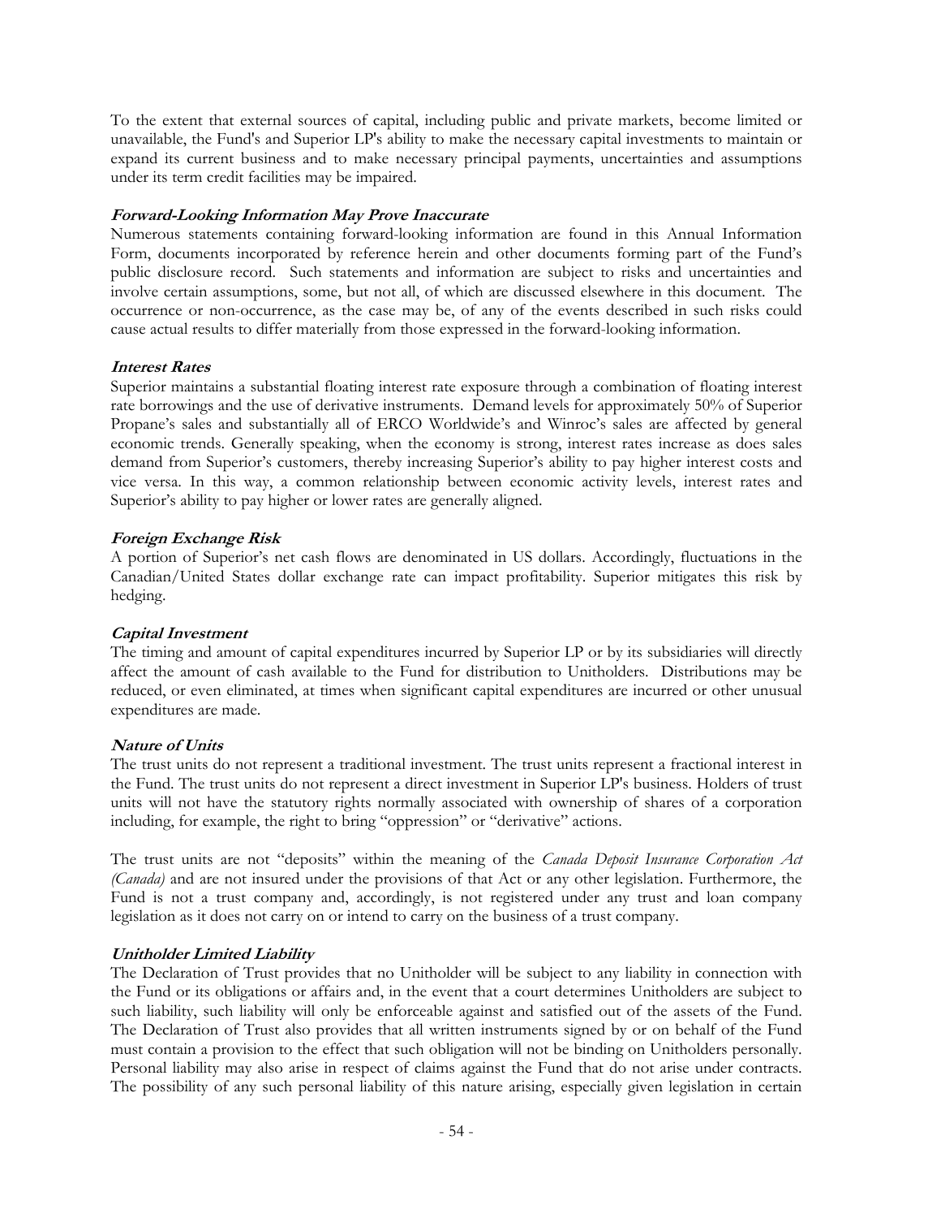To the extent that external sources of capital, including public and private markets, become limited or unavailable, the Fund's and Superior LP's ability to make the necessary capital investments to maintain or expand its current business and to make necessary principal payments, uncertainties and assumptions under its term credit facilities may be impaired.

***Forward-Looking Information May Prove Inaccurate***

Numerous statements containing forward-looking information are found in this Annual Information Form, documents incorporated by reference herein and other documents forming part of the Fund's public disclosure record. Such statements and information are subject to risks and uncertainties and involve certain assumptions, some, but not all, of which are discussed elsewhere in this document. The occurrence or non-occurrence, as the case may be, of any of the events described in such risks could cause actual results to differ materially from those expressed in the forward-looking information.

***Interest Rates***

Superior maintains a substantial floating interest rate exposure through a combination of floating interest rate borrowings and the use of derivative instruments. Demand levels for approximately 50% of Superior Propane's sales and substantially all of ERCO Worldwide's and Winroc's sales are affected by general economic trends. Generally speaking, when the economy is strong, interest rates increase as does sales demand from Superior's customers, thereby increasing Superior's ability to pay higher interest costs and vice versa. In this way, a common relationship between economic activity levels, interest rates and Superior's ability to pay higher or lower rates are generally aligned.

***Foreign Exchange Risk***

A portion of Superior's net cash flows are denominated in US dollars. Accordingly, fluctuations in the Canadian/United States dollar exchange rate can impact profitability. Superior mitigates this risk by hedging.

***Capital Investment***

The timing and amount of capital expenditures incurred by Superior LP or by its subsidiaries will directly affect the amount of cash available to the Fund for distribution to Unitholders. Distributions may be reduced, or even eliminated, at times when significant capital expenditures are incurred or other unusual expenditures are made.

***Nature of Units***

The trust units do not represent a traditional investment. The trust units represent a fractional interest in the Fund. The trust units do not represent a direct investment in Superior LP's business. Holders of trust units will not have the statutory rights normally associated with ownership of shares of a corporation including, for example, the right to bring "oppression" or "derivative" actions.

The trust units are not "deposits" within the meaning of the *Canada Deposit Insurance Corporation Act (Canada)* and are not insured under the provisions of that Act or any other legislation. Furthermore, the Fund is not a trust company and, accordingly, is not registered under any trust and loan company legislation as it does not carry on or intend to carry on the business of a trust company.

***Unitholder Limited Liability***

The Declaration of Trust provides that no Unitholder will be subject to any liability in connection with the Fund or its obligations or affairs and, in the event that a court determines Unitholders are subject to such liability, such liability will only be enforceable against and satisfied out of the assets of the Fund. The Declaration of Trust also provides that all written instruments signed by or on behalf of the Fund must contain a provision to the effect that such obligation will not be binding on Unitholders personally. Personal liability may also arise in respect of claims against the Fund that do not arise under contracts. The possibility of any such personal liability of this nature arising, especially given legislation in certain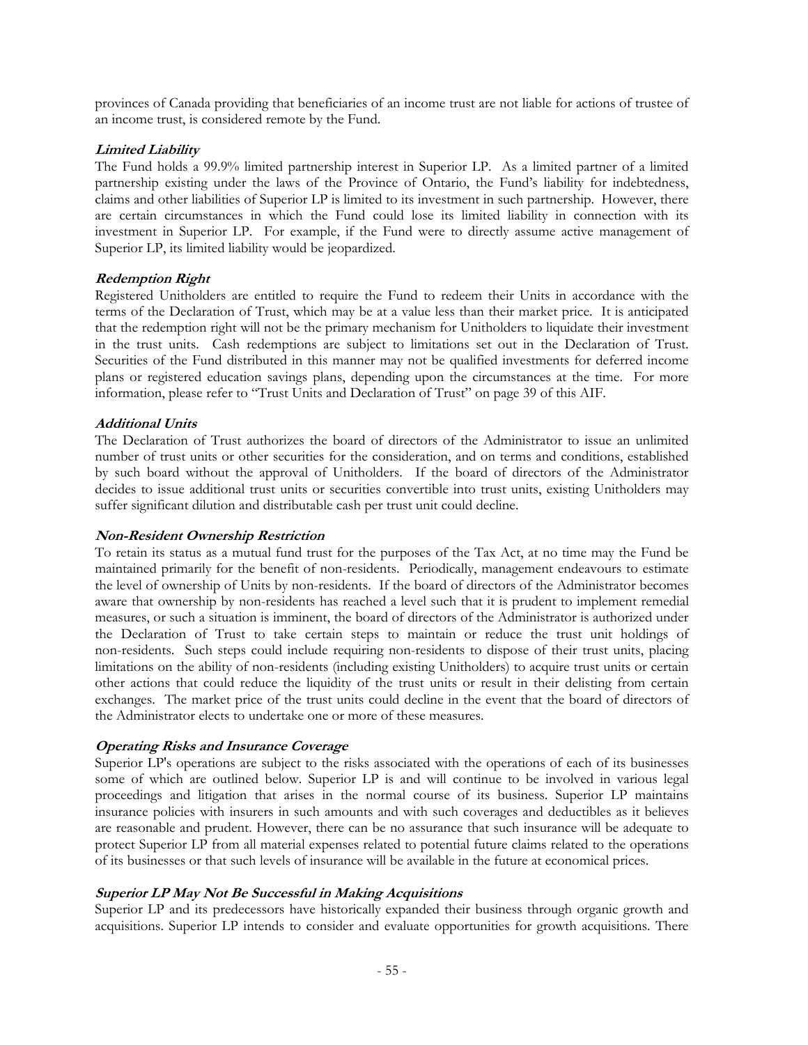provinces of Canada providing that beneficiaries of an income trust are not liable for actions of trustee of an income trust, is considered remote by the Fund.

***Limited Liability***

The Fund holds a 99.9% limited partnership interest in Superior LP. As a limited partner of a limited partnership existing under the laws of the Province of Ontario, the Fund's liability for indebtedness, claims and other liabilities of Superior LP is limited to its investment in such partnership. However, there are certain circumstances in which the Fund could lose its limited liability in connection with its investment in Superior LP. For example, if the Fund were to directly assume active management of Superior LP, its limited liability would be jeopardized.

***Redemption Right***

Registered Unitholders are entitled to require the Fund to redeem their Units in accordance with the terms of the Declaration of Trust, which may be at a value less than their market price. It is anticipated that the redemption right will not be the primary mechanism for Unitholders to liquidate their investment in the trust units. Cash redemptions are subject to limitations set out in the Declaration of Trust. Securities of the Fund distributed in this manner may not be qualified investments for deferred income plans or registered education savings plans, depending upon the circumstances at the time. For more information, please refer to "Trust Units and Declaration of Trust" on page 39 of this AIF.

***Additional Units***

The Declaration of Trust authorizes the board of directors of the Administrator to issue an unlimited number of trust units or other securities for the consideration, and on terms and conditions, established by such board without the approval of Unitholders. If the board of directors of the Administrator decides to issue additional trust units or securities convertible into trust units, existing Unitholders may suffer significant dilution and distributable cash per trust unit could decline.

***Non-Resident Ownership Restriction***

To retain its status as a mutual fund trust for the purposes of the Tax Act, at no time may the Fund be maintained primarily for the benefit of non-residents. Periodically, management endeavours to estimate the level of ownership of Units by non-residents. If the board of directors of the Administrator becomes aware that ownership by non-residents has reached a level such that it is prudent to implement remedial measures, or such a situation is imminent, the board of directors of the Administrator is authorized under the Declaration of Trust to take certain steps to maintain or reduce the trust unit holdings of non-residents. Such steps could include requiring non-residents to dispose of their trust units, placing limitations on the ability of non-residents (including existing Unitholders) to acquire trust units or certain other actions that could reduce the liquidity of the trust units or result in their delisting from certain exchanges. The market price of the trust units could decline in the event that the board of directors of the Administrator elects to undertake one or more of these measures.

***Operating Risks and Insurance Coverage***

Superior LP's operations are subject to the risks associated with the operations of each of its businesses some of which are outlined below. Superior LP is and will continue to be involved in various legal proceedings and litigation that arises in the normal course of its business. Superior LP maintains insurance policies with insurers in such amounts and with such coverages and deductibles as it believes are reasonable and prudent. However, there can be no assurance that such insurance will be adequate to protect Superior LP from all material expenses related to potential future claims related to the operations of its businesses or that such levels of insurance will be available in the future at economical prices.

***Superior LP May Not Be Successful in Making Acquisitions***

Superior LP and its predecessors have historically expanded their business through organic growth and acquisitions. Superior LP intends to consider and evaluate opportunities for growth acquisitions. There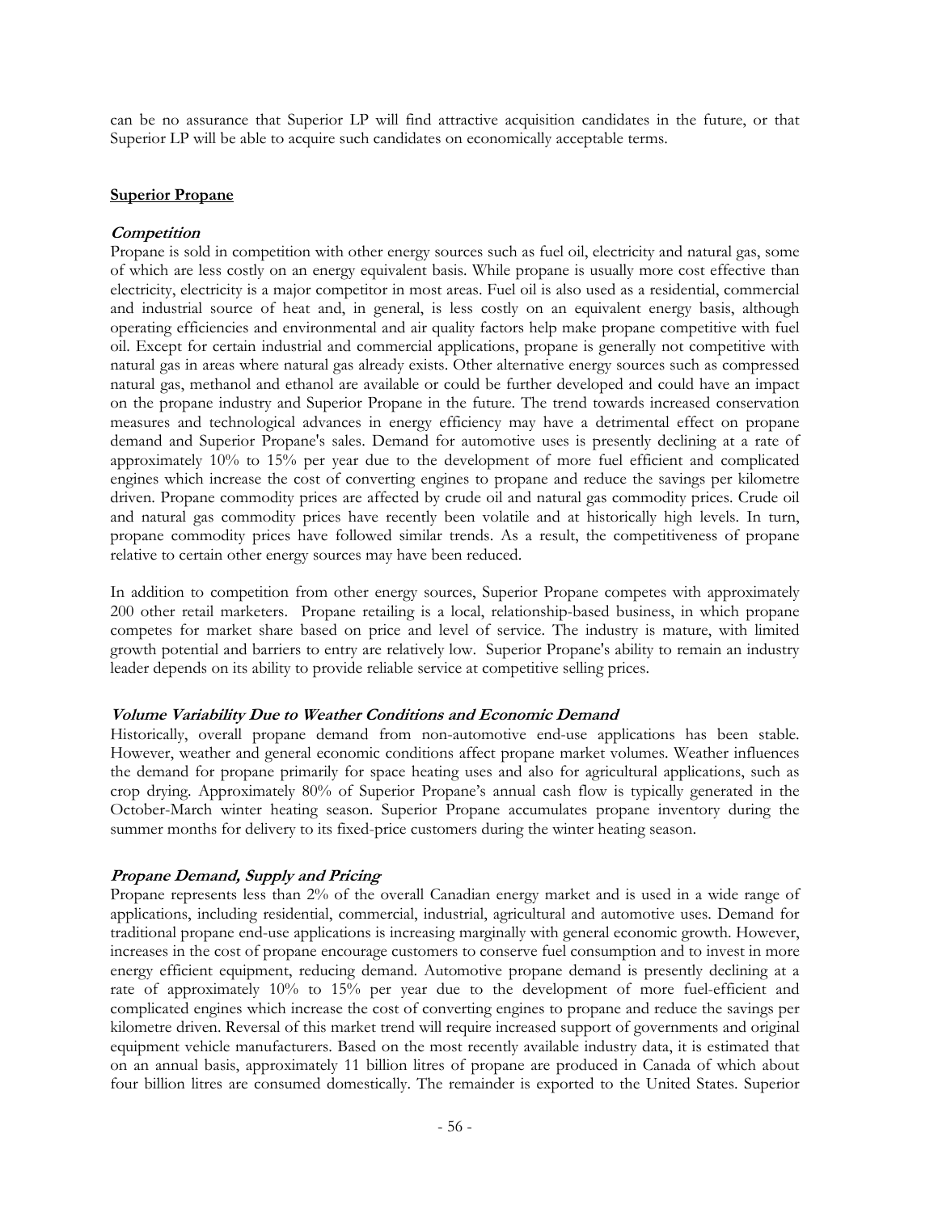can be no assurance that Superior LP will find attractive acquisition candidates in the future, or that Superior LP will be able to acquire such candidates on economically acceptable terms.

## Superior Propane

### *Competition*

Propane is sold in competition with other energy sources such as fuel oil, electricity and natural gas, some of which are less costly on an energy equivalent basis. While propane is usually more cost effective than electricity, electricity is a major competitor in most areas. Fuel oil is also used as a residential, commercial and industrial source of heat and, in general, is less costly on an equivalent energy basis, although operating efficiencies and environmental and air quality factors help make propane competitive with fuel oil. Except for certain industrial and commercial applications, propane is generally not competitive with natural gas in areas where natural gas already exists. Other alternative energy sources such as compressed natural gas, methanol and ethanol are available or could be further developed and could have an impact on the propane industry and Superior Propane in the future. The trend towards increased conservation measures and technological advances in energy efficiency may have a detrimental effect on propane demand and Superior Propane's sales. Demand for automotive uses is presently declining at a rate of approximately 10% to 15% per year due to the development of more fuel efficient and complicated engines which increase the cost of converting engines to propane and reduce the savings per kilometre driven. Propane commodity prices are affected by crude oil and natural gas commodity prices. Crude oil and natural gas commodity prices have recently been volatile and at historically high levels. In turn, propane commodity prices have followed similar trends. As a result, the competitiveness of propane relative to certain other energy sources may have been reduced.

In addition to competition from other energy sources, Superior Propane competes with approximately 200 other retail marketers. Propane retailing is a local, relationship-based business, in which propane competes for market share based on price and level of service. The industry is mature, with limited growth potential and barriers to entry are relatively low. Superior Propane's ability to remain an industry leader depends on its ability to provide reliable service at competitive selling prices.

### *Volume Variability Due to Weather Conditions and Economic Demand*

Historically, overall propane demand from non-automotive end-use applications has been stable. However, weather and general economic conditions affect propane market volumes. Weather influences the demand for propane primarily for space heating uses and also for agricultural applications, such as crop drying. Approximately 80% of Superior Propane's annual cash flow is typically generated in the October-March winter heating season. Superior Propane accumulates propane inventory during the summer months for delivery to its fixed-price customers during the winter heating season.

### *Propane Demand, Supply and Pricing*

Propane represents less than 2% of the overall Canadian energy market and is used in a wide range of applications, including residential, commercial, industrial, agricultural and automotive uses. Demand for traditional propane end-use applications is increasing marginally with general economic growth. However, increases in the cost of propane encourage customers to conserve fuel consumption and to invest in more energy efficient equipment, reducing demand. Automotive propane demand is presently declining at a rate of approximately 10% to 15% per year due to the development of more fuel-efficient and complicated engines which increase the cost of converting engines to propane and reduce the savings per kilometre driven. Reversal of this market trend will require increased support of governments and original equipment vehicle manufacturers. Based on the most recently available industry data, it is estimated that on an annual basis, approximately 11 billion litres of propane are produced in Canada of which about four billion litres are consumed domestically. The remainder is exported to the United States. Superior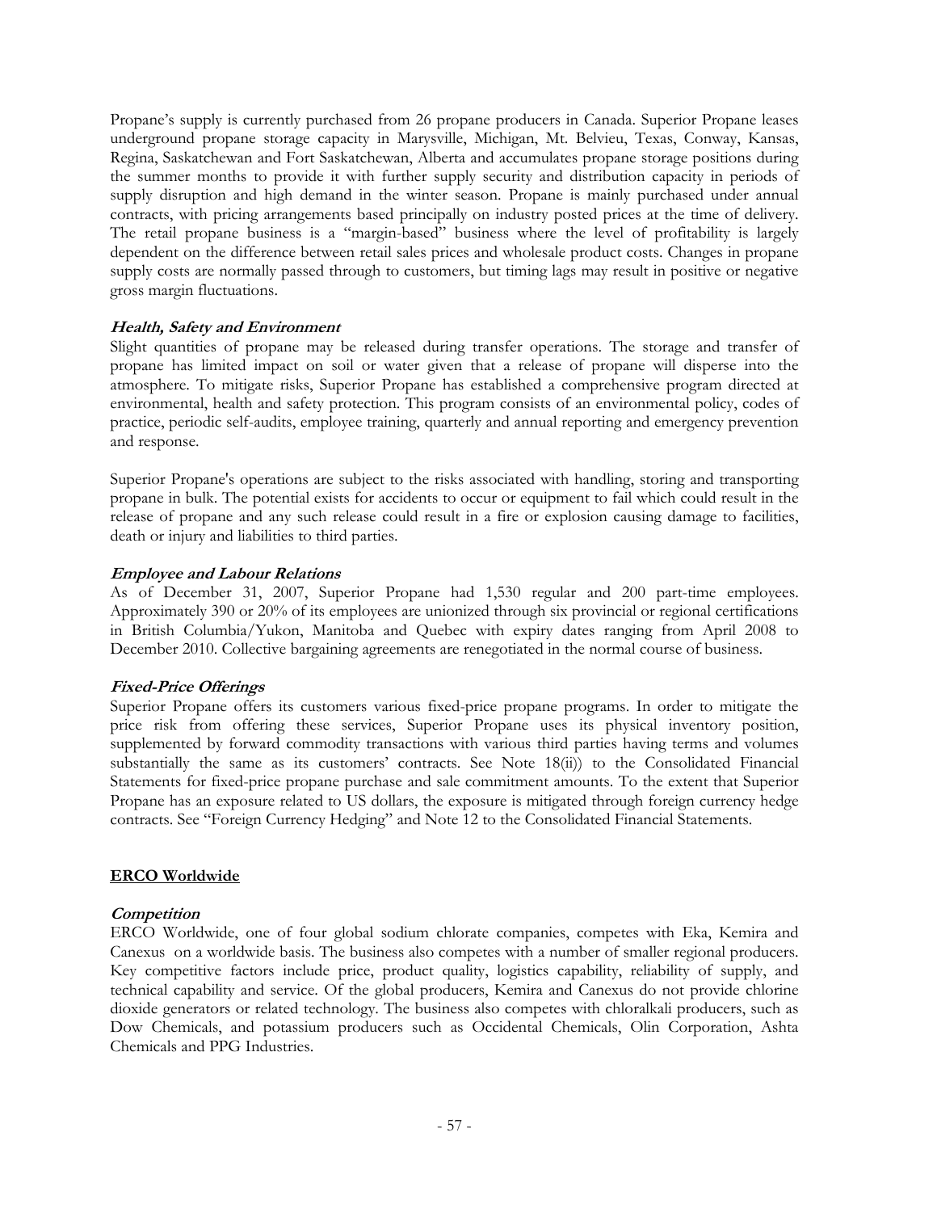Propane's supply is currently purchased from 26 propane producers in Canada. Superior Propane leases underground propane storage capacity in Marysville, Michigan, Mt. Belvieu, Texas, Conway, Kansas, Regina, Saskatchewan and Fort Saskatchewan, Alberta and accumulates propane storage positions during the summer months to provide it with further supply security and distribution capacity in periods of supply disruption and high demand in the winter season. Propane is mainly purchased under annual contracts, with pricing arrangements based principally on industry posted prices at the time of delivery. The retail propane business is a "margin-based" business where the level of profitability is largely dependent on the difference between retail sales prices and wholesale product costs. Changes in propane supply costs are normally passed through to customers, but timing lags may result in positive or negative gross margin fluctuations.

***Health, Safety and Environment***

Slight quantities of propane may be released during transfer operations. The storage and transfer of propane has limited impact on soil or water given that a release of propane will disperse into the atmosphere. To mitigate risks, Superior Propane has established a comprehensive program directed at environmental, health and safety protection. This program consists of an environmental policy, codes of practice, periodic self-audits, employee training, quarterly and annual reporting and emergency prevention and response.

Superior Propane's operations are subject to the risks associated with handling, storing and transporting propane in bulk. The potential exists for accidents to occur or equipment to fail which could result in the release of propane and any such release could result in a fire or explosion causing damage to facilities, death or injury and liabilities to third parties.

***Employee and Labour Relations***

As of December 31, 2007, Superior Propane had 1,530 regular and 200 part-time employees. Approximately 390 or 20% of its employees are unionized through six provincial or regional certifications in British Columbia/Yukon, Manitoba and Quebec with expiry dates ranging from April 2008 to December 2010. Collective bargaining agreements are renegotiated in the normal course of business.

***Fixed-Price Offerings***

Superior Propane offers its customers various fixed-price propane programs. In order to mitigate the price risk from offering these services, Superior Propane uses its physical inventory position, supplemented by forward commodity transactions with various third parties having terms and volumes substantially the same as its customers' contracts. See Note 18(ii)) to the Consolidated Financial Statements for fixed-price propane purchase and sale commitment amounts. To the extent that Superior Propane has an exposure related to US dollars, the exposure is mitigated through foreign currency hedge contracts. See "Foreign Currency Hedging" and Note 12 to the Consolidated Financial Statements.

## ERCO Worldwide

***Competition***

ERCO Worldwide, one of four global sodium chlorate companies, competes with Eka, Kemira and Canexus on a worldwide basis. The business also competes with a number of smaller regional producers. Key competitive factors include price, product quality, logistics capability, reliability of supply, and technical capability and service. Of the global producers, Kemira and Canexus do not provide chlorine dioxide generators or related technology. The business also competes with chloralkali producers, such as Dow Chemicals, and potassium producers such as Occidental Chemicals, Olin Corporation, Ashta Chemicals and PPG Industries.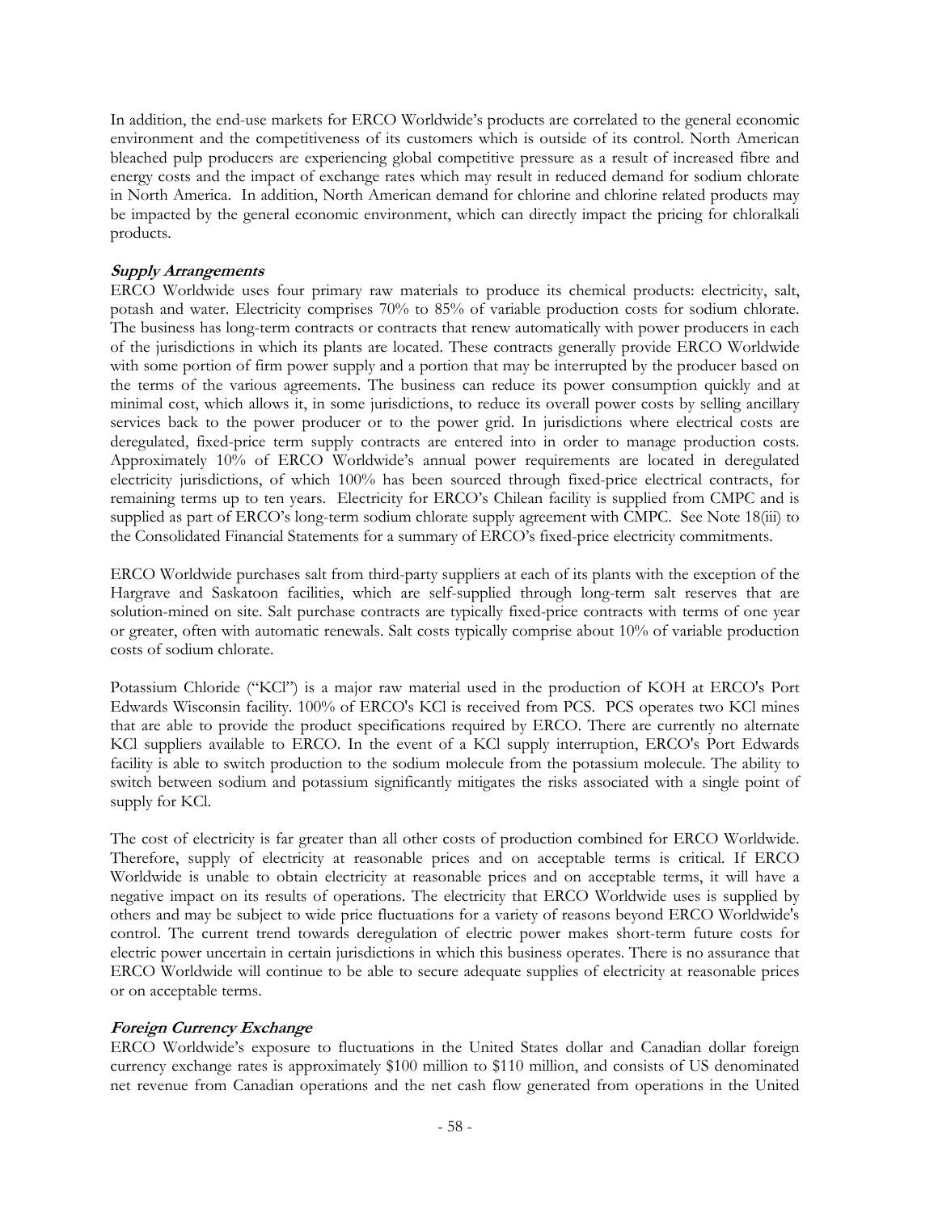In addition, the end-use markets for ERCO Worldwide's products are correlated to the general economic environment and the competitiveness of its customers which is outside of its control. North American bleached pulp producers are experiencing global competitive pressure as a result of increased fibre and energy costs and the impact of exchange rates which may result in reduced demand for sodium chlorate in North America. In addition, North American demand for chlorine and chlorine related products may be impacted by the general economic environment, which can directly impact the pricing for chloralkali products.

***Supply Arrangements***

ERCO Worldwide uses four primary raw materials to produce its chemical products: electricity, salt, potash and water. Electricity comprises 70% to 85% of variable production costs for sodium chlorate. The business has long-term contracts or contracts that renew automatically with power producers in each of the jurisdictions in which its plants are located. These contracts generally provide ERCO Worldwide with some portion of firm power supply and a portion that may be interrupted by the producer based on the terms of the various agreements. The business can reduce its power consumption quickly and at minimal cost, which allows it, in some jurisdictions, to reduce its overall power costs by selling ancillary services back to the power producer or to the power grid. In jurisdictions where electrical costs are deregulated, fixed-price term supply contracts are entered into in order to manage production costs. Approximately 10% of ERCO Worldwide's annual power requirements are located in deregulated electricity jurisdictions, of which 100% has been sourced through fixed-price electrical contracts, for remaining terms up to ten years. Electricity for ERCO's Chilean facility is supplied from CMPC and is supplied as part of ERCO's long-term sodium chlorate supply agreement with CMPC. See Note 18(iii) to the Consolidated Financial Statements for a summary of ERCO's fixed-price electricity commitments.

ERCO Worldwide purchases salt from third-party suppliers at each of its plants with the exception of the Hargrave and Saskatoon facilities, which are self-supplied through long-term salt reserves that are solution-mined on site. Salt purchase contracts are typically fixed-price contracts with terms of one year or greater, often with automatic renewals. Salt costs typically comprise about 10% of variable production costs of sodium chlorate.

Potassium Chloride ("KCl") is a major raw material used in the production of KOH at ERCO's Port Edwards Wisconsin facility. 100% of ERCO's KCl is received from PCS. PCS operates two KCl mines that are able to provide the product specifications required by ERCO. There are currently no alternate KCl suppliers available to ERCO. In the event of a KCl supply interruption, ERCO's Port Edwards facility is able to switch production to the sodium molecule from the potassium molecule. The ability to switch between sodium and potassium significantly mitigates the risks associated with a single point of supply for KCl.

The cost of electricity is far greater than all other costs of production combined for ERCO Worldwide. Therefore, supply of electricity at reasonable prices and on acceptable terms is critical. If ERCO Worldwide is unable to obtain electricity at reasonable prices and on acceptable terms, it will have a negative impact on its results of operations. The electricity that ERCO Worldwide uses is supplied by others and may be subject to wide price fluctuations for a variety of reasons beyond ERCO Worldwide's control. The current trend towards deregulation of electric power makes short-term future costs for electric power uncertain in certain jurisdictions in which this business operates. There is no assurance that ERCO Worldwide will continue to be able to secure adequate supplies of electricity at reasonable prices or on acceptable terms.

***Foreign Currency Exchange***

ERCO Worldwide's exposure to fluctuations in the United States dollar and Canadian dollar foreign currency exchange rates is approximately $100 million to $110 million, and consists of US denominated net revenue from Canadian operations and the net cash flow generated from operations in the United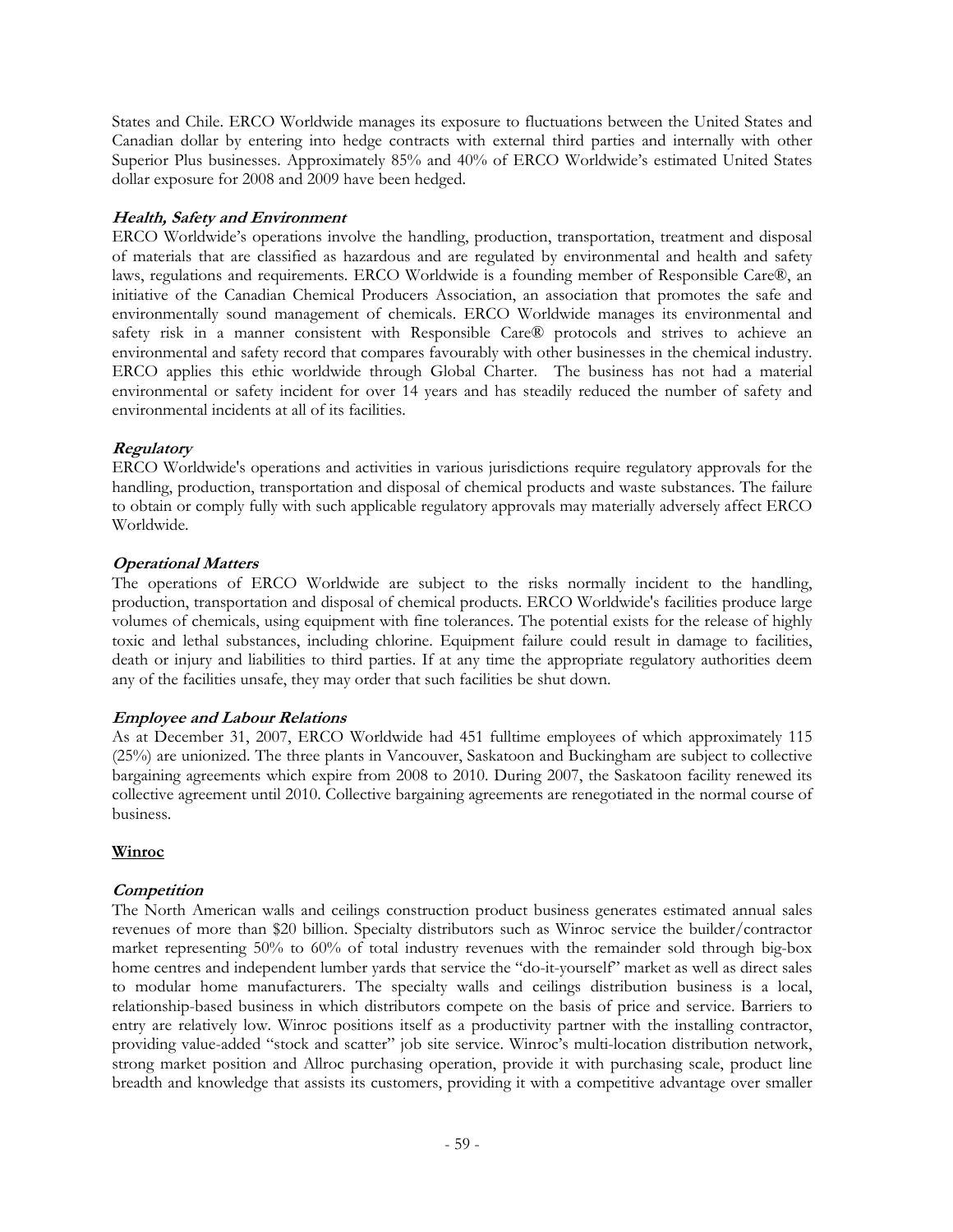States and Chile. ERCO Worldwide manages its exposure to fluctuations between the United States and Canadian dollar by entering into hedge contracts with external third parties and internally with other Superior Plus businesses. Approximately 85% and 40% of ERCO Worldwide's estimated United States dollar exposure for 2008 and 2009 have been hedged.

***Health, Safety and Environment***

ERCO Worldwide's operations involve the handling, production, transportation, treatment and disposal of materials that are classified as hazardous and are regulated by environmental and health and safety laws, regulations and requirements. ERCO Worldwide is a founding member of Responsible Care®, an initiative of the Canadian Chemical Producers Association, an association that promotes the safe and environmentally sound management of chemicals. ERCO Worldwide manages its environmental and safety risk in a manner consistent with Responsible Care® protocols and strives to achieve an environmental and safety record that compares favourably with other businesses in the chemical industry. ERCO applies this ethic worldwide through Global Charter. The business has not had a material environmental or safety incident for over 14 years and has steadily reduced the number of safety and environmental incidents at all of its facilities.

***Regulatory***

ERCO Worldwide's operations and activities in various jurisdictions require regulatory approvals for the handling, production, transportation and disposal of chemical products and waste substances. The failure to obtain or comply fully with such applicable regulatory approvals may materially adversely affect ERCO Worldwide.

***Operational Matters***

The operations of ERCO Worldwide are subject to the risks normally incident to the handling, production, transportation and disposal of chemical products. ERCO Worldwide's facilities produce large volumes of chemicals, using equipment with fine tolerances. The potential exists for the release of highly toxic and lethal substances, including chlorine. Equipment failure could result in damage to facilities, death or injury and liabilities to third parties. If at any time the appropriate regulatory authorities deem any of the facilities unsafe, they may order that such facilities be shut down.

***Employee and Labour Relations***

As at December 31, 2007, ERCO Worldwide had 451 fulltime employees of which approximately 115 (25%) are unionized. The three plants in Vancouver, Saskatoon and Buckingham are subject to collective bargaining agreements which expire from 2008 to 2010. During 2007, the Saskatoon facility renewed its collective agreement until 2010. Collective bargaining agreements are renegotiated in the normal course of business.

**Winroc**

***Competition***

The North American walls and ceilings construction product business generates estimated annual sales revenues of more than $20 billion. Specialty distributors such as Winroc service the builder/contractor market representing 50% to 60% of total industry revenues with the remainder sold through big-box home centres and independent lumber yards that service the "do-it-yourself" market as well as direct sales to modular home manufacturers. The specialty walls and ceilings distribution business is a local, relationship-based business in which distributors compete on the basis of price and service. Barriers to entry are relatively low. Winroc positions itself as a productivity partner with the installing contractor, providing value-added "stock and scatter" job site service. Winroc's multi-location distribution network, strong market position and Allroc purchasing operation, provide it with purchasing scale, product line breadth and knowledge that assists its customers, providing it with a competitive advantage over smaller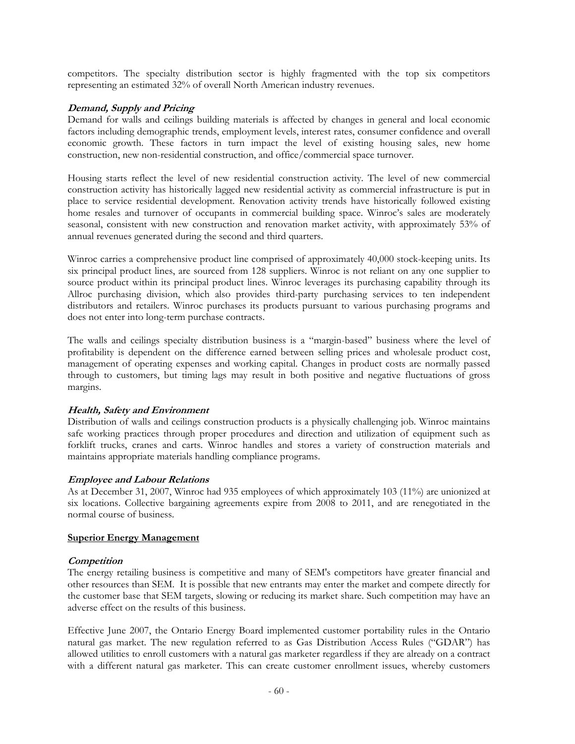competitors. The specialty distribution sector is highly fragmented with the top six competitors representing an estimated 32% of overall North American industry revenues.

***Demand, Supply and Pricing***

Demand for walls and ceilings building materials is affected by changes in general and local economic factors including demographic trends, employment levels, interest rates, consumer confidence and overall economic growth. These factors in turn impact the level of existing housing sales, new home construction, new non-residential construction, and office/commercial space turnover.

Housing starts reflect the level of new residential construction activity. The level of new commercial construction activity has historically lagged new residential activity as commercial infrastructure is put in place to service residential development. Renovation activity trends have historically followed existing home resales and turnover of occupants in commercial building space. Winroc's sales are moderately seasonal, consistent with new construction and renovation market activity, with approximately 53% of annual revenues generated during the second and third quarters.

Winroc carries a comprehensive product line comprised of approximately 40,000 stock-keeping units. Its six principal product lines, are sourced from 128 suppliers. Winroc is not reliant on any one supplier to source product within its principal product lines. Winroc leverages its purchasing capability through its Allroc purchasing division, which also provides third-party purchasing services to ten independent distributors and retailers. Winroc purchases its products pursuant to various purchasing programs and does not enter into long-term purchase contracts.

The walls and ceilings specialty distribution business is a "margin-based" business where the level of profitability is dependent on the difference earned between selling prices and wholesale product cost, management of operating expenses and working capital. Changes in product costs are normally passed through to customers, but timing lags may result in both positive and negative fluctuations of gross margins.

***Health, Safety and Environment***

Distribution of walls and ceilings construction products is a physically challenging job. Winroc maintains safe working practices through proper procedures and direction and utilization of equipment such as forklift trucks, cranes and carts. Winroc handles and stores a variety of construction materials and maintains appropriate materials handling compliance programs.

***Employee and Labour Relations***

As at December 31, 2007, Winroc had 935 employees of which approximately 103 (11%) are unionized at six locations. Collective bargaining agreements expire from 2008 to 2011, and are renegotiated in the normal course of business.

**Superior Energy Management**

***Competition***

The energy retailing business is competitive and many of SEM's competitors have greater financial and other resources than SEM. It is possible that new entrants may enter the market and compete directly for the customer base that SEM targets, slowing or reducing its market share. Such competition may have an adverse effect on the results of this business.

Effective June 2007, the Ontario Energy Board implemented customer portability rules in the Ontario natural gas market. The new regulation referred to as Gas Distribution Access Rules ("GDAR") has allowed utilities to enroll customers with a natural gas marketer regardless if they are already on a contract with a different natural gas marketer. This can create customer enrollment issues, whereby customers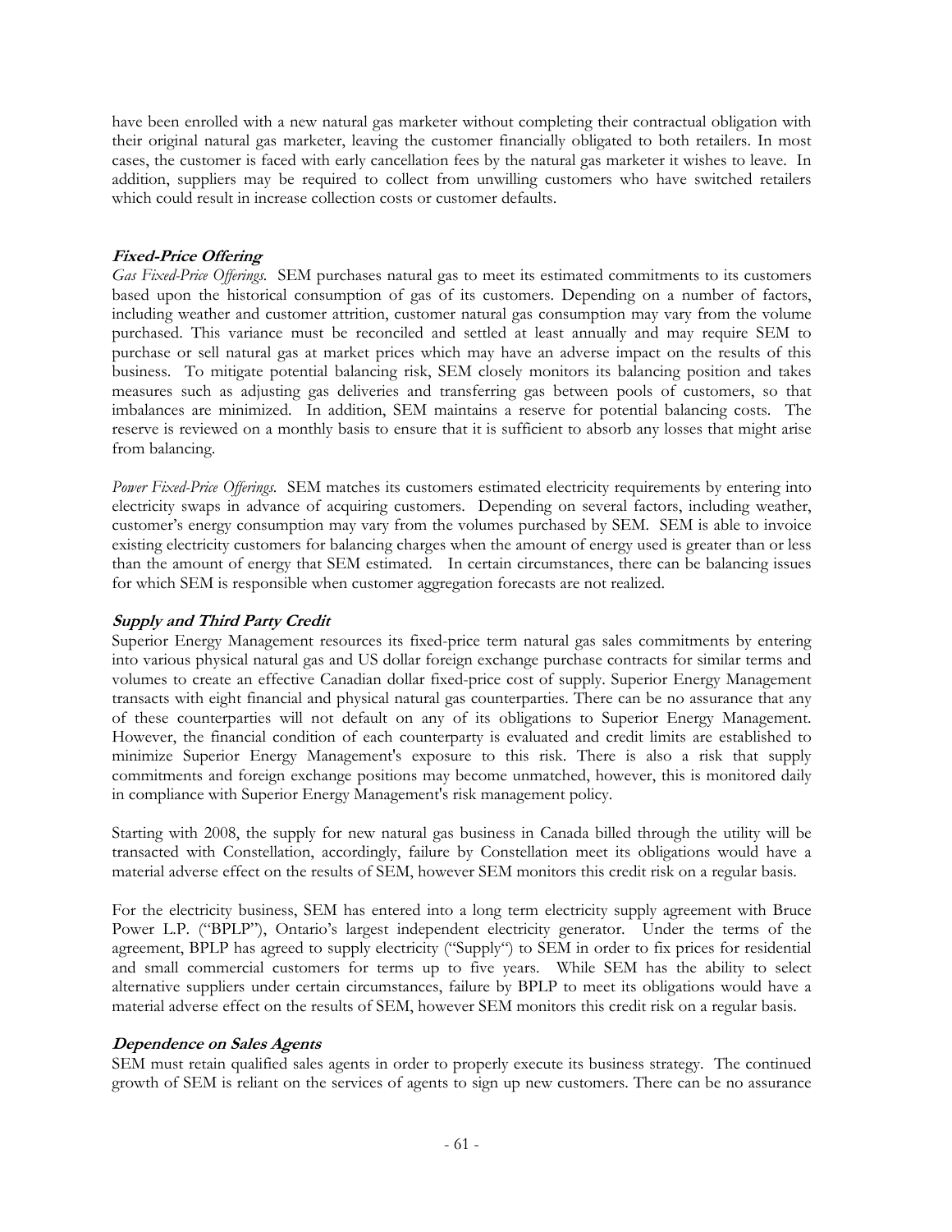have been enrolled with a new natural gas marketer without completing their contractual obligation with their original natural gas marketer, leaving the customer financially obligated to both retailers. In most cases, the customer is faced with early cancellation fees by the natural gas marketer it wishes to leave. In addition, suppliers may be required to collect from unwilling customers who have switched retailers which could result in increase collection costs or customer defaults.

***Fixed-Price Offering***

*Gas Fixed-Price Offerings.* SEM purchases natural gas to meet its estimated commitments to its customers based upon the historical consumption of gas of its customers. Depending on a number of factors, including weather and customer attrition, customer natural gas consumption may vary from the volume purchased. This variance must be reconciled and settled at least annually and may require SEM to purchase or sell natural gas at market prices which may have an adverse impact on the results of this business. To mitigate potential balancing risk, SEM closely monitors its balancing position and takes measures such as adjusting gas deliveries and transferring gas between pools of customers, so that imbalances are minimized. In addition, SEM maintains a reserve for potential balancing costs. The reserve is reviewed on a monthly basis to ensure that it is sufficient to absorb any losses that might arise from balancing.

*Power Fixed-Price Offerings.* SEM matches its customers estimated electricity requirements by entering into electricity swaps in advance of acquiring customers. Depending on several factors, including weather, customer's energy consumption may vary from the volumes purchased by SEM. SEM is able to invoice existing electricity customers for balancing charges when the amount of energy used is greater than or less than the amount of energy that SEM estimated. In certain circumstances, there can be balancing issues for which SEM is responsible when customer aggregation forecasts are not realized.

***Supply and Third Party Credit***

Superior Energy Management resources its fixed-price term natural gas sales commitments by entering into various physical natural gas and US dollar foreign exchange purchase contracts for similar terms and volumes to create an effective Canadian dollar fixed-price cost of supply. Superior Energy Management transacts with eight financial and physical natural gas counterparties. There can be no assurance that any of these counterparties will not default on any of its obligations to Superior Energy Management. However, the financial condition of each counterparty is evaluated and credit limits are established to minimize Superior Energy Management's exposure to this risk. There is also a risk that supply commitments and foreign exchange positions may become unmatched, however, this is monitored daily in compliance with Superior Energy Management's risk management policy.

Starting with 2008, the supply for new natural gas business in Canada billed through the utility will be transacted with Constellation, accordingly, failure by Constellation meet its obligations would have a material adverse effect on the results of SEM, however SEM monitors this credit risk on a regular basis.

For the electricity business, SEM has entered into a long term electricity supply agreement with Bruce Power L.P. ("BPLP"), Ontario's largest independent electricity generator. Under the terms of the agreement, BPLP has agreed to supply electricity ("Supply") to SEM in order to fix prices for residential and small commercial customers for terms up to five years. While SEM has the ability to select alternative suppliers under certain circumstances, failure by BPLP to meet its obligations would have a material adverse effect on the results of SEM, however SEM monitors this credit risk on a regular basis.

***Dependence on Sales Agents***

SEM must retain qualified sales agents in order to properly execute its business strategy. The continued growth of SEM is reliant on the services of agents to sign up new customers. There can be no assurance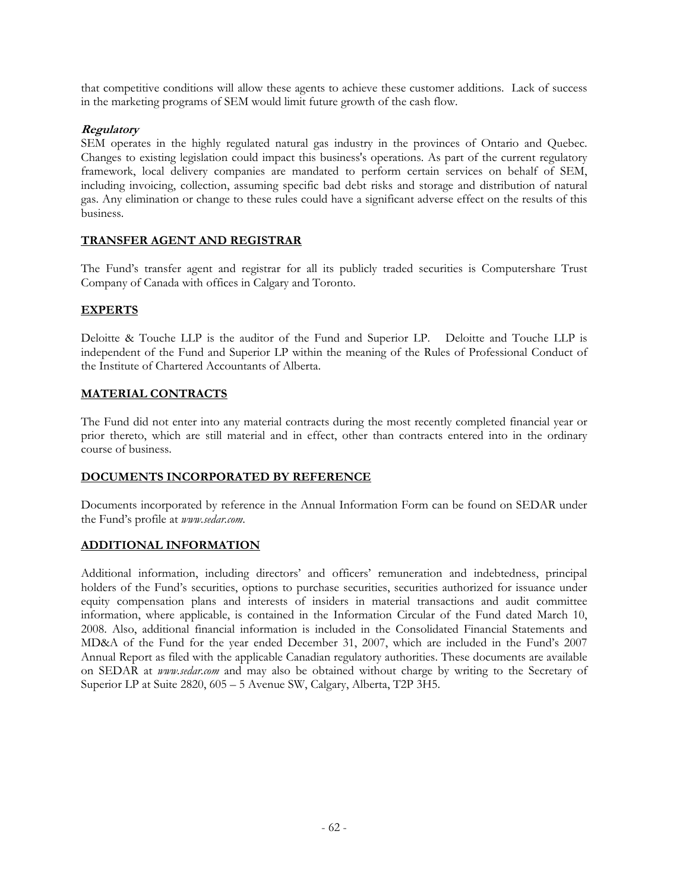that competitive conditions will allow these agents to achieve these customer additions. Lack of success in the marketing programs of SEM would limit future growth of the cash flow.

***Regulatory***

SEM operates in the highly regulated natural gas industry in the provinces of Ontario and Quebec. Changes to existing legislation could impact this business's operations. As part of the current regulatory framework, local delivery companies are mandated to perform certain services on behalf of SEM, including invoicing, collection, assuming specific bad debt risks and storage and distribution of natural gas. Any elimination or change to these rules could have a significant adverse effect on the results of this business.

## TRANSFER AGENT AND REGISTRAR

The Fund's transfer agent and registrar for all its publicly traded securities is Computershare Trust Company of Canada with offices in Calgary and Toronto.

## EXPERTS

Deloitte & Touche LLP is the auditor of the Fund and Superior LP. Deloitte and Touche LLP is independent of the Fund and Superior LP within the meaning of the Rules of Professional Conduct of the Institute of Chartered Accountants of Alberta.

## MATERIAL CONTRACTS

The Fund did not enter into any material contracts during the most recently completed financial year or prior thereto, which are still material and in effect, other than contracts entered into in the ordinary course of business.

## DOCUMENTS INCORPORATED BY REFERENCE

Documents incorporated by reference in the Annual Information Form can be found on SEDAR under the Fund's profile at *www.sedar.com*.

## ADDITIONAL INFORMATION

Additional information, including directors' and officers' remuneration and indebtedness, principal holders of the Fund's securities, options to purchase securities, securities authorized for issuance under equity compensation plans and interests of insiders in material transactions and audit committee information, where applicable, is contained in the Information Circular of the Fund dated March 10, 2008. Also, additional financial information is included in the Consolidated Financial Statements and MD&A of the Fund for the year ended December 31, 2007, which are included in the Fund's 2007 Annual Report as filed with the applicable Canadian regulatory authorities. These documents are available on SEDAR at *www.sedar.com* and may also be obtained without charge by writing to the Secretary of Superior LP at Suite 2820, 605 – 5 Avenue SW, Calgary, Alberta, T2P 3H5.